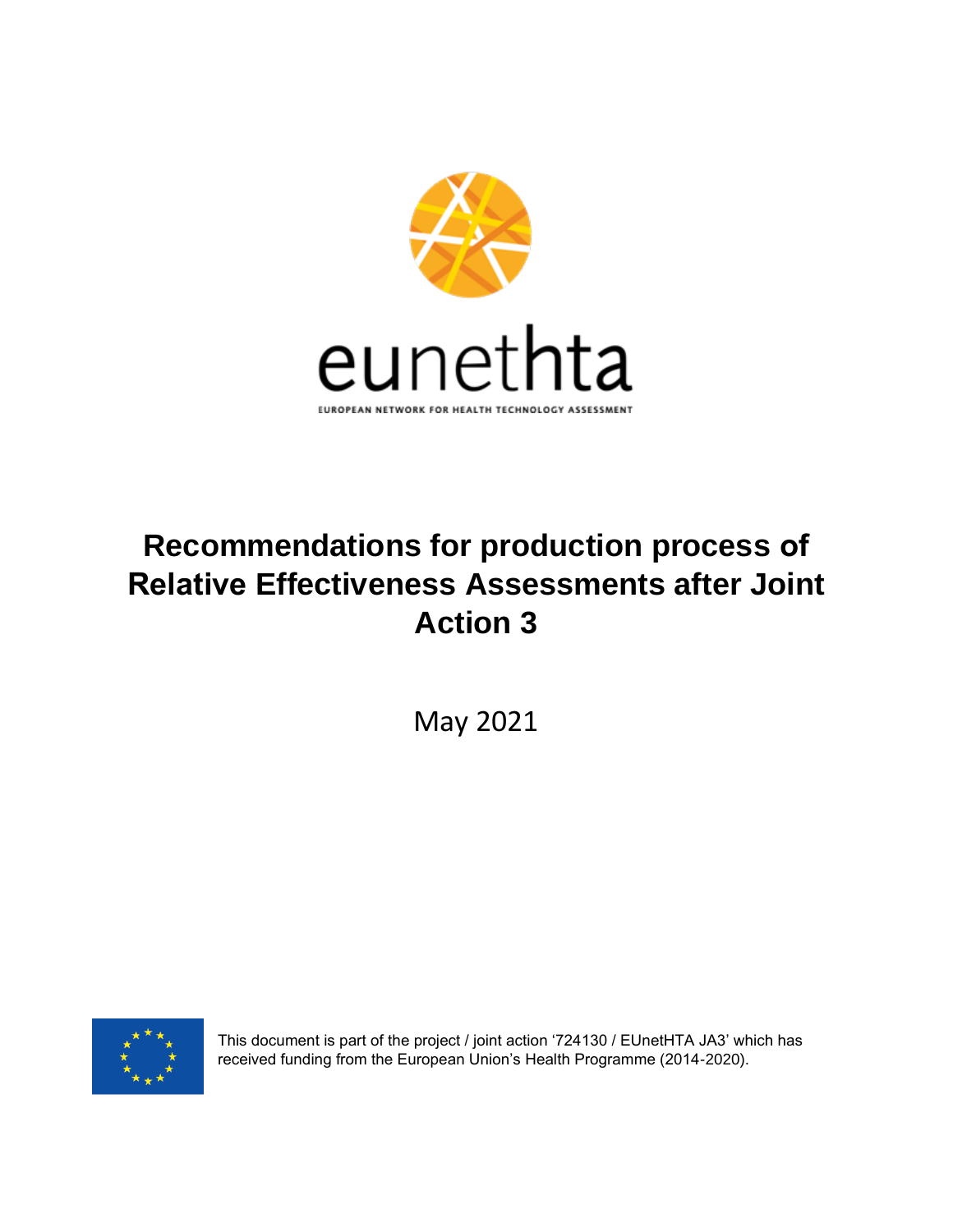eunethta

EUROPEAN NETWORK FOR HEALTH TECHNOLOGY ASSESSMENT

# Recommendations for production process of Relative Effectiveness Assessments after Joint Action 3

May 2021

This document is part of the project / joint action '724130 / EUnetHTA JA3' which has received funding from the European Union's Health Programme (2014-2020).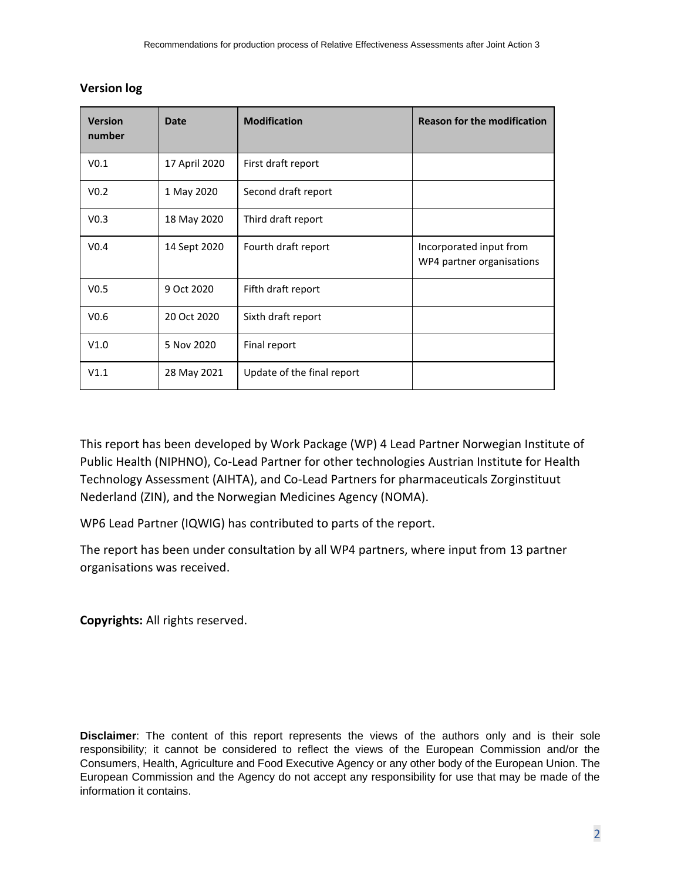**Version log**

| Version number | Date | Modification | Reason for the modification |
|---|---|---|---|
| V0.1 | 17 April 2020 | First draft report | |
| V0.2 | 1 May 2020 | Second draft report | |
| V0.3 | 18 May 2020 | Third draft report | |
| V0.4 | 14 Sept 2020 | Fourth draft report | Incorporated input from WP4 partner organisations |
| V0.5 | 9 Oct 2020 | Fifth draft report | |
| V0.6 | 20 Oct 2020 | Sixth draft report | |
| V1.0 | 5 Nov 2020 | Final report | |
| V1.1 | 28 May 2021 | Update of the final report | |

This report has been developed by Work Package (WP) 4 Lead Partner Norwegian Institute of Public Health (NIPHNO), Co-Lead Partner for other technologies Austrian Institute for Health Technology Assessment (AIHTA), and Co-Lead Partners for pharmaceuticals Zorginstituut Nederland (ZIN), and the Norwegian Medicines Agency (NOMA).

WP6 Lead Partner (IQWIG) has contributed to parts of the report.

The report has been under consultation by all WP4 partners, where input from 13 partner organisations was received.

**Copyrights:** All rights reserved.

**Disclaimer**: The content of this report represents the views of the authors only and is their sole responsibility; it cannot be considered to reflect the views of the European Commission and/or the Consumers, Health, Agriculture and Food Executive Agency or any other body of the European Union. The European Commission and the Agency do not accept any responsibility for use that may be made of the information it contains.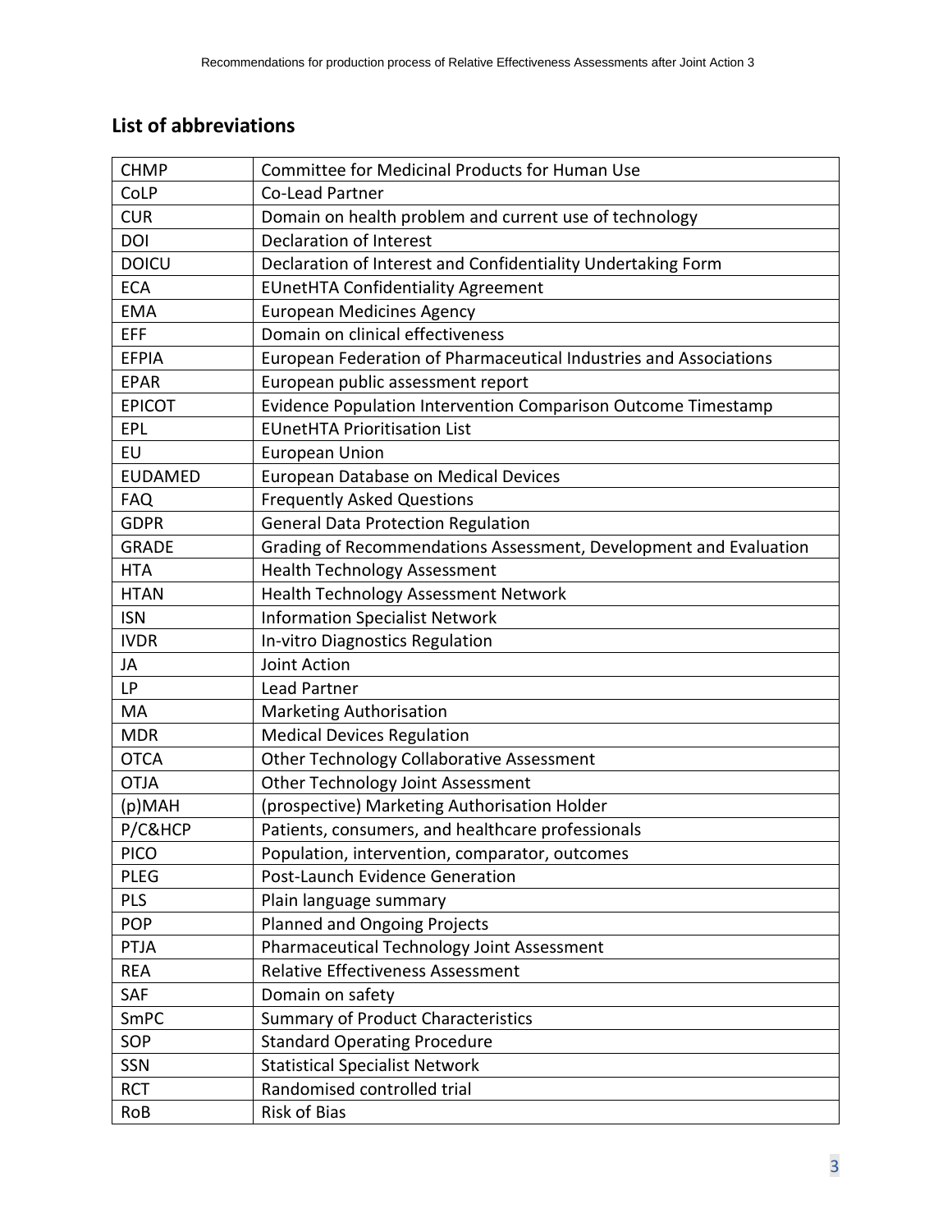## List of abbreviations

| | |
|---|---|
| CHMP | Committee for Medicinal Products for Human Use |
| CoLP | Co-Lead Partner |
| CUR | Domain on health problem and current use of technology |
| DOI | Declaration of Interest |
| DOICU | Declaration of Interest and Confidentiality Undertaking Form |
| ECA | EUnetHTA Confidentiality Agreement |
| EMA | European Medicines Agency |
| EFF | Domain on clinical effectiveness |
| EFPIA | European Federation of Pharmaceutical Industries and Associations |
| EPAR | European public assessment report |
| EPICOT | Evidence Population Intervention Comparison Outcome Timestamp |
| EPL | EUnetHTA Prioritisation List |
| EU | European Union |
| EUDAMED | European Database on Medical Devices |
| FAQ | Frequently Asked Questions |
| GDPR | General Data Protection Regulation |
| GRADE | Grading of Recommendations Assessment, Development and Evaluation |
| HTA | Health Technology Assessment |
| HTAN | Health Technology Assessment Network |
| ISN | Information Specialist Network |
| IVDR | In-vitro Diagnostics Regulation |
| JA | Joint Action |
| LP | Lead Partner |
| MA | Marketing Authorisation |
| MDR | Medical Devices Regulation |
| OTCA | Other Technology Collaborative Assessment |
| OTJA | Other Technology Joint Assessment |
| (p)MAH | (prospective) Marketing Authorisation Holder |
| P/C&HCP | Patients, consumers, and healthcare professionals |
| PICO | Population, intervention, comparator, outcomes |
| PLEG | Post-Launch Evidence Generation |
| PLS | Plain language summary |
| POP | Planned and Ongoing Projects |
| PTJA | Pharmaceutical Technology Joint Assessment |
| REA | Relative Effectiveness Assessment |
| SAF | Domain on safety |
| SmPC | Summary of Product Characteristics |
| SOP | Standard Operating Procedure |
| SSN | Statistical Specialist Network |
| RCT | Randomised controlled trial |
| RoB | Risk of Bias |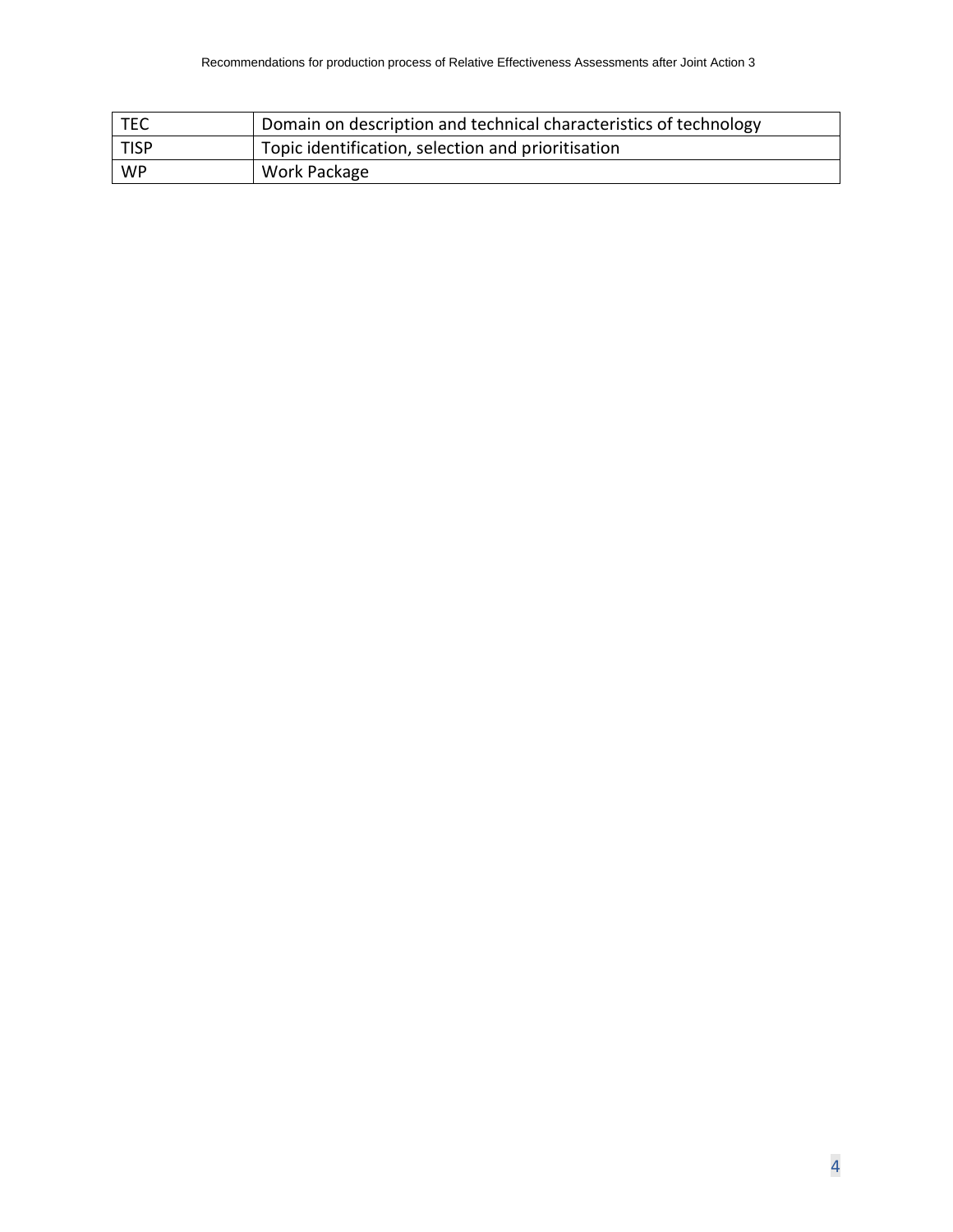| | |
|---|---|
| TEC | Domain on description and technical characteristics of technology |
| TISP | Topic identification, selection and prioritisation |
| WP | Work Package |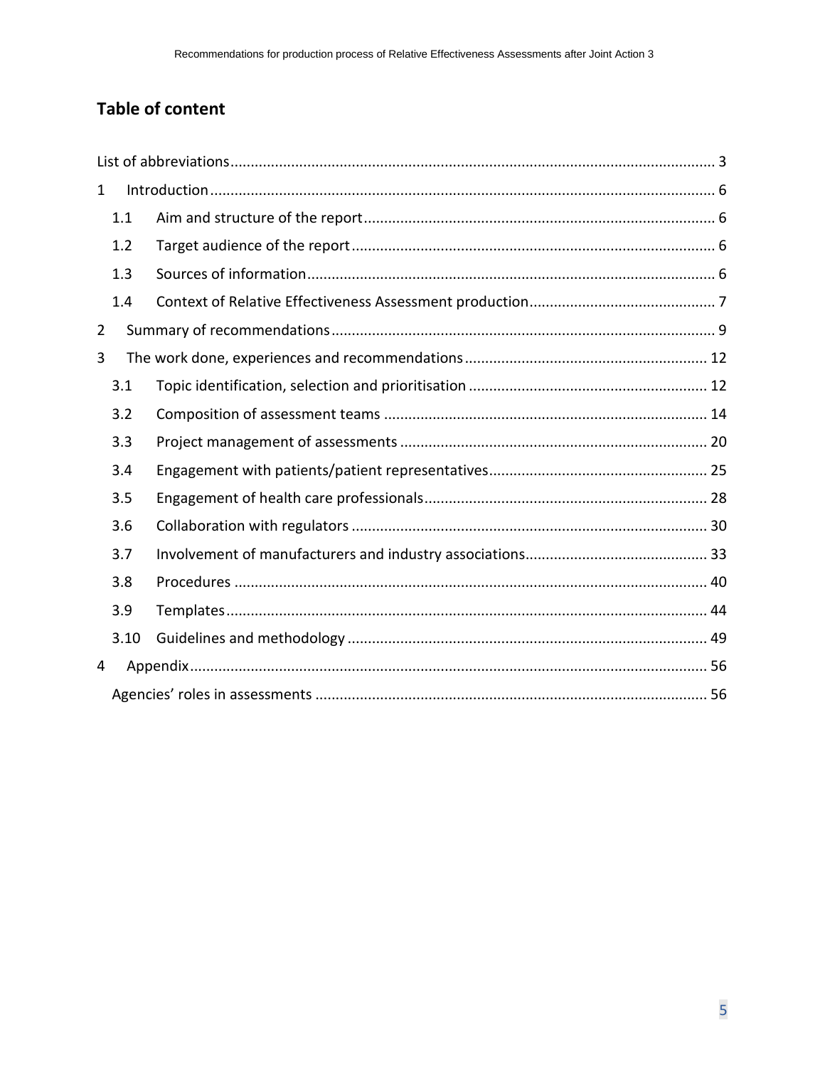## Table of content

List of abbreviations ........................................................................................................................ 3

1 Introduction ........................................................................................................................... 6

1.1 Aim and structure of the report ...................................................................................... 6

1.2 Target audience of the report ......................................................................................... 6

1.3 Sources of information .................................................................................................... 6

1.4 Context of Relative Effectiveness Assessment production .............................................. 7

2 Summary of recommendations .............................................................................................. 9

3 The work done, experiences and recommendations ............................................................ 12

3.1 Topic identification, selection and prioritisation ........................................................... 12

3.2 Composition of assessment teams ................................................................................ 14

3.3 Project management of assessments ............................................................................ 20

3.4 Engagement with patients/patient representatives ...................................................... 25

3.5 Engagement of health care professionals ...................................................................... 28

3.6 Collaboration with regulators ........................................................................................ 30

3.7 Involvement of manufacturers and industry associations ............................................. 33

3.8 Procedures ..................................................................................................................... 40

3.9 Templates ....................................................................................................................... 44

3.10 Guidelines and methodology ......................................................................................... 49

4 Appendix ............................................................................................................................... 56

Agencies' roles in assessments ................................................................................................. 56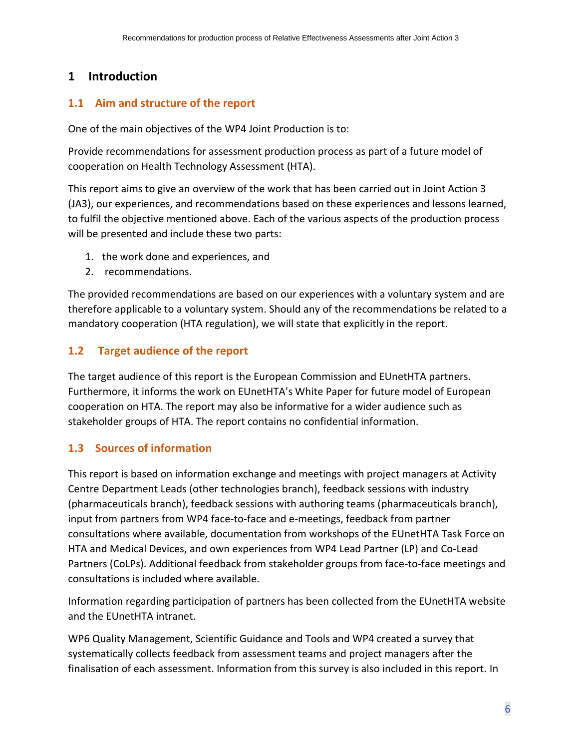# 1 Introduction

## 1.1 Aim and structure of the report

One of the main objectives of the WP4 Joint Production is to:

Provide recommendations for assessment production process as part of a future model of cooperation on Health Technology Assessment (HTA).

This report aims to give an overview of the work that has been carried out in Joint Action 3 (JA3), our experiences, and recommendations based on these experiences and lessons learned, to fulfil the objective mentioned above. Each of the various aspects of the production process will be presented and include these two parts:

1. the work done and experiences, and
2. recommendations.

The provided recommendations are based on our experiences with a voluntary system and are therefore applicable to a voluntary system. Should any of the recommendations be related to a mandatory cooperation (HTA regulation), we will state that explicitly in the report.

## 1.2 Target audience of the report

The target audience of this report is the European Commission and EUnetHTA partners. Furthermore, it informs the work on EUnetHTA's White Paper for future model of European cooperation on HTA. The report may also be informative for a wider audience such as stakeholder groups of HTA. The report contains no confidential information.

## 1.3 Sources of information

This report is based on information exchange and meetings with project managers at Activity Centre Department Leads (other technologies branch), feedback sessions with industry (pharmaceuticals branch), feedback sessions with authoring teams (pharmaceuticals branch), input from partners from WP4 face-to-face and e-meetings, feedback from partner consultations where available, documentation from workshops of the EUnetHTA Task Force on HTA and Medical Devices, and own experiences from WP4 Lead Partner (LP) and Co-Lead Partners (CoLPs). Additional feedback from stakeholder groups from face-to-face meetings and consultations is included where available.

Information regarding participation of partners has been collected from the EUnetHTA website and the EUnetHTA intranet.

WP6 Quality Management, Scientific Guidance and Tools and WP4 created a survey that systematically collects feedback from assessment teams and project managers after the finalisation of each assessment. Information from this survey is also included in this report. In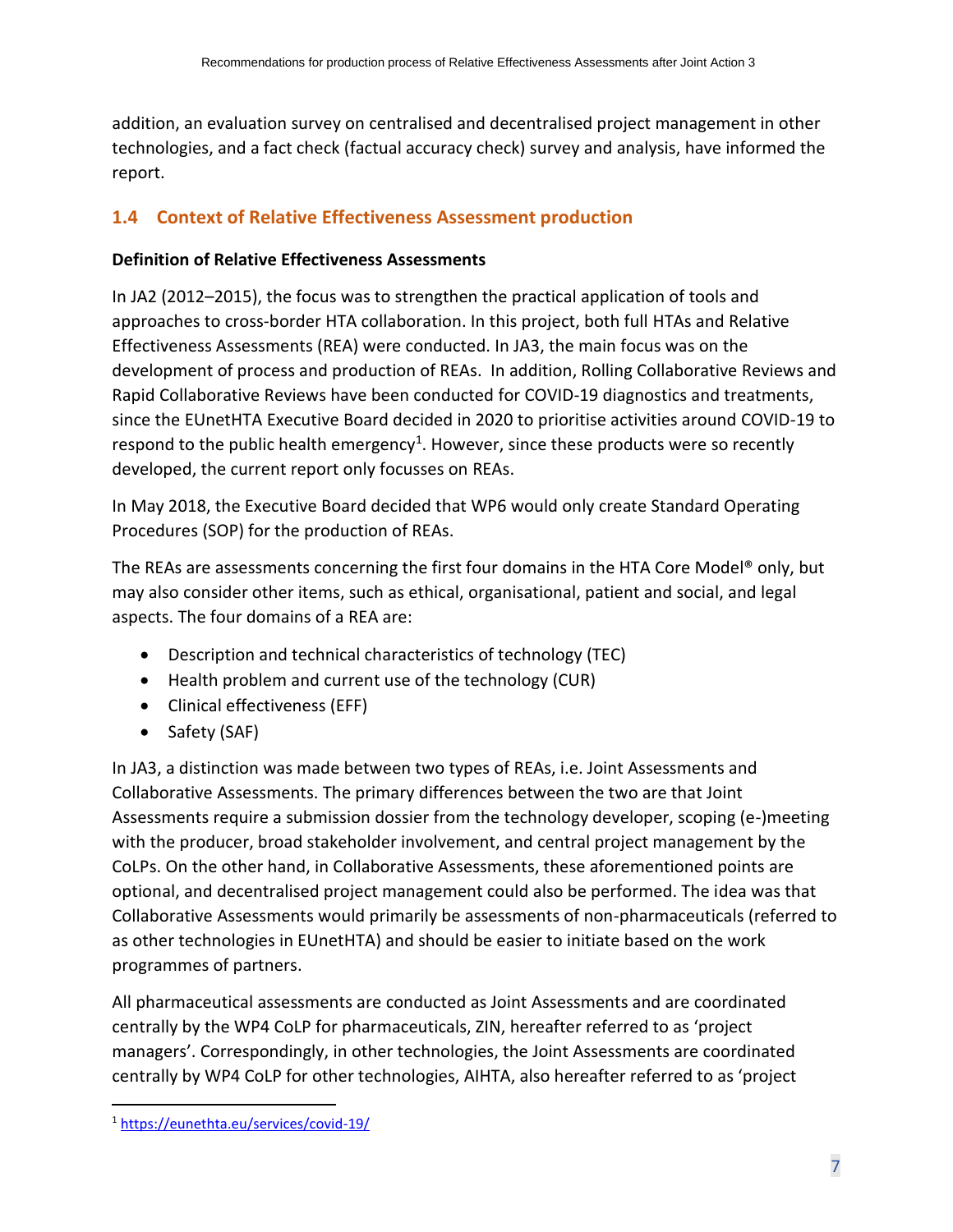addition, an evaluation survey on centralised and decentralised project management in other technologies, and a fact check (factual accuracy check) survey and analysis, have informed the report.

## 1.4 Context of Relative Effectiveness Assessment production

**Definition of Relative Effectiveness Assessments**

In JA2 (2012–2015), the focus was to strengthen the practical application of tools and approaches to cross-border HTA collaboration. In this project, both full HTAs and Relative Effectiveness Assessments (REA) were conducted. In JA3, the main focus was on the development of process and production of REAs. In addition, Rolling Collaborative Reviews and Rapid Collaborative Reviews have been conducted for COVID-19 diagnostics and treatments, since the EUnetHTA Executive Board decided in 2020 to prioritise activities around COVID-19 to respond to the public health emergency[1]. However, since these products were so recently developed, the current report only focusses on REAs.

In May 2018, the Executive Board decided that WP6 would only create Standard Operating Procedures (SOP) for the production of REAs.

The REAs are assessments concerning the first four domains in the HTA Core Model® only, but may also consider other items, such as ethical, organisational, patient and social, and legal aspects. The four domains of a REA are:

- Description and technical characteristics of technology (TEC)
- Health problem and current use of the technology (CUR)
- Clinical effectiveness (EFF)
- Safety (SAF)

In JA3, a distinction was made between two types of REAs, i.e. Joint Assessments and Collaborative Assessments. The primary differences between the two are that Joint Assessments require a submission dossier from the technology developer, scoping (e-)meeting with the producer, broad stakeholder involvement, and central project management by the CoLPs. On the other hand, in Collaborative Assessments, these aforementioned points are optional, and decentralised project management could also be performed. The idea was that Collaborative Assessments would primarily be assessments of non-pharmaceuticals (referred to as other technologies in EUnetHTA) and should be easier to initiate based on the work programmes of partners.

All pharmaceutical assessments are conducted as Joint Assessments and are coordinated centrally by the WP4 CoLP for pharmaceuticals, ZIN, hereafter referred to as 'project managers'. Correspondingly, in other technologies, the Joint Assessments are coordinated centrally by WP4 CoLP for other technologies, AIHTA, also hereafter referred to as 'project

[1] https://eunethta.eu/services/covid-19/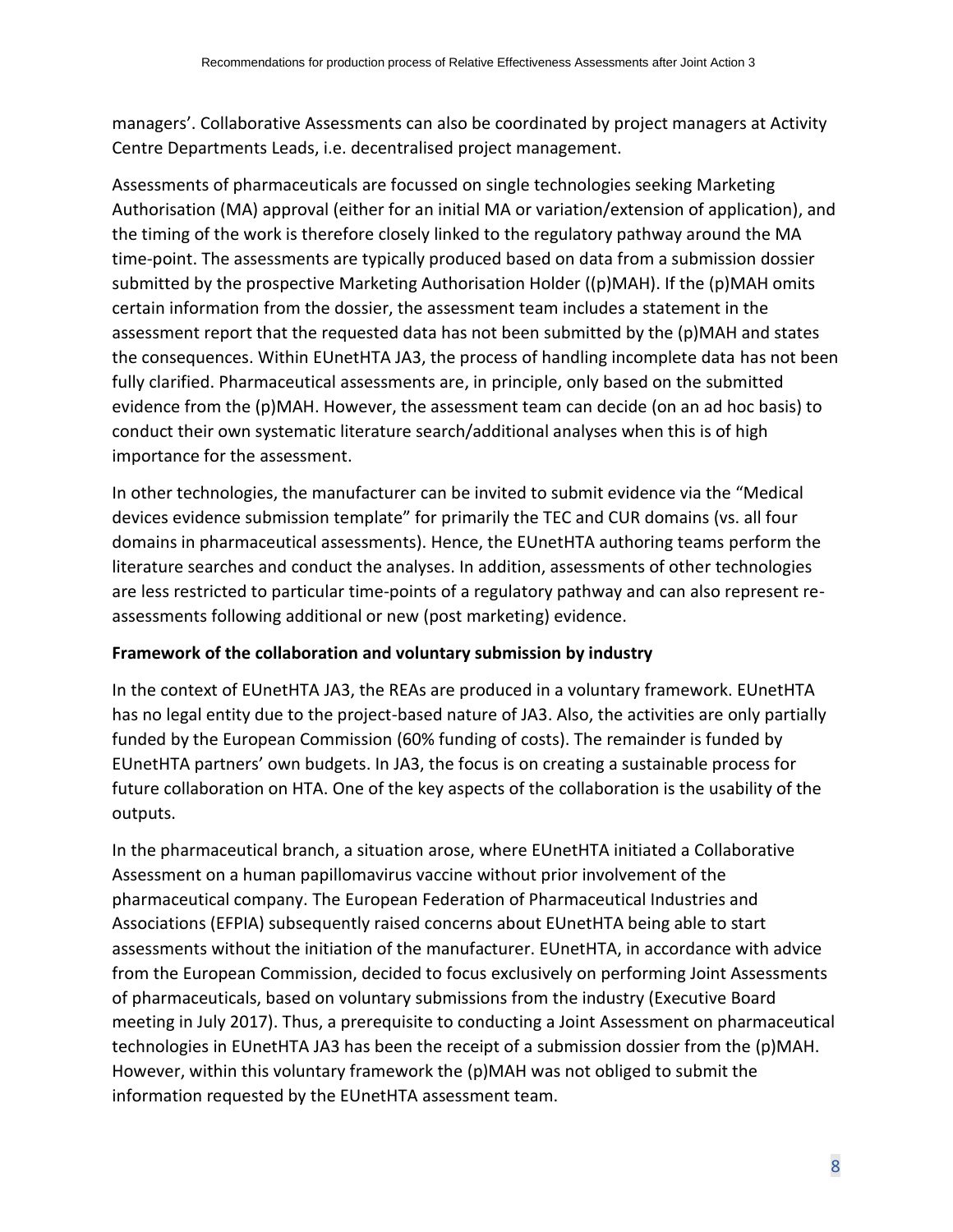managers'. Collaborative Assessments can also be coordinated by project managers at Activity Centre Departments Leads, i.e. decentralised project management.

Assessments of pharmaceuticals are focussed on single technologies seeking Marketing Authorisation (MA) approval (either for an initial MA or variation/extension of application), and the timing of the work is therefore closely linked to the regulatory pathway around the MA time-point. The assessments are typically produced based on data from a submission dossier submitted by the prospective Marketing Authorisation Holder ((p)MAH). If the (p)MAH omits certain information from the dossier, the assessment team includes a statement in the assessment report that the requested data has not been submitted by the (p)MAH and states the consequences. Within EUnetHTA JA3, the process of handling incomplete data has not been fully clarified. Pharmaceutical assessments are, in principle, only based on the submitted evidence from the (p)MAH. However, the assessment team can decide (on an ad hoc basis) to conduct their own systematic literature search/additional analyses when this is of high importance for the assessment.

In other technologies, the manufacturer can be invited to submit evidence via the "Medical devices evidence submission template" for primarily the TEC and CUR domains (vs. all four domains in pharmaceutical assessments). Hence, the EUnetHTA authoring teams perform the literature searches and conduct the analyses. In addition, assessments of other technologies are less restricted to particular time-points of a regulatory pathway and can also represent re-assessments following additional or new (post marketing) evidence.

**Framework of the collaboration and voluntary submission by industry**

In the context of EUnetHTA JA3, the REAs are produced in a voluntary framework. EUnetHTA has no legal entity due to the project-based nature of JA3. Also, the activities are only partially funded by the European Commission (60% funding of costs). The remainder is funded by EUnetHTA partners' own budgets. In JA3, the focus is on creating a sustainable process for future collaboration on HTA. One of the key aspects of the collaboration is the usability of the outputs.

In the pharmaceutical branch, a situation arose, where EUnetHTA initiated a Collaborative Assessment on a human papillomavirus vaccine without prior involvement of the pharmaceutical company. The European Federation of Pharmaceutical Industries and Associations (EFPIA) subsequently raised concerns about EUnetHTA being able to start assessments without the initiation of the manufacturer. EUnetHTA, in accordance with advice from the European Commission, decided to focus exclusively on performing Joint Assessments of pharmaceuticals, based on voluntary submissions from the industry (Executive Board meeting in July 2017). Thus, a prerequisite to conducting a Joint Assessment on pharmaceutical technologies in EUnetHTA JA3 has been the receipt of a submission dossier from the (p)MAH. However, within this voluntary framework the (p)MAH was not obliged to submit the information requested by the EUnetHTA assessment team.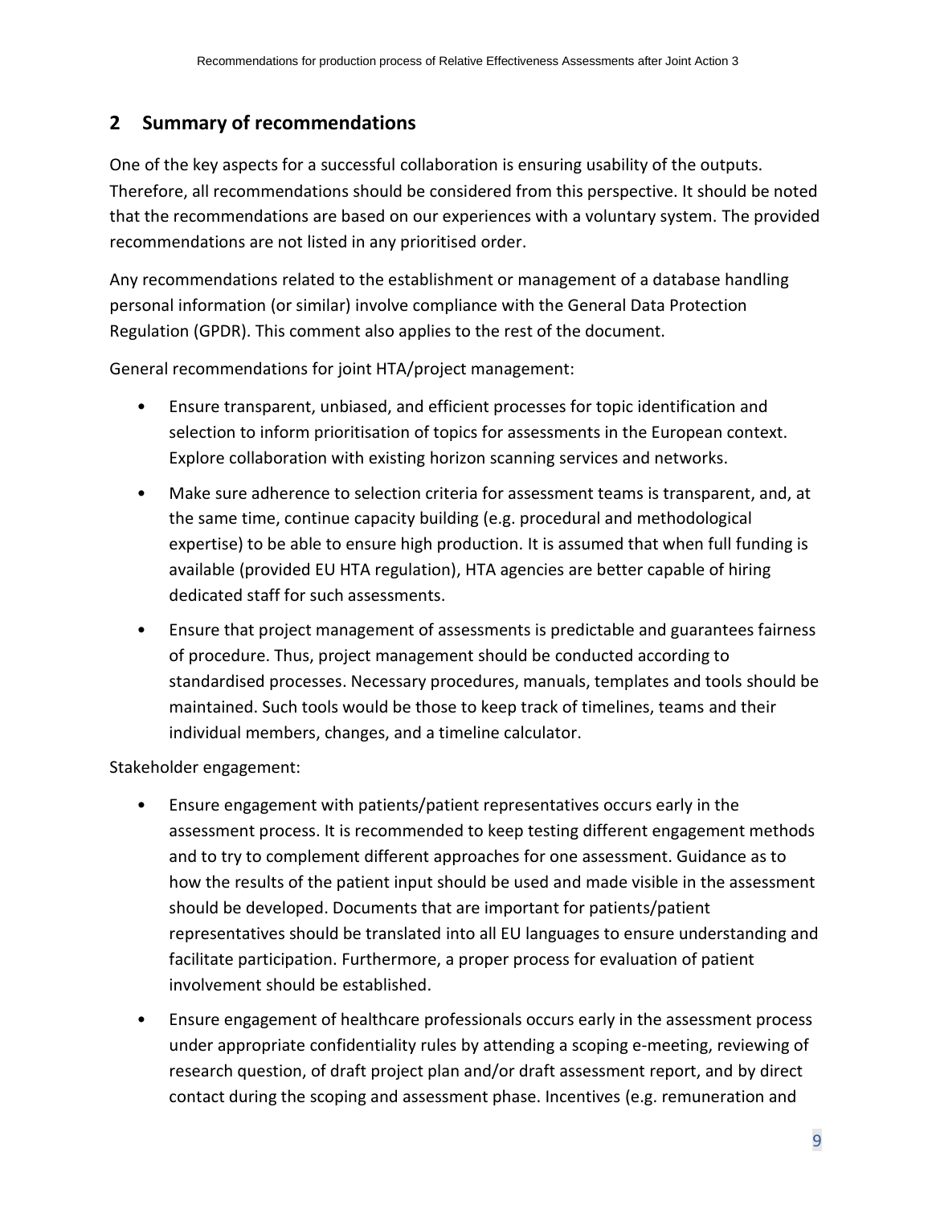## 2 Summary of recommendations

One of the key aspects for a successful collaboration is ensuring usability of the outputs. Therefore, all recommendations should be considered from this perspective. It should be noted that the recommendations are based on our experiences with a voluntary system. The provided recommendations are not listed in any prioritised order.

Any recommendations related to the establishment or management of a database handling personal information (or similar) involve compliance with the General Data Protection Regulation (GPDR). This comment also applies to the rest of the document.

General recommendations for joint HTA/project management:

- Ensure transparent, unbiased, and efficient processes for topic identification and selection to inform prioritisation of topics for assessments in the European context. Explore collaboration with existing horizon scanning services and networks.
- Make sure adherence to selection criteria for assessment teams is transparent, and, at the same time, continue capacity building (e.g. procedural and methodological expertise) to be able to ensure high production. It is assumed that when full funding is available (provided EU HTA regulation), HTA agencies are better capable of hiring dedicated staff for such assessments.
- Ensure that project management of assessments is predictable and guarantees fairness of procedure. Thus, project management should be conducted according to standardised processes. Necessary procedures, manuals, templates and tools should be maintained. Such tools would be those to keep track of timelines, teams and their individual members, changes, and a timeline calculator.

Stakeholder engagement:

- Ensure engagement with patients/patient representatives occurs early in the assessment process. It is recommended to keep testing different engagement methods and to try to complement different approaches for one assessment. Guidance as to how the results of the patient input should be used and made visible in the assessment should be developed. Documents that are important for patients/patient representatives should be translated into all EU languages to ensure understanding and facilitate participation. Furthermore, a proper process for evaluation of patient involvement should be established.
- Ensure engagement of healthcare professionals occurs early in the assessment process under appropriate confidentiality rules by attending a scoping e-meeting, reviewing of research question, of draft project plan and/or draft assessment report, and by direct contact during the scoping and assessment phase. Incentives (e.g. remuneration and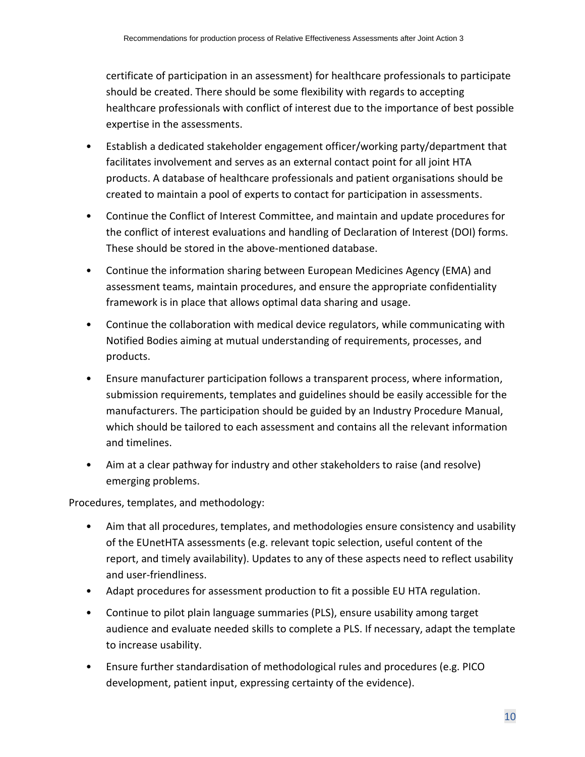certificate of participation in an assessment) for healthcare professionals to participate should be created. There should be some flexibility with regards to accepting healthcare professionals with conflict of interest due to the importance of best possible expertise in the assessments.

- Establish a dedicated stakeholder engagement officer/working party/department that facilitates involvement and serves as an external contact point for all joint HTA products. A database of healthcare professionals and patient organisations should be created to maintain a pool of experts to contact for participation in assessments.
- Continue the Conflict of Interest Committee, and maintain and update procedures for the conflict of interest evaluations and handling of Declaration of Interest (DOI) forms. These should be stored in the above-mentioned database.
- Continue the information sharing between European Medicines Agency (EMA) and assessment teams, maintain procedures, and ensure the appropriate confidentiality framework is in place that allows optimal data sharing and usage.
- Continue the collaboration with medical device regulators, while communicating with Notified Bodies aiming at mutual understanding of requirements, processes, and products.
- Ensure manufacturer participation follows a transparent process, where information, submission requirements, templates and guidelines should be easily accessible for the manufacturers. The participation should be guided by an Industry Procedure Manual, which should be tailored to each assessment and contains all the relevant information and timelines.
- Aim at a clear pathway for industry and other stakeholders to raise (and resolve) emerging problems.

Procedures, templates, and methodology:

- Aim that all procedures, templates, and methodologies ensure consistency and usability of the EUnetHTA assessments (e.g. relevant topic selection, useful content of the report, and timely availability). Updates to any of these aspects need to reflect usability and user-friendliness.
- Adapt procedures for assessment production to fit a possible EU HTA regulation.
- Continue to pilot plain language summaries (PLS), ensure usability among target audience and evaluate needed skills to complete a PLS. If necessary, adapt the template to increase usability.
- Ensure further standardisation of methodological rules and procedures (e.g. PICO development, patient input, expressing certainty of the evidence).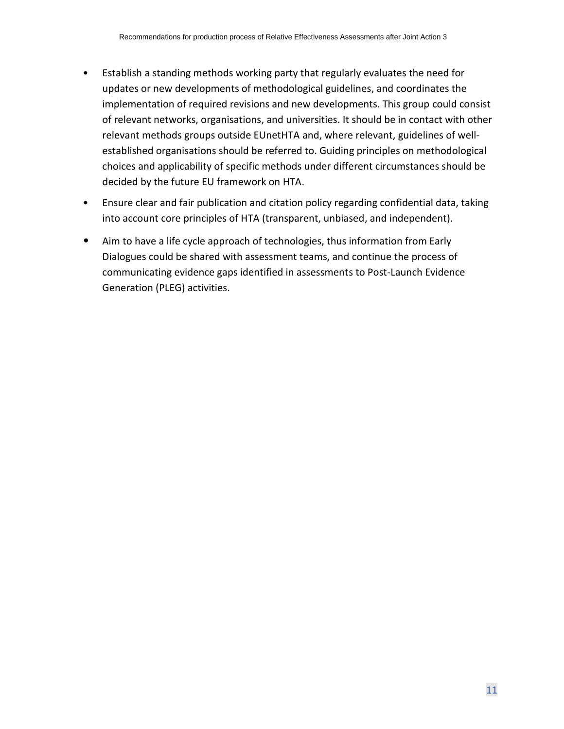- Establish a standing methods working party that regularly evaluates the need for updates or new developments of methodological guidelines, and coordinates the implementation of required revisions and new developments. This group could consist of relevant networks, organisations, and universities. It should be in contact with other relevant methods groups outside EUnetHTA and, where relevant, guidelines of well-established organisations should be referred to. Guiding principles on methodological choices and applicability of specific methods under different circumstances should be decided by the future EU framework on HTA.
- Ensure clear and fair publication and citation policy regarding confidential data, taking into account core principles of HTA (transparent, unbiased, and independent).
- Aim to have a life cycle approach of technologies, thus information from Early Dialogues could be shared with assessment teams, and continue the process of communicating evidence gaps identified in assessments to Post-Launch Evidence Generation (PLEG) activities.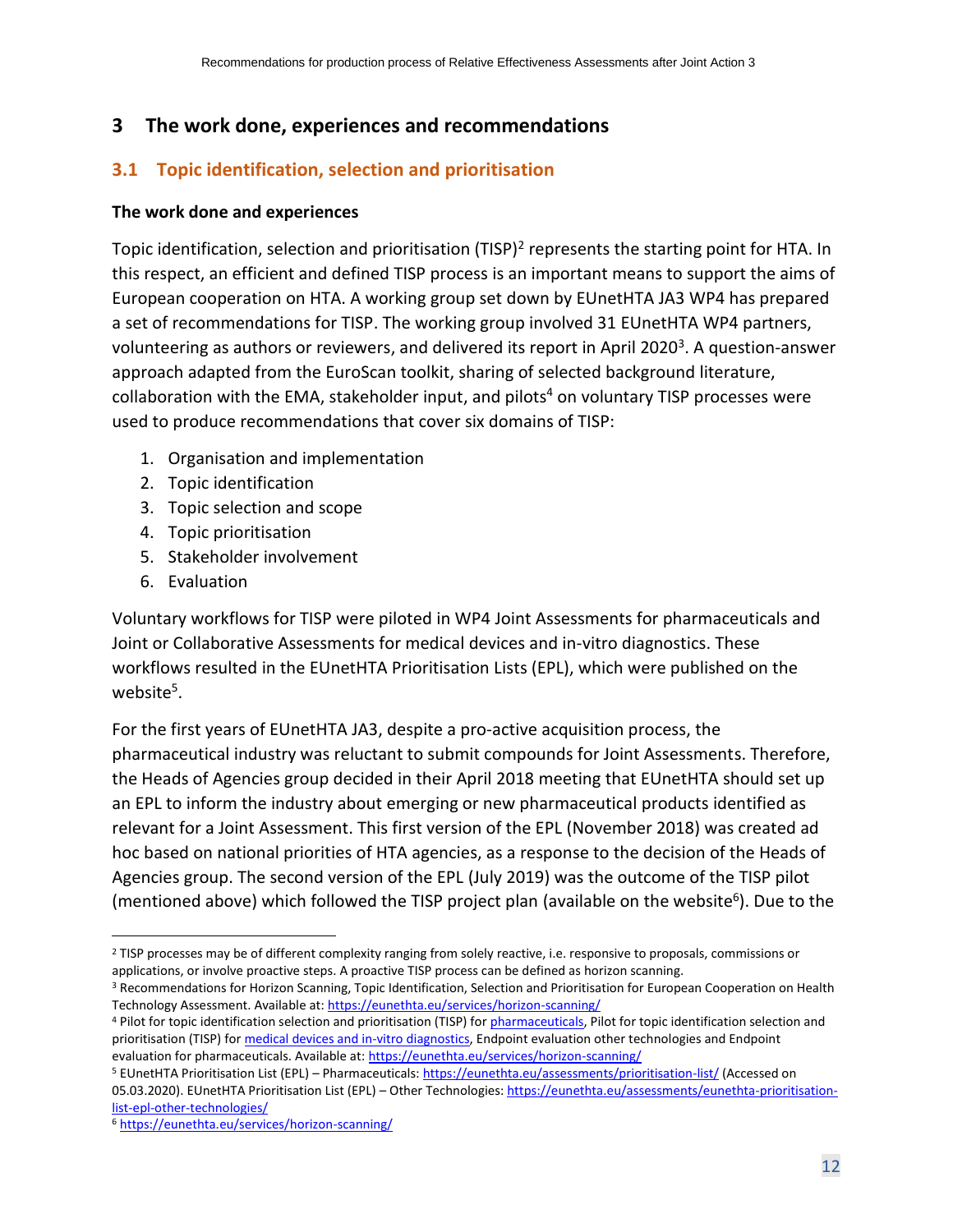# 3 The work done, experiences and recommendations

## 3.1 Topic identification, selection and prioritisation

**The work done and experiences**

Topic identification, selection and prioritisation (TISP)[2] represents the starting point for HTA. In this respect, an efficient and defined TISP process is an important means to support the aims of European cooperation on HTA. A working group set down by EUnetHTA JA3 WP4 has prepared a set of recommendations for TISP. The working group involved 31 EUnetHTA WP4 partners, volunteering as authors or reviewers, and delivered its report in April 2020[3]. A question-answer approach adapted from the EuroScan toolkit, sharing of selected background literature, collaboration with the EMA, stakeholder input, and pilots[4] on voluntary TISP processes were used to produce recommendations that cover six domains of TISP:

1. Organisation and implementation
2. Topic identification
3. Topic selection and scope
4. Topic prioritisation
5. Stakeholder involvement
6. Evaluation

Voluntary workflows for TISP were piloted in WP4 Joint Assessments for pharmaceuticals and Joint or Collaborative Assessments for medical devices and in-vitro diagnostics. These workflows resulted in the EUnetHTA Prioritisation Lists (EPL), which were published on the website[5].

For the first years of EUnetHTA JA3, despite a pro-active acquisition process, the pharmaceutical industry was reluctant to submit compounds for Joint Assessments. Therefore, the Heads of Agencies group decided in their April 2018 meeting that EUnetHTA should set up an EPL to inform the industry about emerging or new pharmaceutical products identified as relevant for a Joint Assessment. This first version of the EPL (November 2018) was created ad hoc based on national priorities of HTA agencies, as a response to the decision of the Heads of Agencies group. The second version of the EPL (July 2019) was the outcome of the TISP pilot (mentioned above) which followed the TISP project plan (available on the website[6]). Due to the

---

[2] TISP processes may be of different complexity ranging from solely reactive, i.e. responsive to proposals, commissions or applications, or involve proactive steps. A proactive TISP process can be defined as horizon scanning.

[3] Recommendations for Horizon Scanning, Topic Identification, Selection and Prioritisation for European Cooperation on Health Technology Assessment. Available at: https://eunethta.eu/services/horizon-scanning/

[4] Pilot for topic identification selection and prioritisation (TISP) for pharmaceuticals, Pilot for topic identification selection and prioritisation (TISP) for medical devices and in-vitro diagnostics, Endpoint evaluation other technologies and Endpoint evaluation for pharmaceuticals. Available at: https://eunethta.eu/services/horizon-scanning/

[5] EUnetHTA Prioritisation List (EPL) – Pharmaceuticals: https://eunethta.eu/assessments/prioritisation-list/ (Accessed on 05.03.2020). EUnetHTA Prioritisation List (EPL) – Other Technologies: https://eunethta.eu/assessments/eunethta-prioritisation-list-epl-other-technologies/

[6] https://eunethta.eu/services/horizon-scanning/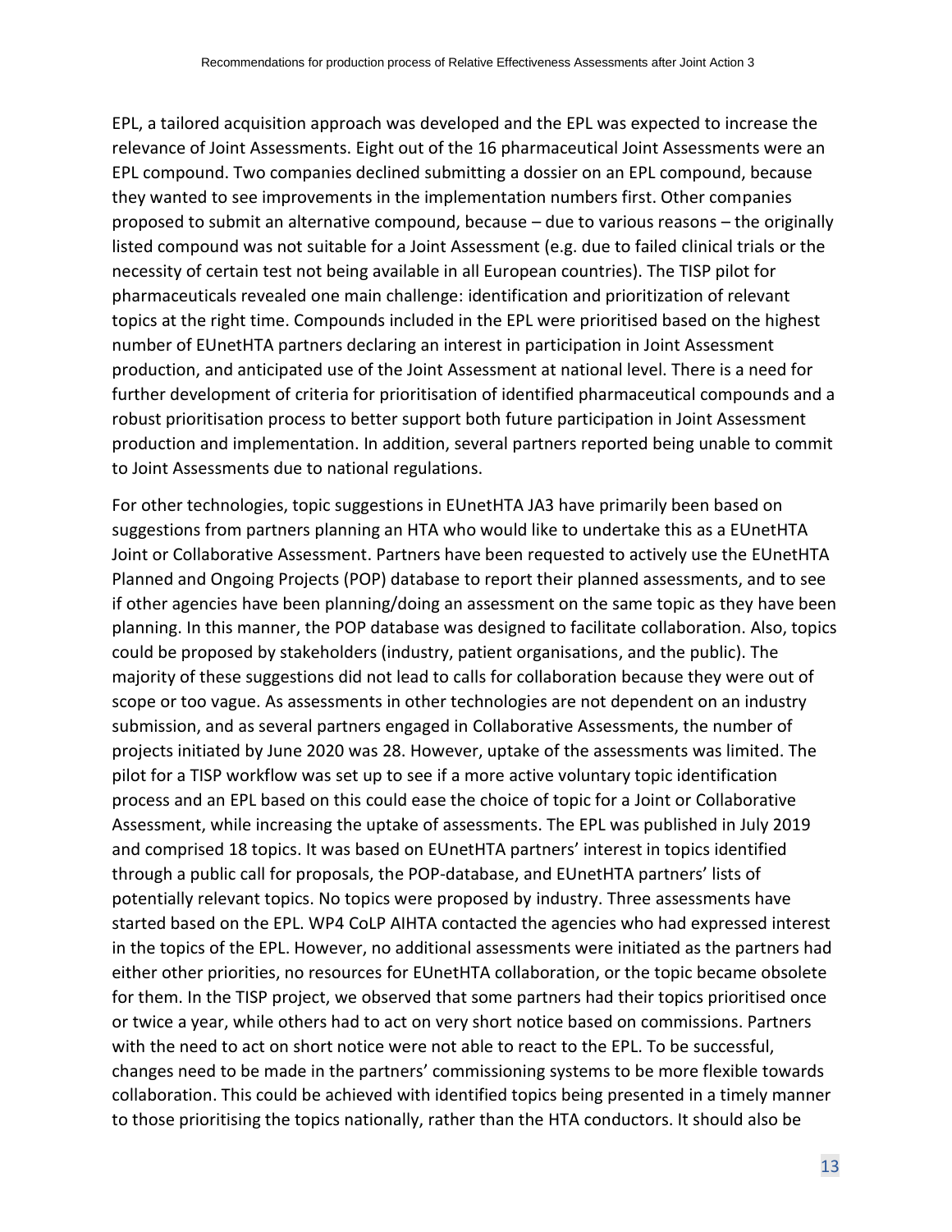EPL, a tailored acquisition approach was developed and the EPL was expected to increase the relevance of Joint Assessments. Eight out of the 16 pharmaceutical Joint Assessments were an EPL compound. Two companies declined submitting a dossier on an EPL compound, because they wanted to see improvements in the implementation numbers first. Other companies proposed to submit an alternative compound, because – due to various reasons – the originally listed compound was not suitable for a Joint Assessment (e.g. due to failed clinical trials or the necessity of certain test not being available in all European countries). The TISP pilot for pharmaceuticals revealed one main challenge: identification and prioritization of relevant topics at the right time. Compounds included in the EPL were prioritised based on the highest number of EUnetHTA partners declaring an interest in participation in Joint Assessment production, and anticipated use of the Joint Assessment at national level. There is a need for further development of criteria for prioritisation of identified pharmaceutical compounds and a robust prioritisation process to better support both future participation in Joint Assessment production and implementation. In addition, several partners reported being unable to commit to Joint Assessments due to national regulations.

For other technologies, topic suggestions in EUnetHTA JA3 have primarily been based on suggestions from partners planning an HTA who would like to undertake this as a EUnetHTA Joint or Collaborative Assessment. Partners have been requested to actively use the EUnetHTA Planned and Ongoing Projects (POP) database to report their planned assessments, and to see if other agencies have been planning/doing an assessment on the same topic as they have been planning. In this manner, the POP database was designed to facilitate collaboration. Also, topics could be proposed by stakeholders (industry, patient organisations, and the public). The majority of these suggestions did not lead to calls for collaboration because they were out of scope or too vague. As assessments in other technologies are not dependent on an industry submission, and as several partners engaged in Collaborative Assessments, the number of projects initiated by June 2020 was 28. However, uptake of the assessments was limited. The pilot for a TISP workflow was set up to see if a more active voluntary topic identification process and an EPL based on this could ease the choice of topic for a Joint or Collaborative Assessment, while increasing the uptake of assessments. The EPL was published in July 2019 and comprised 18 topics. It was based on EUnetHTA partners' interest in topics identified through a public call for proposals, the POP-database, and EUnetHTA partners' lists of potentially relevant topics. No topics were proposed by industry. Three assessments have started based on the EPL. WP4 CoLP AIHTA contacted the agencies who had expressed interest in the topics of the EPL. However, no additional assessments were initiated as the partners had either other priorities, no resources for EUnetHTA collaboration, or the topic became obsolete for them. In the TISP project, we observed that some partners had their topics prioritised once or twice a year, while others had to act on very short notice based on commissions. Partners with the need to act on short notice were not able to react to the EPL. To be successful, changes need to be made in the partners' commissioning systems to be more flexible towards collaboration. This could be achieved with identified topics being presented in a timely manner to those prioritising the topics nationally, rather than the HTA conductors. It should also be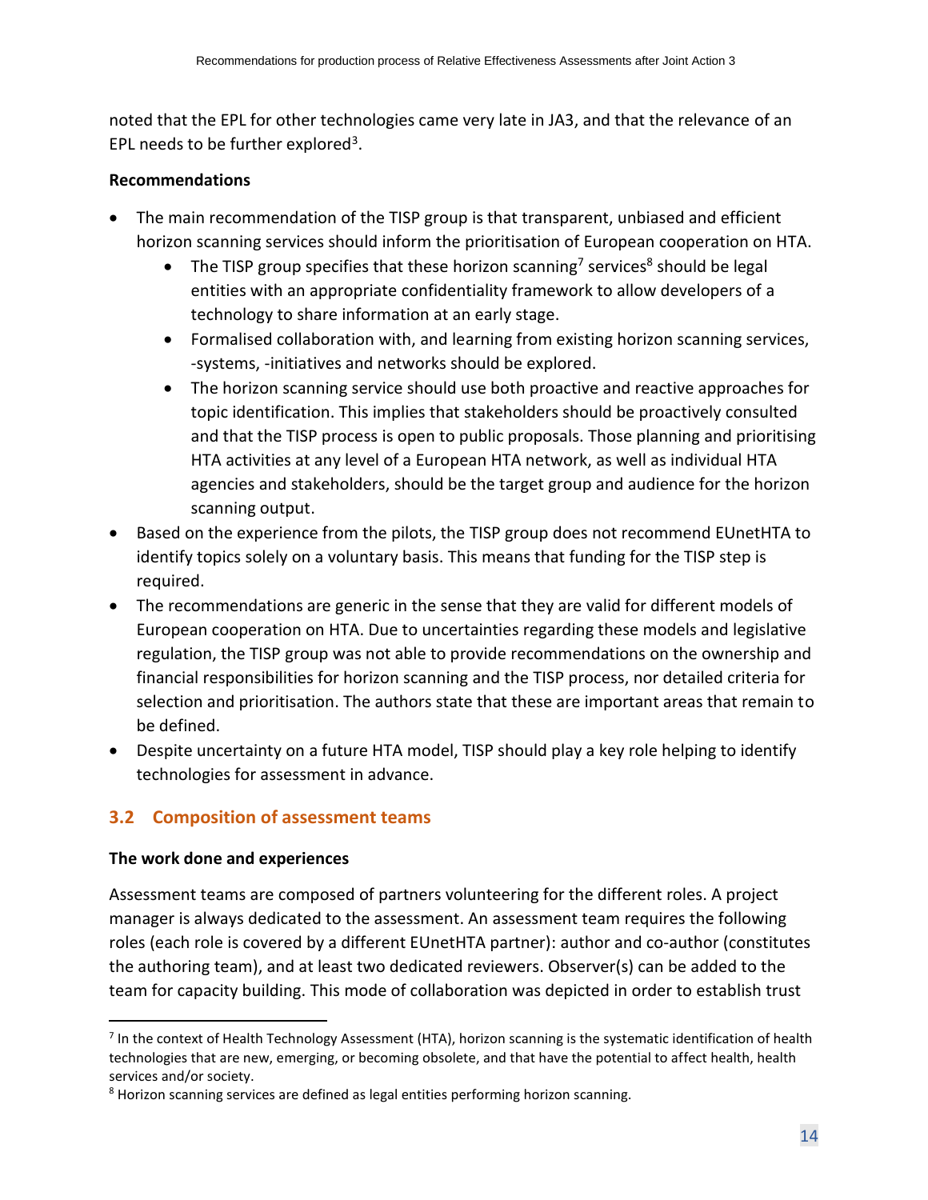noted that the EPL for other technologies came very late in JA3, and that the relevance of an EPL needs to be further explored[3].

**Recommendations**

- The main recommendation of the TISP group is that transparent, unbiased and efficient horizon scanning services should inform the prioritisation of European cooperation on HTA.
    - The TISP group specifies that these horizon scanning[7] services[8] should be legal entities with an appropriate confidentiality framework to allow developers of a technology to share information at an early stage.
    - Formalised collaboration with, and learning from existing horizon scanning services, -systems, -initiatives and networks should be explored.
    - The horizon scanning service should use both proactive and reactive approaches for topic identification. This implies that stakeholders should be proactively consulted and that the TISP process is open to public proposals. Those planning and prioritising HTA activities at any level of a European HTA network, as well as individual HTA agencies and stakeholders, should be the target group and audience for the horizon scanning output.
- Based on the experience from the pilots, the TISP group does not recommend EUnetHTA to identify topics solely on a voluntary basis. This means that funding for the TISP step is required.
- The recommendations are generic in the sense that they are valid for different models of European cooperation on HTA. Due to uncertainties regarding these models and legislative regulation, the TISP group was not able to provide recommendations on the ownership and financial responsibilities for horizon scanning and the TISP process, nor detailed criteria for selection and prioritisation. The authors state that these are important areas that remain to be defined.
- Despite uncertainty on a future HTA model, TISP should play a key role helping to identify technologies for assessment in advance.

## 3.2 Composition of assessment teams

**The work done and experiences**

Assessment teams are composed of partners volunteering for the different roles. A project manager is always dedicated to the assessment. An assessment team requires the following roles (each role is covered by a different EUnetHTA partner): author and co-author (constitutes the authoring team), and at least two dedicated reviewers. Observer(s) can be added to the team for capacity building. This mode of collaboration was depicted in order to establish trust

---

[7] In the context of Health Technology Assessment (HTA), horizon scanning is the systematic identification of health technologies that are new, emerging, or becoming obsolete, and that have the potential to affect health, health services and/or society.

[8] Horizon scanning services are defined as legal entities performing horizon scanning.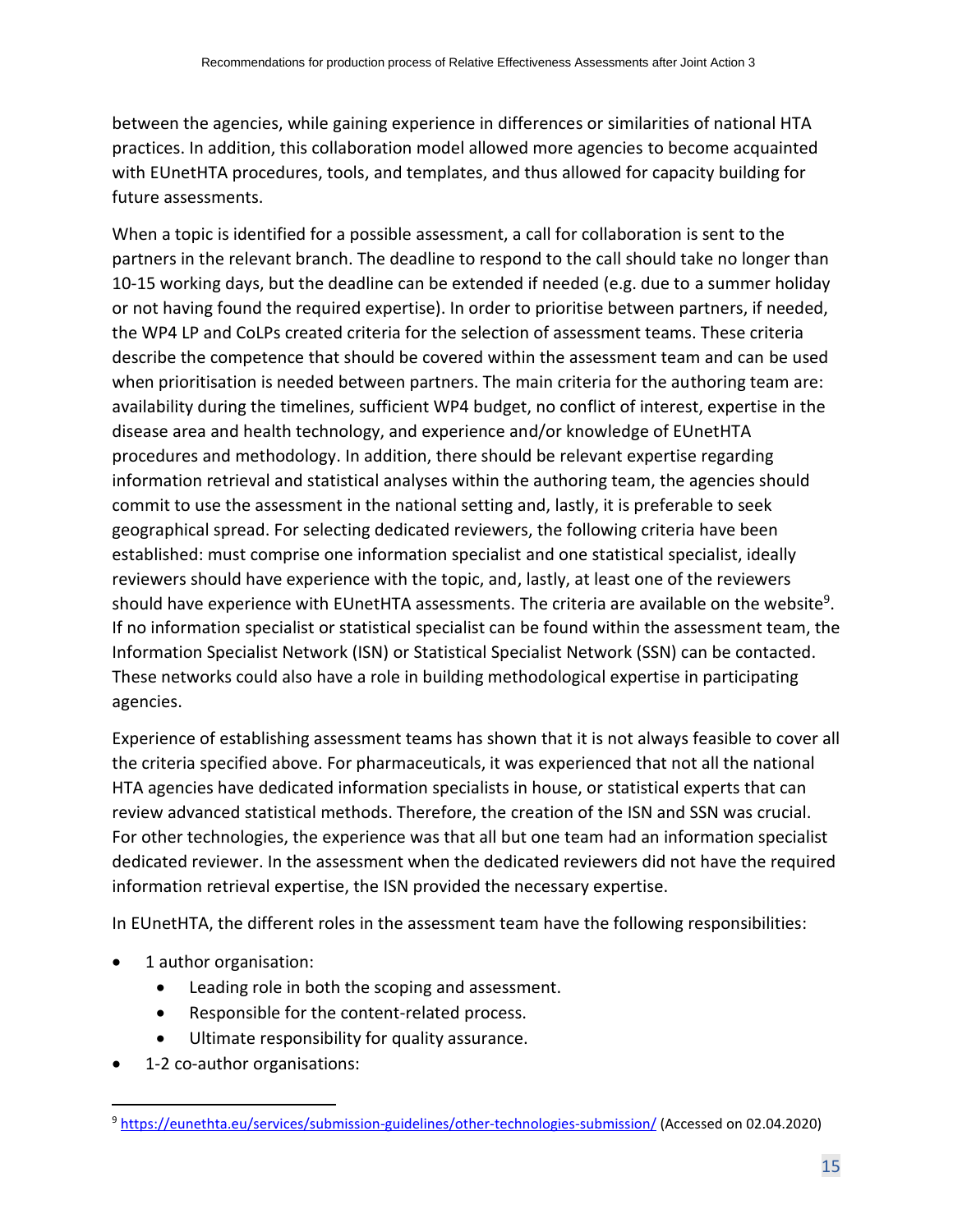between the agencies, while gaining experience in differences or similarities of national HTA practices. In addition, this collaboration model allowed more agencies to become acquainted with EUnetHTA procedures, tools, and templates, and thus allowed for capacity building for future assessments.

When a topic is identified for a possible assessment, a call for collaboration is sent to the partners in the relevant branch. The deadline to respond to the call should take no longer than 10-15 working days, but the deadline can be extended if needed (e.g. due to a summer holiday or not having found the required expertise). In order to prioritise between partners, if needed, the WP4 LP and CoLPs created criteria for the selection of assessment teams. These criteria describe the competence that should be covered within the assessment team and can be used when prioritisation is needed between partners. The main criteria for the authoring team are: availability during the timelines, sufficient WP4 budget, no conflict of interest, expertise in the disease area and health technology, and experience and/or knowledge of EUnetHTA procedures and methodology. In addition, there should be relevant expertise regarding information retrieval and statistical analyses within the authoring team, the agencies should commit to use the assessment in the national setting and, lastly, it is preferable to seek geographical spread. For selecting dedicated reviewers, the following criteria have been established: must comprise one information specialist and one statistical specialist, ideally reviewers should have experience with the topic, and, lastly, at least one of the reviewers should have experience with EUnetHTA assessments. The criteria are available on the website[9]. If no information specialist or statistical specialist can be found within the assessment team, the Information Specialist Network (ISN) or Statistical Specialist Network (SSN) can be contacted. These networks could also have a role in building methodological expertise in participating agencies.

Experience of establishing assessment teams has shown that it is not always feasible to cover all the criteria specified above. For pharmaceuticals, it was experienced that not all the national HTA agencies have dedicated information specialists in house, or statistical experts that can review advanced statistical methods. Therefore, the creation of the ISN and SSN was crucial. For other technologies, the experience was that all but one team had an information specialist dedicated reviewer. In the assessment when the dedicated reviewers did not have the required information retrieval expertise, the ISN provided the necessary expertise.

In EUnetHTA, the different roles in the assessment team have the following responsibilities:

- 1 author organisation:
  - Leading role in both the scoping and assessment.
  - Responsible for the content-related process.
  - Ultimate responsibility for quality assurance.
- 1-2 co-author organisations:

[9] https://eunethta.eu/services/submission-guidelines/other-technologies-submission/ (Accessed on 02.04.2020)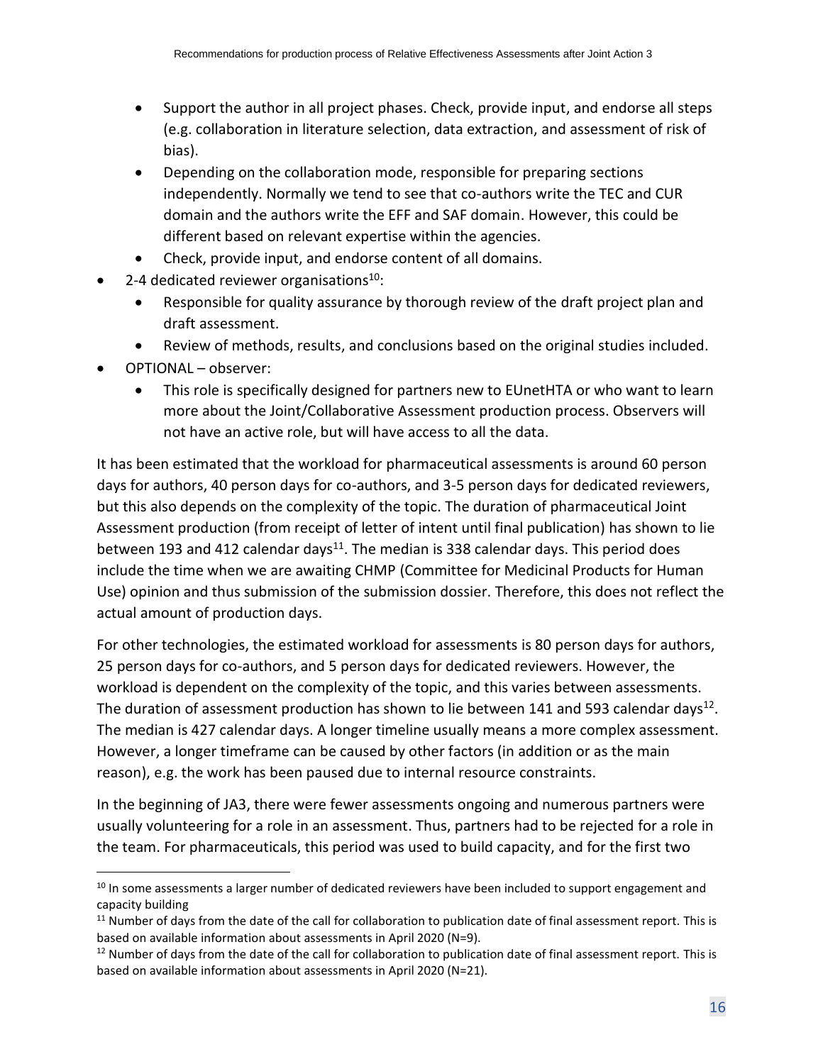- Support the author in all project phases. Check, provide input, and endorse all steps (e.g. collaboration in literature selection, data extraction, and assessment of risk of bias).
    - Depending on the collaboration mode, responsible for preparing sections independently. Normally we tend to see that co-authors write the TEC and CUR domain and the authors write the EFF and SAF domain. However, this could be different based on relevant expertise within the agencies.
    - Check, provide input, and endorse content of all domains.
- 2-4 dedicated reviewer organisations[10]:
    - Responsible for quality assurance by thorough review of the draft project plan and draft assessment.
    - Review of methods, results, and conclusions based on the original studies included.
- OPTIONAL – observer:
    - This role is specifically designed for partners new to EUnetHTA or who want to learn more about the Joint/Collaborative Assessment production process. Observers will not have an active role, but will have access to all the data.

It has been estimated that the workload for pharmaceutical assessments is around 60 person days for authors, 40 person days for co-authors, and 3-5 person days for dedicated reviewers, but this also depends on the complexity of the topic. The duration of pharmaceutical Joint Assessment production (from receipt of letter of intent until final publication) has shown to lie between 193 and 412 calendar days[11]. The median is 338 calendar days. This period does include the time when we are awaiting CHMP (Committee for Medicinal Products for Human Use) opinion and thus submission of the submission dossier. Therefore, this does not reflect the actual amount of production days.

For other technologies, the estimated workload for assessments is 80 person days for authors, 25 person days for co-authors, and 5 person days for dedicated reviewers. However, the workload is dependent on the complexity of the topic, and this varies between assessments. The duration of assessment production has shown to lie between 141 and 593 calendar days[12]. The median is 427 calendar days. A longer timeline usually means a more complex assessment. However, a longer timeframe can be caused by other factors (in addition or as the main reason), e.g. the work has been paused due to internal resource constraints.

In the beginning of JA3, there were fewer assessments ongoing and numerous partners were usually volunteering for a role in an assessment. Thus, partners had to be rejected for a role in the team. For pharmaceuticals, this period was used to build capacity, and for the first two

[10] In some assessments a larger number of dedicated reviewers have been included to support engagement and capacity building

[11] Number of days from the date of the call for collaboration to publication date of final assessment report. This is based on available information about assessments in April 2020 (N=9).

[12] Number of days from the date of the call for collaboration to publication date of final assessment report. This is based on available information about assessments in April 2020 (N=21).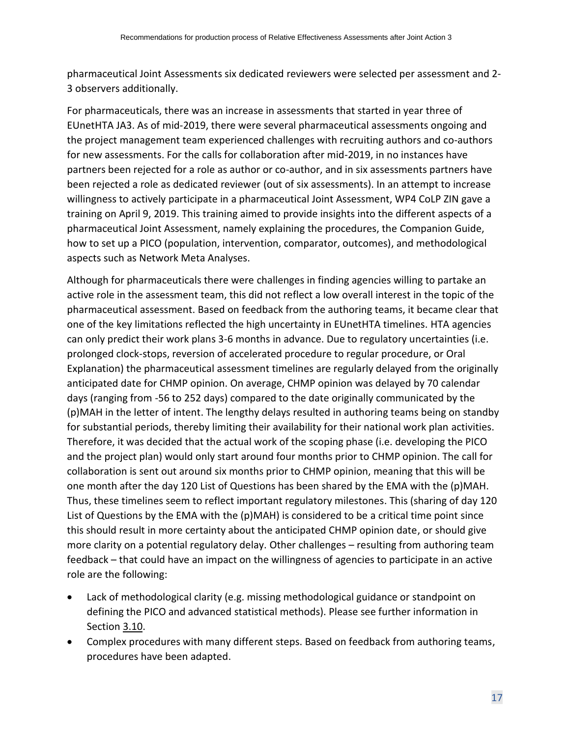pharmaceutical Joint Assessments six dedicated reviewers were selected per assessment and 2-3 observers additionally.

For pharmaceuticals, there was an increase in assessments that started in year three of EUnetHTA JA3. As of mid-2019, there were several pharmaceutical assessments ongoing and the project management team experienced challenges with recruiting authors and co-authors for new assessments. For the calls for collaboration after mid-2019, in no instances have partners been rejected for a role as author or co-author, and in six assessments partners have been rejected a role as dedicated reviewer (out of six assessments). In an attempt to increase willingness to actively participate in a pharmaceutical Joint Assessment, WP4 CoLP ZIN gave a training on April 9, 2019. This training aimed to provide insights into the different aspects of a pharmaceutical Joint Assessment, namely explaining the procedures, the Companion Guide, how to set up a PICO (population, intervention, comparator, outcomes), and methodological aspects such as Network Meta Analyses.

Although for pharmaceuticals there were challenges in finding agencies willing to partake an active role in the assessment team, this did not reflect a low overall interest in the topic of the pharmaceutical assessment. Based on feedback from the authoring teams, it became clear that one of the key limitations reflected the high uncertainty in EUnetHTA timelines. HTA agencies can only predict their work plans 3-6 months in advance. Due to regulatory uncertainties (i.e. prolonged clock-stops, reversion of accelerated procedure to regular procedure, or Oral Explanation) the pharmaceutical assessment timelines are regularly delayed from the originally anticipated date for CHMP opinion. On average, CHMP opinion was delayed by 70 calendar days (ranging from -56 to 252 days) compared to the date originally communicated by the (p)MAH in the letter of intent. The lengthy delays resulted in authoring teams being on standby for substantial periods, thereby limiting their availability for their national work plan activities. Therefore, it was decided that the actual work of the scoping phase (i.e. developing the PICO and the project plan) would only start around four months prior to CHMP opinion. The call for collaboration is sent out around six months prior to CHMP opinion, meaning that this will be one month after the day 120 List of Questions has been shared by the EMA with the (p)MAH. Thus, these timelines seem to reflect important regulatory milestones. This (sharing of day 120 List of Questions by the EMA with the (p)MAH) is considered to be a critical time point since this should result in more certainty about the anticipated CHMP opinion date, or should give more clarity on a potential regulatory delay. Other challenges – resulting from authoring team feedback – that could have an impact on the willingness of agencies to participate in an active role are the following:

- Lack of methodological clarity (e.g. missing methodological guidance or standpoint on defining the PICO and advanced statistical methods). Please see further information in Section 3.10.
- Complex procedures with many different steps. Based on feedback from authoring teams, procedures have been adapted.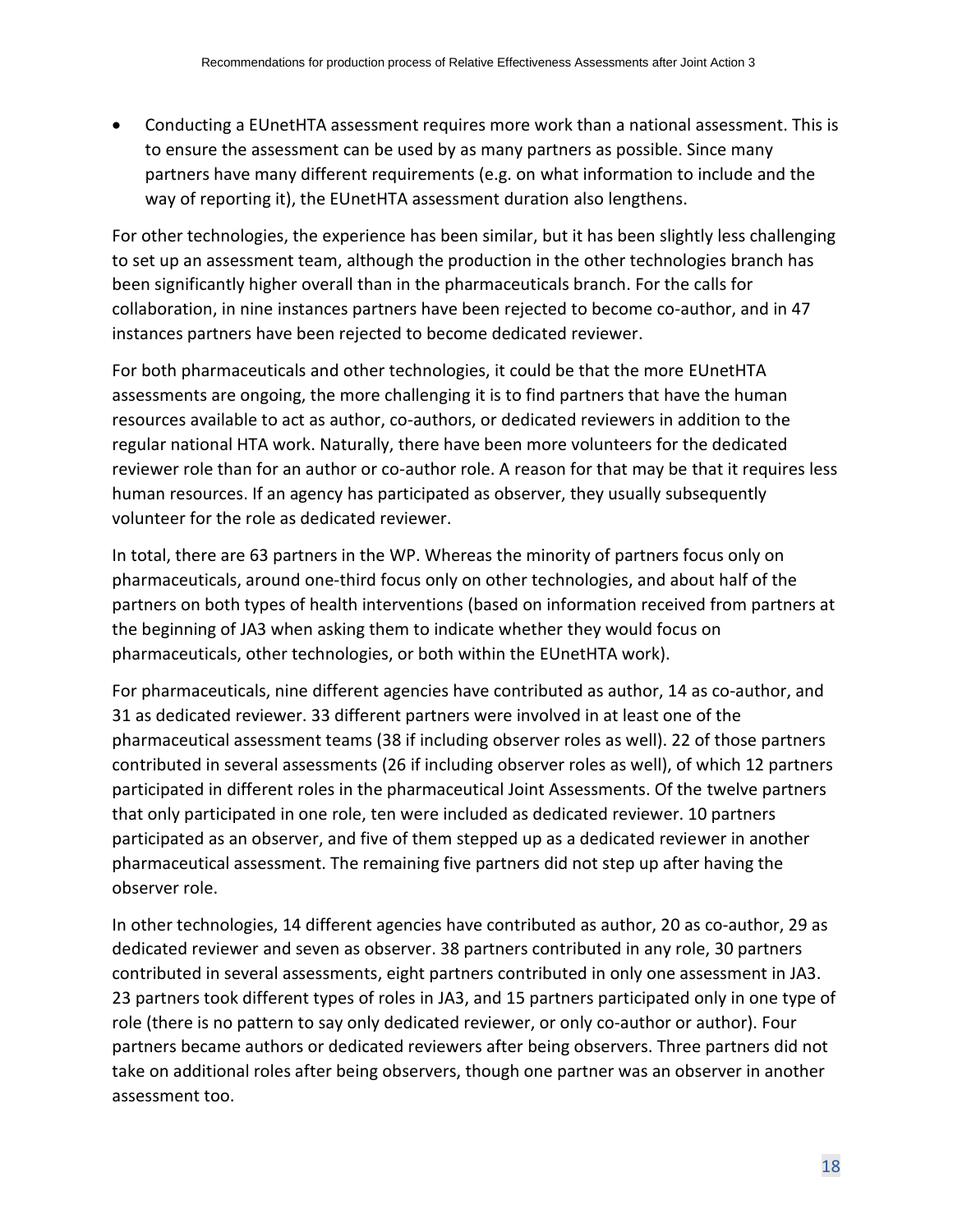- Conducting a EUnetHTA assessment requires more work than a national assessment. This is to ensure the assessment can be used by as many partners as possible. Since many partners have many different requirements (e.g. on what information to include and the way of reporting it), the EUnetHTA assessment duration also lengthens.

For other technologies, the experience has been similar, but it has been slightly less challenging to set up an assessment team, although the production in the other technologies branch has been significantly higher overall than in the pharmaceuticals branch. For the calls for collaboration, in nine instances partners have been rejected to become co-author, and in 47 instances partners have been rejected to become dedicated reviewer.

For both pharmaceuticals and other technologies, it could be that the more EUnetHTA assessments are ongoing, the more challenging it is to find partners that have the human resources available to act as author, co-authors, or dedicated reviewers in addition to the regular national HTA work. Naturally, there have been more volunteers for the dedicated reviewer role than for an author or co-author role. A reason for that may be that it requires less human resources. If an agency has participated as observer, they usually subsequently volunteer for the role as dedicated reviewer.

In total, there are 63 partners in the WP. Whereas the minority of partners focus only on pharmaceuticals, around one-third focus only on other technologies, and about half of the partners on both types of health interventions (based on information received from partners at the beginning of JA3 when asking them to indicate whether they would focus on pharmaceuticals, other technologies, or both within the EUnetHTA work).

For pharmaceuticals, nine different agencies have contributed as author, 14 as co-author, and 31 as dedicated reviewer. 33 different partners were involved in at least one of the pharmaceutical assessment teams (38 if including observer roles as well). 22 of those partners contributed in several assessments (26 if including observer roles as well), of which 12 partners participated in different roles in the pharmaceutical Joint Assessments. Of the twelve partners that only participated in one role, ten were included as dedicated reviewer. 10 partners participated as an observer, and five of them stepped up as a dedicated reviewer in another pharmaceutical assessment. The remaining five partners did not step up after having the observer role.

In other technologies, 14 different agencies have contributed as author, 20 as co-author, 29 as dedicated reviewer and seven as observer. 38 partners contributed in any role, 30 partners contributed in several assessments, eight partners contributed in only one assessment in JA3. 23 partners took different types of roles in JA3, and 15 partners participated only in one type of role (there is no pattern to say only dedicated reviewer, or only co-author or author). Four partners became authors or dedicated reviewers after being observers. Three partners did not take on additional roles after being observers, though one partner was an observer in another assessment too.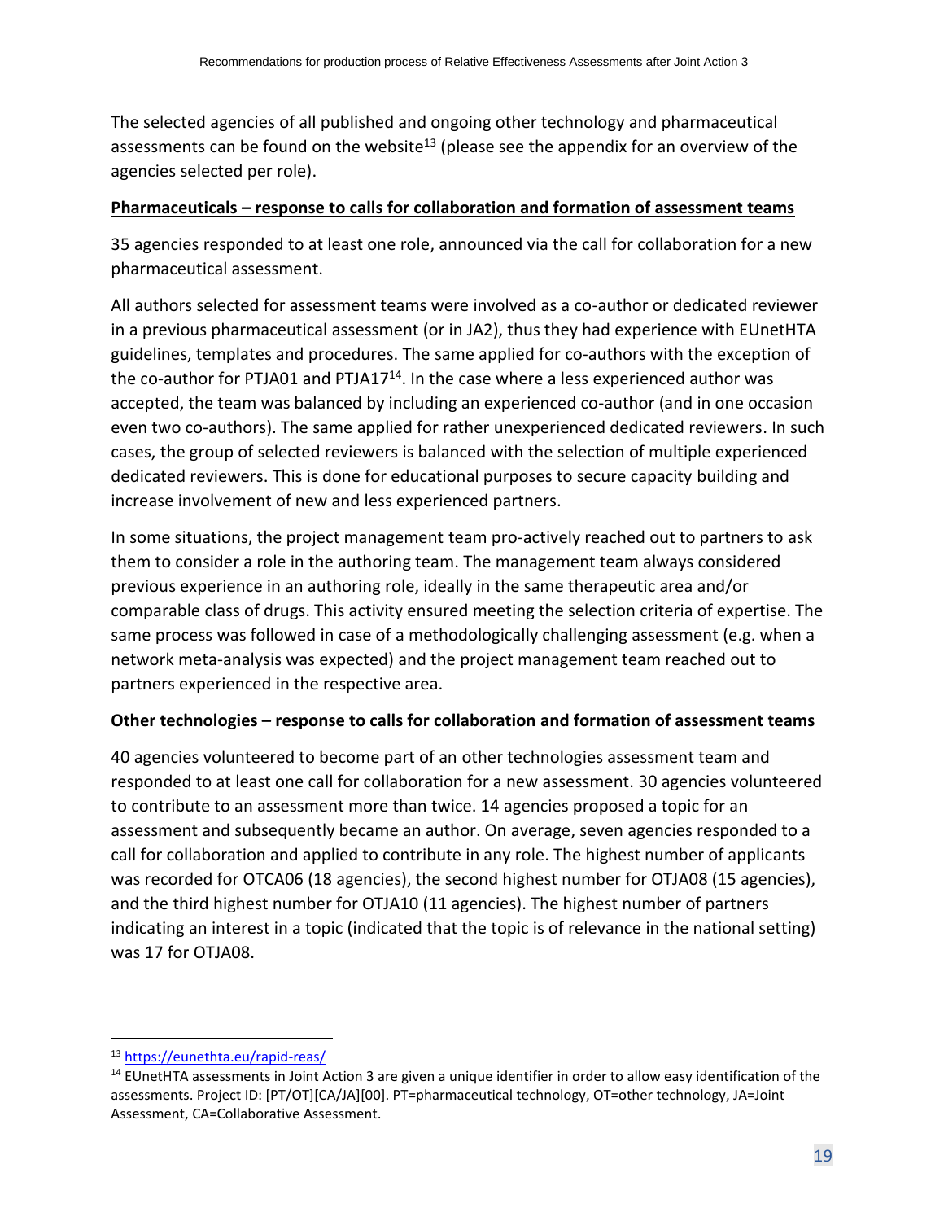The selected agencies of all published and ongoing other technology and pharmaceutical assessments can be found on the website[13] (please see the appendix for an overview of the agencies selected per role).

**<u>Pharmaceuticals – response to calls for collaboration and formation of assessment teams</u>**

35 agencies responded to at least one role, announced via the call for collaboration for a new pharmaceutical assessment.

All authors selected for assessment teams were involved as a co-author or dedicated reviewer in a previous pharmaceutical assessment (or in JA2), thus they had experience with EUnetHTA guidelines, templates and procedures. The same applied for co-authors with the exception of the co-author for PTJA01 and PTJA17[14]. In the case where a less experienced author was accepted, the team was balanced by including an experienced co-author (and in one occasion even two co-authors). The same applied for rather unexperienced dedicated reviewers. In such cases, the group of selected reviewers is balanced with the selection of multiple experienced dedicated reviewers. This is done for educational purposes to secure capacity building and increase involvement of new and less experienced partners.

In some situations, the project management team pro-actively reached out to partners to ask them to consider a role in the authoring team. The management team always considered previous experience in an authoring role, ideally in the same therapeutic area and/or comparable class of drugs. This activity ensured meeting the selection criteria of expertise. The same process was followed in case of a methodologically challenging assessment (e.g. when a network meta-analysis was expected) and the project management team reached out to partners experienced in the respective area.

**<u>Other technologies – response to calls for collaboration and formation of assessment teams</u>**

40 agencies volunteered to become part of an other technologies assessment team and responded to at least one call for collaboration for a new assessment. 30 agencies volunteered to contribute to an assessment more than twice. 14 agencies proposed a topic for an assessment and subsequently became an author. On average, seven agencies responded to a call for collaboration and applied to contribute in any role. The highest number of applicants was recorded for OTCA06 (18 agencies), the second highest number for OTJA08 (15 agencies), and the third highest number for OTJA10 (11 agencies). The highest number of partners indicating an interest in a topic (indicated that the topic is of relevance in the national setting) was 17 for OTJA08.

---

[13] https://eunethta.eu/rapid-reas/

[14] EUnetHTA assessments in Joint Action 3 are given a unique identifier in order to allow easy identification of the assessments. Project ID: [PT/OT][CA/JA][00]. PT=pharmaceutical technology, OT=other technology, JA=Joint Assessment, CA=Collaborative Assessment.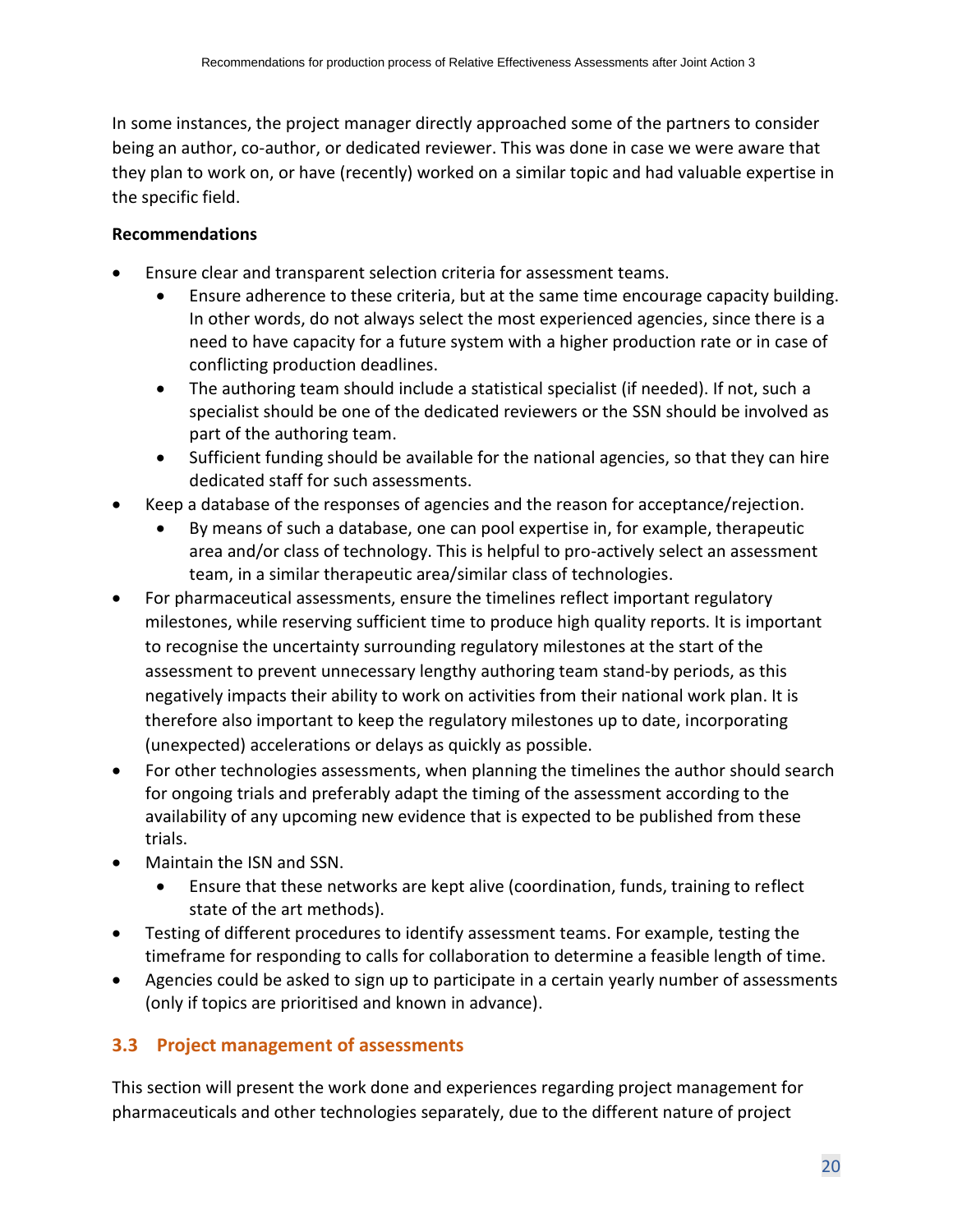In some instances, the project manager directly approached some of the partners to consider being an author, co-author, or dedicated reviewer. This was done in case we were aware that they plan to work on, or have (recently) worked on a similar topic and had valuable expertise in the specific field.

**Recommendations**

- Ensure clear and transparent selection criteria for assessment teams.
  - Ensure adherence to these criteria, but at the same time encourage capacity building. In other words, do not always select the most experienced agencies, since there is a need to have capacity for a future system with a higher production rate or in case of conflicting production deadlines.
  - The authoring team should include a statistical specialist (if needed). If not, such a specialist should be one of the dedicated reviewers or the SSN should be involved as part of the authoring team.
  - Sufficient funding should be available for the national agencies, so that they can hire dedicated staff for such assessments.
- Keep a database of the responses of agencies and the reason for acceptance/rejection.
  - By means of such a database, one can pool expertise in, for example, therapeutic area and/or class of technology. This is helpful to pro-actively select an assessment team, in a similar therapeutic area/similar class of technologies.
- For pharmaceutical assessments, ensure the timelines reflect important regulatory milestones, while reserving sufficient time to produce high quality reports. It is important to recognise the uncertainty surrounding regulatory milestones at the start of the assessment to prevent unnecessary lengthy authoring team stand-by periods, as this negatively impacts their ability to work on activities from their national work plan. It is therefore also important to keep the regulatory milestones up to date, incorporating (unexpected) accelerations or delays as quickly as possible.
- For other technologies assessments, when planning the timelines the author should search for ongoing trials and preferably adapt the timing of the assessment according to the availability of any upcoming new evidence that is expected to be published from these trials.
- Maintain the ISN and SSN.
  - Ensure that these networks are kept alive (coordination, funds, training to reflect state of the art methods).
- Testing of different procedures to identify assessment teams. For example, testing the timeframe for responding to calls for collaboration to determine a feasible length of time.
- Agencies could be asked to sign up to participate in a certain yearly number of assessments (only if topics are prioritised and known in advance).

## 3.3 Project management of assessments

This section will present the work done and experiences regarding project management for pharmaceuticals and other technologies separately, due to the different nature of project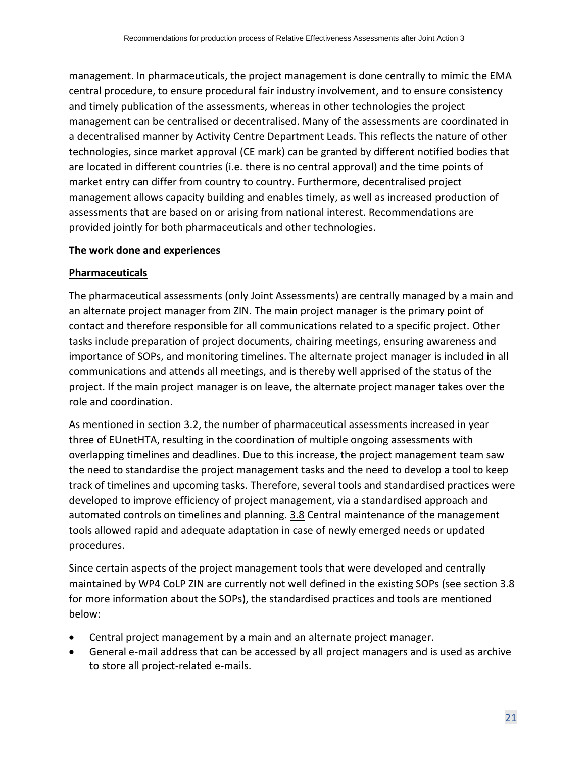management. In pharmaceuticals, the project management is done centrally to mimic the EMA central procedure, to ensure procedural fair industry involvement, and to ensure consistency and timely publication of the assessments, whereas in other technologies the project management can be centralised or decentralised. Many of the assessments are coordinated in a decentralised manner by Activity Centre Department Leads. This reflects the nature of other technologies, since market approval (CE mark) can be granted by different notified bodies that are located in different countries (i.e. there is no central approval) and the time points of market entry can differ from country to country. Furthermore, decentralised project management allows capacity building and enables timely, as well as increased production of assessments that are based on or arising from national interest. Recommendations are provided jointly for both pharmaceuticals and other technologies.

**The work done and experiences**

**Pharmaceuticals**

The pharmaceutical assessments (only Joint Assessments) are centrally managed by a main and an alternate project manager from ZIN. The main project manager is the primary point of contact and therefore responsible for all communications related to a specific project. Other tasks include preparation of project documents, chairing meetings, ensuring awareness and importance of SOPs, and monitoring timelines. The alternate project manager is included in all communications and attends all meetings, and is thereby well apprised of the status of the project. If the main project manager is on leave, the alternate project manager takes over the role and coordination.

As mentioned in section 3.2, the number of pharmaceutical assessments increased in year three of EUnetHTA, resulting in the coordination of multiple ongoing assessments with overlapping timelines and deadlines. Due to this increase, the project management team saw the need to standardise the project management tasks and the need to develop a tool to keep track of timelines and upcoming tasks. Therefore, several tools and standardised practices were developed to improve efficiency of project management, via a standardised approach and automated controls on timelines and planning. 3.8 Central maintenance of the management tools allowed rapid and adequate adaptation in case of newly emerged needs or updated procedures.

Since certain aspects of the project management tools that were developed and centrally maintained by WP4 CoLP ZIN are currently not well defined in the existing SOPs (see section 3.8 for more information about the SOPs), the standardised practices and tools are mentioned below:

- Central project management by a main and an alternate project manager.
- General e-mail address that can be accessed by all project managers and is used as archive to store all project-related e-mails.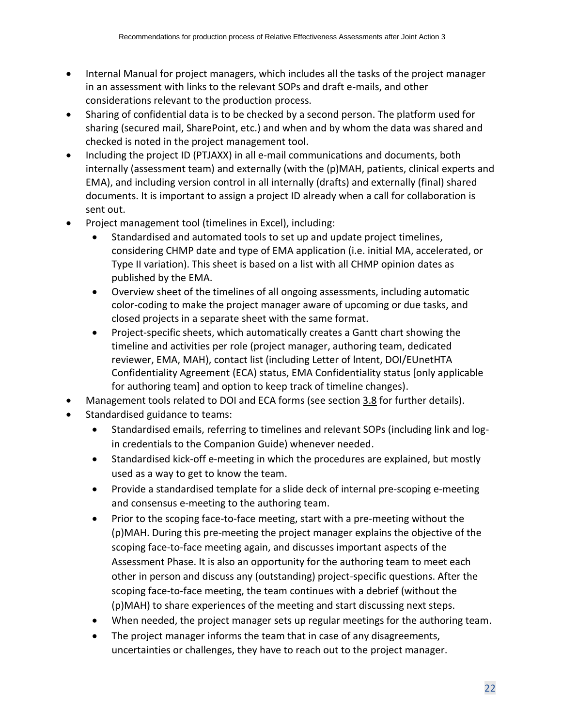- Internal Manual for project managers, which includes all the tasks of the project manager in an assessment with links to the relevant SOPs and draft e-mails, and other considerations relevant to the production process.
- Sharing of confidential data is to be checked by a second person. The platform used for sharing (secured mail, SharePoint, etc.) and when and by whom the data was shared and checked is noted in the project management tool.
- Including the project ID (PTJAXX) in all e-mail communications and documents, both internally (assessment team) and externally (with the (p)MAH, patients, clinical experts and EMA), and including version control in all internally (drafts) and externally (final) shared documents. It is important to assign a project ID already when a call for collaboration is sent out.
- Project management tool (timelines in Excel), including:
  - Standardised and automated tools to set up and update project timelines, considering CHMP date and type of EMA application (i.e. initial MA, accelerated, or Type II variation). This sheet is based on a list with all CHMP opinion dates as published by the EMA.
  - Overview sheet of the timelines of all ongoing assessments, including automatic color-coding to make the project manager aware of upcoming or due tasks, and closed projects in a separate sheet with the same format.
  - Project-specific sheets, which automatically creates a Gantt chart showing the timeline and activities per role (project manager, authoring team, dedicated reviewer, EMA, MAH), contact list (including Letter of Intent, DOI/EUnetHTA Confidentiality Agreement (ECA) status, EMA Confidentiality status [only applicable for authoring team] and option to keep track of timeline changes).
- Management tools related to DOI and ECA forms (see section 3.8 for further details).
- Standardised guidance to teams:
  - Standardised emails, referring to timelines and relevant SOPs (including link and log-in credentials to the Companion Guide) whenever needed.
  - Standardised kick-off e-meeting in which the procedures are explained, but mostly used as a way to get to know the team.
  - Provide a standardised template for a slide deck of internal pre-scoping e-meeting and consensus e-meeting to the authoring team.
  - Prior to the scoping face-to-face meeting, start with a pre-meeting without the (p)MAH. During this pre-meeting the project manager explains the objective of the scoping face-to-face meeting again, and discusses important aspects of the Assessment Phase. It is also an opportunity for the authoring team to meet each other in person and discuss any (outstanding) project-specific questions. After the scoping face-to-face meeting, the team continues with a debrief (without the (p)MAH) to share experiences of the meeting and start discussing next steps.
  - When needed, the project manager sets up regular meetings for the authoring team.
  - The project manager informs the team that in case of any disagreements, uncertainties or challenges, they have to reach out to the project manager.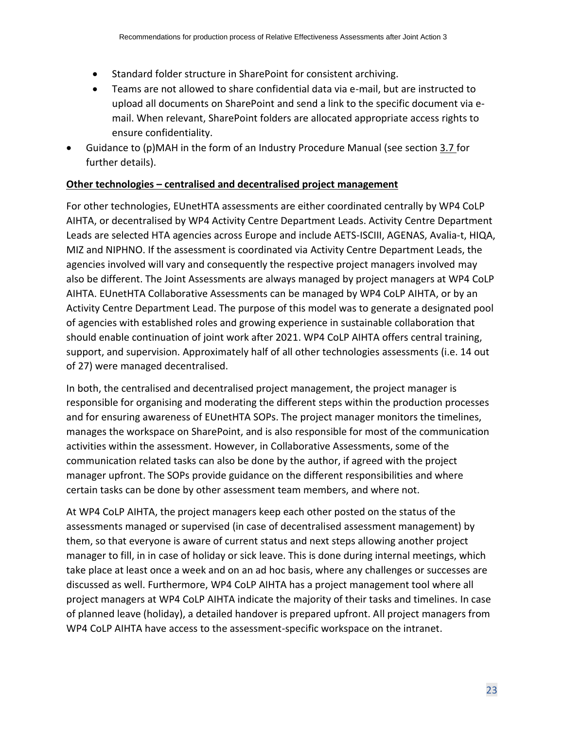- Standard folder structure in SharePoint for consistent archiving.
- Teams are not allowed to share confidential data via e-mail, but are instructed to upload all documents on SharePoint and send a link to the specific document via e-mail. When relevant, SharePoint folders are allocated appropriate access rights to ensure confidentiality.

- Guidance to (p)MAH in the form of an Industry Procedure Manual (see section 3.7 for further details).

**Other technologies – centralised and decentralised project management**

For other technologies, EUnetHTA assessments are either coordinated centrally by WP4 CoLP AIHTA, or decentralised by WP4 Activity Centre Department Leads. Activity Centre Department Leads are selected HTA agencies across Europe and include AETS-ISCIII, AGENAS, Avalia-t, HIQA, MIZ and NIPHNO. If the assessment is coordinated via Activity Centre Department Leads, the agencies involved will vary and consequently the respective project managers involved may also be different. The Joint Assessments are always managed by project managers at WP4 CoLP AIHTA. EUnetHTA Collaborative Assessments can be managed by WP4 CoLP AIHTA, or by an Activity Centre Department Lead. The purpose of this model was to generate a designated pool of agencies with established roles and growing experience in sustainable collaboration that should enable continuation of joint work after 2021. WP4 CoLP AIHTA offers central training, support, and supervision. Approximately half of all other technologies assessments (i.e. 14 out of 27) were managed decentralised.

In both, the centralised and decentralised project management, the project manager is responsible for organising and moderating the different steps within the production processes and for ensuring awareness of EUnetHTA SOPs. The project manager monitors the timelines, manages the workspace on SharePoint, and is also responsible for most of the communication activities within the assessment. However, in Collaborative Assessments, some of the communication related tasks can also be done by the author, if agreed with the project manager upfront. The SOPs provide guidance on the different responsibilities and where certain tasks can be done by other assessment team members, and where not.

At WP4 CoLP AIHTA, the project managers keep each other posted on the status of the assessments managed or supervised (in case of decentralised assessment management) by them, so that everyone is aware of current status and next steps allowing another project manager to fill, in in case of holiday or sick leave. This is done during internal meetings, which take place at least once a week and on an ad hoc basis, where any challenges or successes are discussed as well. Furthermore, WP4 CoLP AIHTA has a project management tool where all project managers at WP4 CoLP AIHTA indicate the majority of their tasks and timelines. In case of planned leave (holiday), a detailed handover is prepared upfront. All project managers from WP4 CoLP AIHTA have access to the assessment-specific workspace on the intranet.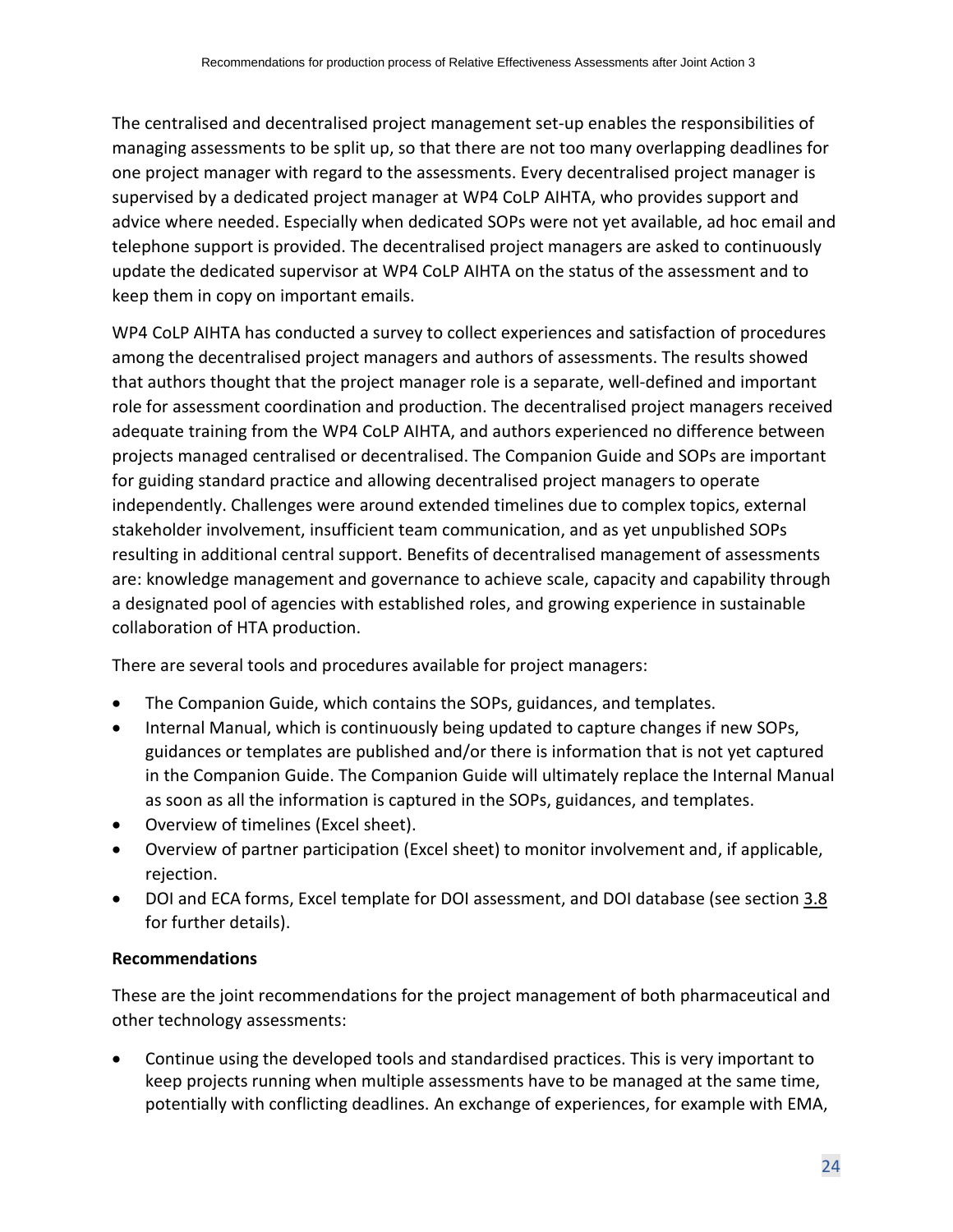The centralised and decentralised project management set-up enables the responsibilities of managing assessments to be split up, so that there are not too many overlapping deadlines for one project manager with regard to the assessments. Every decentralised project manager is supervised by a dedicated project manager at WP4 CoLP AIHTA, who provides support and advice where needed. Especially when dedicated SOPs were not yet available, ad hoc email and telephone support is provided. The decentralised project managers are asked to continuously update the dedicated supervisor at WP4 CoLP AIHTA on the status of the assessment and to keep them in copy on important emails.

WP4 CoLP AIHTA has conducted a survey to collect experiences and satisfaction of procedures among the decentralised project managers and authors of assessments. The results showed that authors thought that the project manager role is a separate, well-defined and important role for assessment coordination and production. The decentralised project managers received adequate training from the WP4 CoLP AIHTA, and authors experienced no difference between projects managed centralised or decentralised. The Companion Guide and SOPs are important for guiding standard practice and allowing decentralised project managers to operate independently. Challenges were around extended timelines due to complex topics, external stakeholder involvement, insufficient team communication, and as yet unpublished SOPs resulting in additional central support. Benefits of decentralised management of assessments are: knowledge management and governance to achieve scale, capacity and capability through a designated pool of agencies with established roles, and growing experience in sustainable collaboration of HTA production.

There are several tools and procedures available for project managers:

- The Companion Guide, which contains the SOPs, guidances, and templates.
- Internal Manual, which is continuously being updated to capture changes if new SOPs, guidances or templates are published and/or there is information that is not yet captured in the Companion Guide. The Companion Guide will ultimately replace the Internal Manual as soon as all the information is captured in the SOPs, guidances, and templates.
- Overview of timelines (Excel sheet).
- Overview of partner participation (Excel sheet) to monitor involvement and, if applicable, rejection.
- DOI and ECA forms, Excel template for DOI assessment, and DOI database (see section 3.8 for further details).

**Recommendations**

These are the joint recommendations for the project management of both pharmaceutical and other technology assessments:

- Continue using the developed tools and standardised practices. This is very important to keep projects running when multiple assessments have to be managed at the same time, potentially with conflicting deadlines. An exchange of experiences, for example with EMA,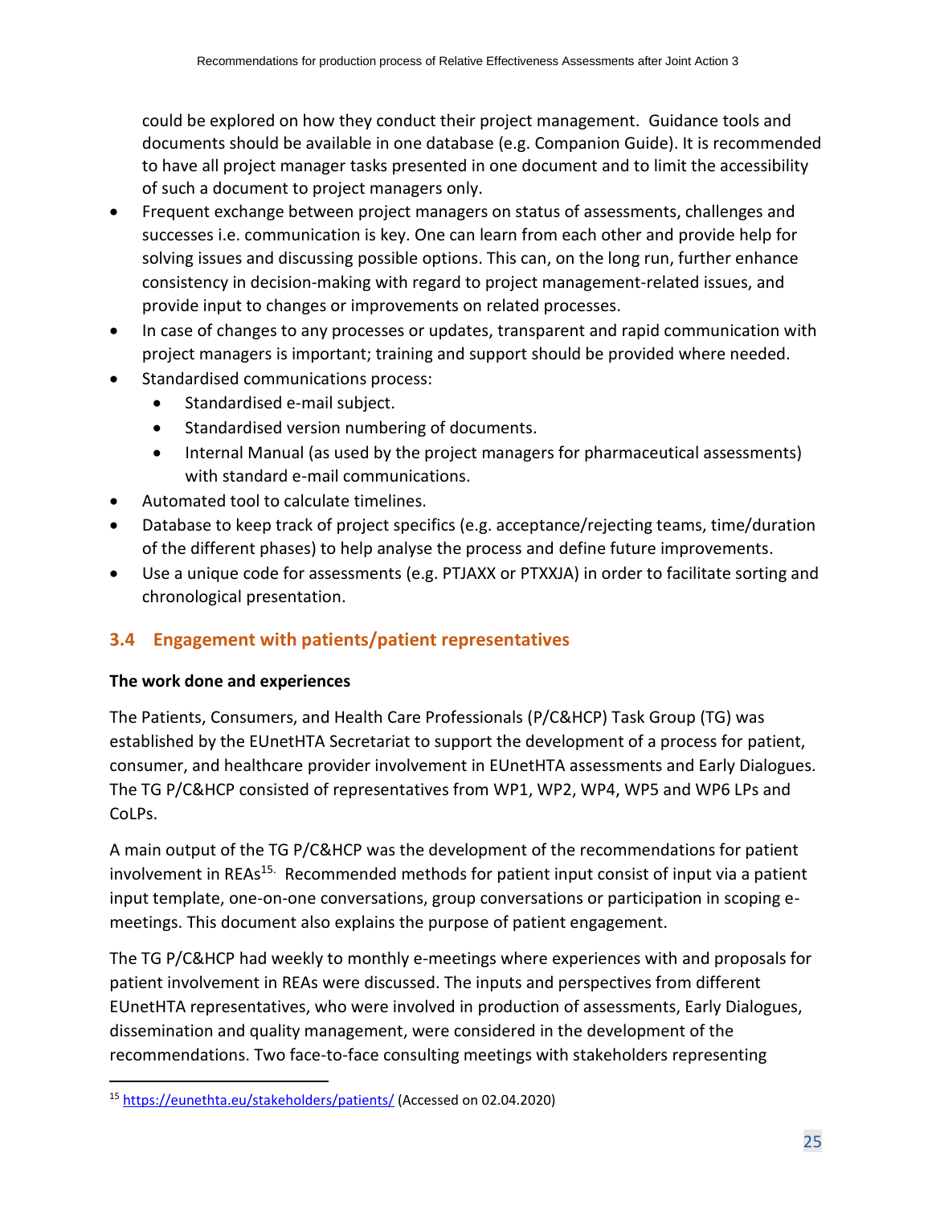could be explored on how they conduct their project management. Guidance tools and documents should be available in one database (e.g. Companion Guide). It is recommended to have all project manager tasks presented in one document and to limit the accessibility of such a document to project managers only.

- Frequent exchange between project managers on status of assessments, challenges and successes i.e. communication is key. One can learn from each other and provide help for solving issues and discussing possible options. This can, on the long run, further enhance consistency in decision-making with regard to project management-related issues, and provide input to changes or improvements on related processes.
- In case of changes to any processes or updates, transparent and rapid communication with project managers is important; training and support should be provided where needed.
- Standardised communications process:
  - Standardised e-mail subject.
  - Standardised version numbering of documents.
  - Internal Manual (as used by the project managers for pharmaceutical assessments) with standard e-mail communications.
- Automated tool to calculate timelines.
- Database to keep track of project specifics (e.g. acceptance/rejecting teams, time/duration of the different phases) to help analyse the process and define future improvements.
- Use a unique code for assessments (e.g. PTJAXX or PTXXJA) in order to facilitate sorting and chronological presentation.

## 3.4 Engagement with patients/patient representatives

**The work done and experiences**

The Patients, Consumers, and Health Care Professionals (P/C&HCP) Task Group (TG) was established by the EUnetHTA Secretariat to support the development of a process for patient, consumer, and healthcare provider involvement in EUnetHTA assessments and Early Dialogues. The TG P/C&HCP consisted of representatives from WP1, WP2, WP4, WP5 and WP6 LPs and CoLPs.

A main output of the TG P/C&HCP was the development of the recommendations for patient involvement in REAs[15]. Recommended methods for patient input consist of input via a patient input template, one-on-one conversations, group conversations or participation in scoping e-meetings. This document also explains the purpose of patient engagement.

The TG P/C&HCP had weekly to monthly e-meetings where experiences with and proposals for patient involvement in REAs were discussed. The inputs and perspectives from different EUnetHTA representatives, who were involved in production of assessments, Early Dialogues, dissemination and quality management, were considered in the development of the recommendations. Two face-to-face consulting meetings with stakeholders representing

---

[15] https://eunethta.eu/stakeholders/patients/ (Accessed on 02.04.2020)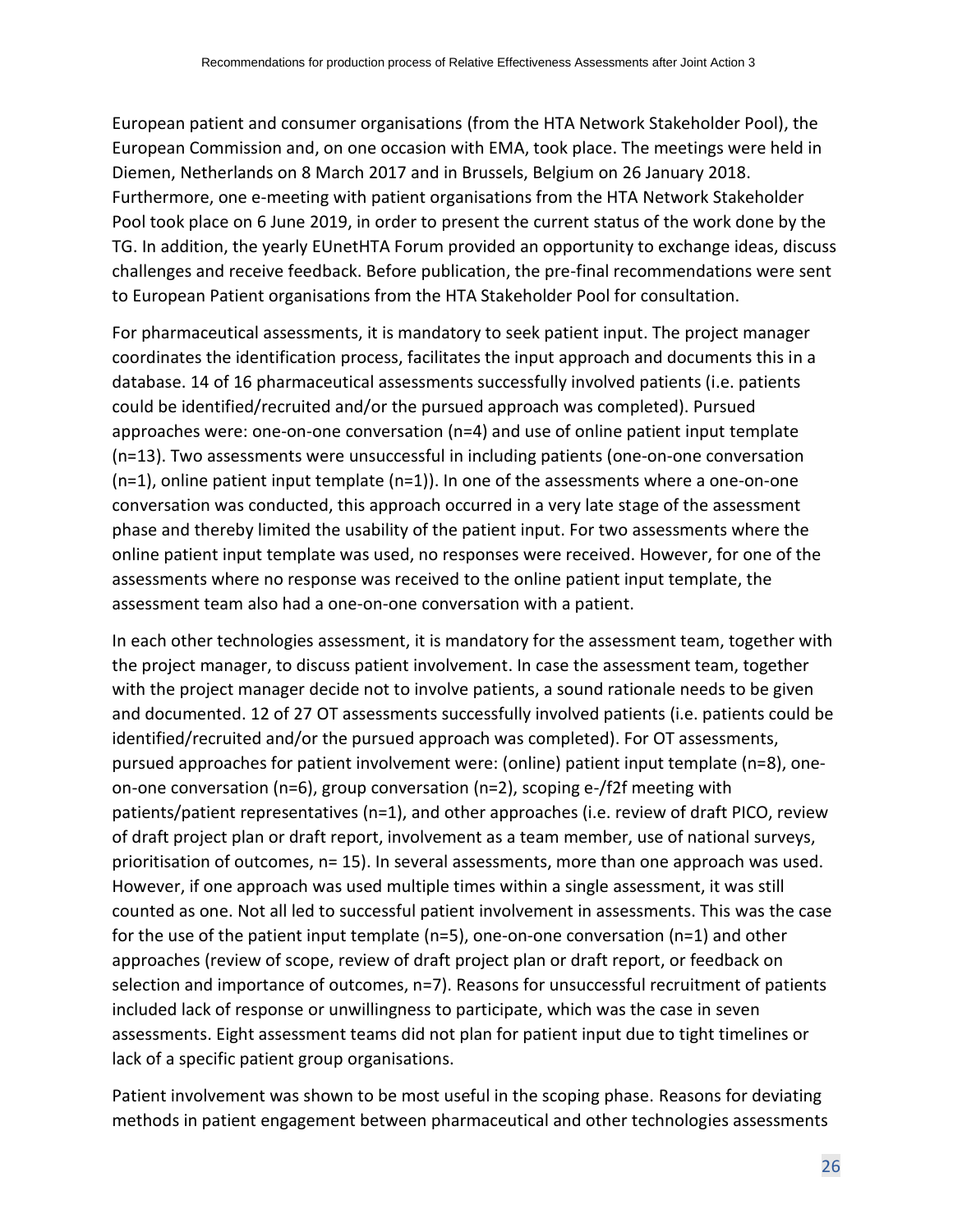European patient and consumer organisations (from the HTA Network Stakeholder Pool), the European Commission and, on one occasion with EMA, took place. The meetings were held in Diemen, Netherlands on 8 March 2017 and in Brussels, Belgium on 26 January 2018. Furthermore, one e-meeting with patient organisations from the HTA Network Stakeholder Pool took place on 6 June 2019, in order to present the current status of the work done by the TG. In addition, the yearly EUnetHTA Forum provided an opportunity to exchange ideas, discuss challenges and receive feedback. Before publication, the pre-final recommendations were sent to European Patient organisations from the HTA Stakeholder Pool for consultation.

For pharmaceutical assessments, it is mandatory to seek patient input. The project manager coordinates the identification process, facilitates the input approach and documents this in a database. 14 of 16 pharmaceutical assessments successfully involved patients (i.e. patients could be identified/recruited and/or the pursued approach was completed). Pursued approaches were: one-on-one conversation (n=4) and use of online patient input template (n=13). Two assessments were unsuccessful in including patients (one-on-one conversation (n=1), online patient input template (n=1)). In one of the assessments where a one-on-one conversation was conducted, this approach occurred in a very late stage of the assessment phase and thereby limited the usability of the patient input. For two assessments where the online patient input template was used, no responses were received. However, for one of the assessments where no response was received to the online patient input template, the assessment team also had a one-on-one conversation with a patient.

In each other technologies assessment, it is mandatory for the assessment team, together with the project manager, to discuss patient involvement. In case the assessment team, together with the project manager decide not to involve patients, a sound rationale needs to be given and documented. 12 of 27 OT assessments successfully involved patients (i.e. patients could be identified/recruited and/or the pursued approach was completed). For OT assessments, pursued approaches for patient involvement were: (online) patient input template (n=8), one-on-one conversation (n=6), group conversation (n=2), scoping e-/f2f meeting with patients/patient representatives (n=1), and other approaches (i.e. review of draft PICO, review of draft project plan or draft report, involvement as a team member, use of national surveys, prioritisation of outcomes, n= 15). In several assessments, more than one approach was used. However, if one approach was used multiple times within a single assessment, it was still counted as one. Not all led to successful patient involvement in assessments. This was the case for the use of the patient input template (n=5), one-on-one conversation (n=1) and other approaches (review of scope, review of draft project plan or draft report, or feedback on selection and importance of outcomes, n=7). Reasons for unsuccessful recruitment of patients included lack of response or unwillingness to participate, which was the case in seven assessments. Eight assessment teams did not plan for patient input due to tight timelines or lack of a specific patient group organisations.

Patient involvement was shown to be most useful in the scoping phase. Reasons for deviating methods in patient engagement between pharmaceutical and other technologies assessments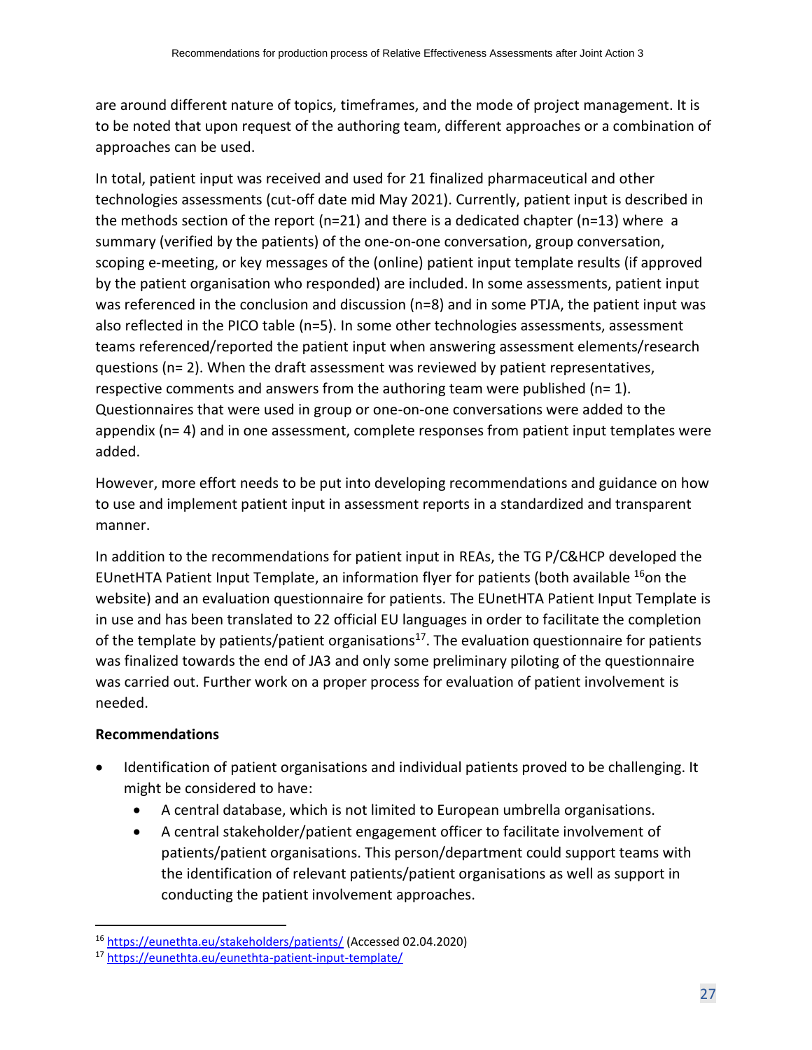are around different nature of topics, timeframes, and the mode of project management. It is to be noted that upon request of the authoring team, different approaches or a combination of approaches can be used.

In total, patient input was received and used for 21 finalized pharmaceutical and other technologies assessments (cut-off date mid May 2021). Currently, patient input is described in the methods section of the report (n=21) and there is a dedicated chapter (n=13) where a summary (verified by the patients) of the one-on-one conversation, group conversation, scoping e-meeting, or key messages of the (online) patient input template results (if approved by the patient organisation who responded) are included. In some assessments, patient input was referenced in the conclusion and discussion (n=8) and in some PTJA, the patient input was also reflected in the PICO table (n=5). In some other technologies assessments, assessment teams referenced/reported the patient input when answering assessment elements/research questions (n= 2). When the draft assessment was reviewed by patient representatives, respective comments and answers from the authoring team were published (n= 1). Questionnaires that were used in group or one-on-one conversations were added to the appendix (n= 4) and in one assessment, complete responses from patient input templates were added.

However, more effort needs to be put into developing recommendations and guidance on how to use and implement patient input in assessment reports in a standardized and transparent manner.

In addition to the recommendations for patient input in REAs, the TG P/C&HCP developed the EUnetHTA Patient Input Template, an information flyer for patients (both available [16]on the website) and an evaluation questionnaire for patients. The EUnetHTA Patient Input Template is in use and has been translated to 22 official EU languages in order to facilitate the completion of the template by patients/patient organisations[17]. The evaluation questionnaire for patients was finalized towards the end of JA3 and only some preliminary piloting of the questionnaire was carried out. Further work on a proper process for evaluation of patient involvement is needed.

**Recommendations**

- Identification of patient organisations and individual patients proved to be challenging. It might be considered to have:
  - A central database, which is not limited to European umbrella organisations.
  - A central stakeholder/patient engagement officer to facilitate involvement of patients/patient organisations. This person/department could support teams with the identification of relevant patients/patient organisations as well as support in conducting the patient involvement approaches.

[16] https://eunethta.eu/stakeholders/patients/ (Accessed 02.04.2020)

[17] https://eunethta.eu/eunethta-patient-input-template/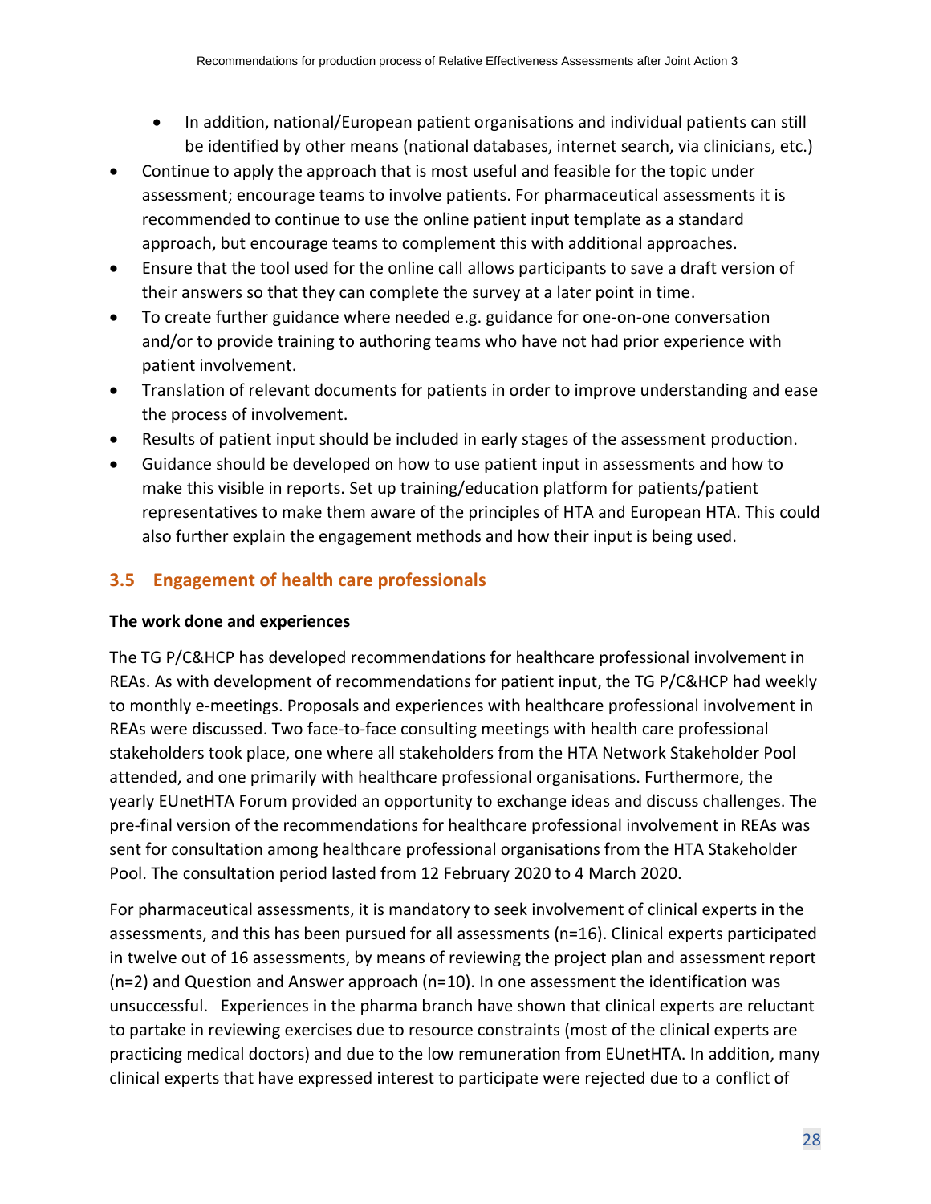- In addition, national/European patient organisations and individual patients can still be identified by other means (national databases, internet search, via clinicians, etc.)
- Continue to apply the approach that is most useful and feasible for the topic under assessment; encourage teams to involve patients. For pharmaceutical assessments it is recommended to continue to use the online patient input template as a standard approach, but encourage teams to complement this with additional approaches.
- Ensure that the tool used for the online call allows participants to save a draft version of their answers so that they can complete the survey at a later point in time.
- To create further guidance where needed e.g. guidance for one-on-one conversation and/or to provide training to authoring teams who have not had prior experience with patient involvement.
- Translation of relevant documents for patients in order to improve understanding and ease the process of involvement.
- Results of patient input should be included in early stages of the assessment production.
- Guidance should be developed on how to use patient input in assessments and how to make this visible in reports. Set up training/education platform for patients/patient representatives to make them aware of the principles of HTA and European HTA. This could also further explain the engagement methods and how their input is being used.

## 3.5 Engagement of health care professionals

**The work done and experiences**

The TG P/C&HCP has developed recommendations for healthcare professional involvement in REAs. As with development of recommendations for patient input, the TG P/C&HCP had weekly to monthly e-meetings. Proposals and experiences with healthcare professional involvement in REAs were discussed. Two face-to-face consulting meetings with health care professional stakeholders took place, one where all stakeholders from the HTA Network Stakeholder Pool attended, and one primarily with healthcare professional organisations. Furthermore, the yearly EUnetHTA Forum provided an opportunity to exchange ideas and discuss challenges. The pre-final version of the recommendations for healthcare professional involvement in REAs was sent for consultation among healthcare professional organisations from the HTA Stakeholder Pool. The consultation period lasted from 12 February 2020 to 4 March 2020.

For pharmaceutical assessments, it is mandatory to seek involvement of clinical experts in the assessments, and this has been pursued for all assessments (n=16). Clinical experts participated in twelve out of 16 assessments, by means of reviewing the project plan and assessment report (n=2) and Question and Answer approach (n=10). In one assessment the identification was unsuccessful. Experiences in the pharma branch have shown that clinical experts are reluctant to partake in reviewing exercises due to resource constraints (most of the clinical experts are practicing medical doctors) and due to the low remuneration from EUnetHTA. In addition, many clinical experts that have expressed interest to participate were rejected due to a conflict of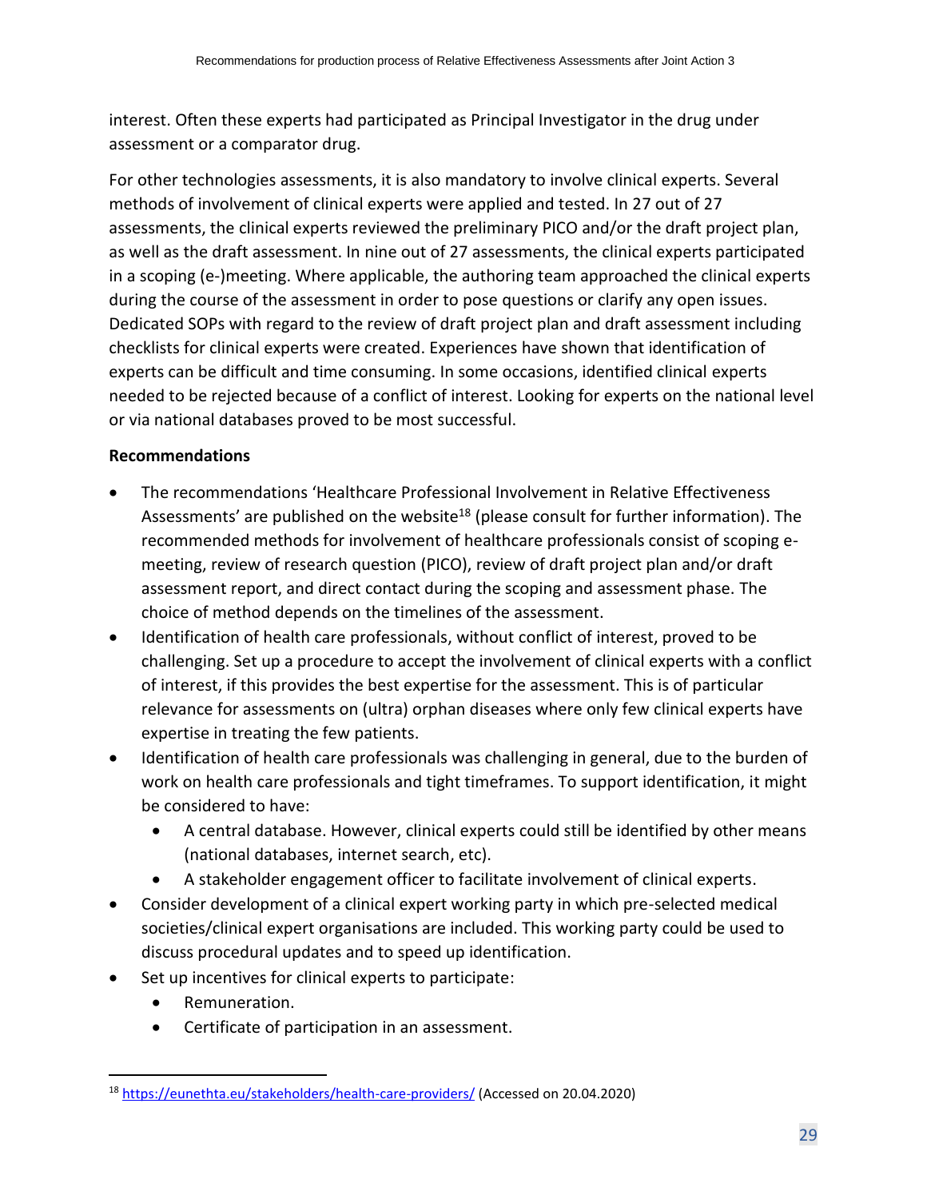interest. Often these experts had participated as Principal Investigator in the drug under assessment or a comparator drug.

For other technologies assessments, it is also mandatory to involve clinical experts. Several methods of involvement of clinical experts were applied and tested. In 27 out of 27 assessments, the clinical experts reviewed the preliminary PICO and/or the draft project plan, as well as the draft assessment. In nine out of 27 assessments, the clinical experts participated in a scoping (e-)meeting. Where applicable, the authoring team approached the clinical experts during the course of the assessment in order to pose questions or clarify any open issues. Dedicated SOPs with regard to the review of draft project plan and draft assessment including checklists for clinical experts were created. Experiences have shown that identification of experts can be difficult and time consuming. In some occasions, identified clinical experts needed to be rejected because of a conflict of interest. Looking for experts on the national level or via national databases proved to be most successful.

**Recommendations**

- The recommendations 'Healthcare Professional Involvement in Relative Effectiveness Assessments' are published on the website[18] (please consult for further information). The recommended methods for involvement of healthcare professionals consist of scoping e-meeting, review of research question (PICO), review of draft project plan and/or draft assessment report, and direct contact during the scoping and assessment phase. The choice of method depends on the timelines of the assessment.
- Identification of health care professionals, without conflict of interest, proved to be challenging. Set up a procedure to accept the involvement of clinical experts with a conflict of interest, if this provides the best expertise for the assessment. This is of particular relevance for assessments on (ultra) orphan diseases where only few clinical experts have expertise in treating the few patients.
- Identification of health care professionals was challenging in general, due to the burden of work on health care professionals and tight timeframes. To support identification, it might be considered to have:
  - A central database. However, clinical experts could still be identified by other means (national databases, internet search, etc).
  - A stakeholder engagement officer to facilitate involvement of clinical experts.
- Consider development of a clinical expert working party in which pre-selected medical societies/clinical expert organisations are included. This working party could be used to discuss procedural updates and to speed up identification.
- Set up incentives for clinical experts to participate:
  - Remuneration.
  - Certificate of participation in an assessment.

[18] https://eunethta.eu/stakeholders/health-care-providers/ (Accessed on 20.04.2020)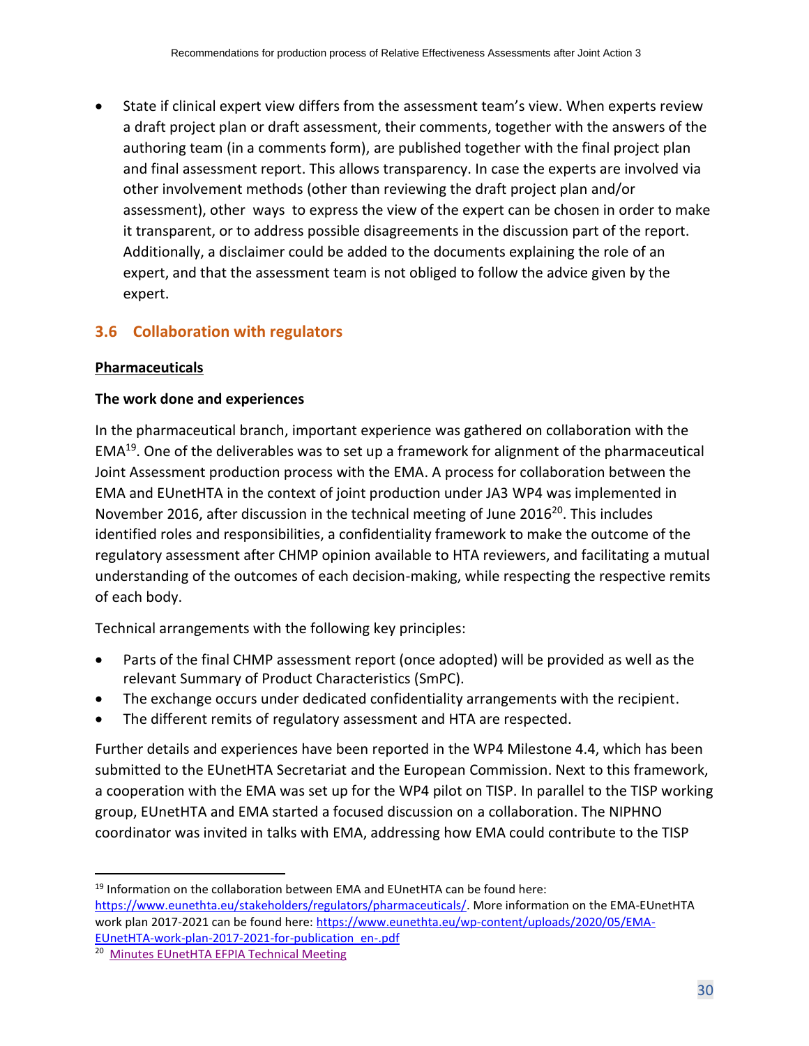- State if clinical expert view differs from the assessment team's view. When experts review a draft project plan or draft assessment, their comments, together with the answers of the authoring team (in a comments form), are published together with the final project plan and final assessment report. This allows transparency. In case the experts are involved via other involvement methods (other than reviewing the draft project plan and/or assessment), other ways to express the view of the expert can be chosen in order to make it transparent, or to address possible disagreements in the discussion part of the report. Additionally, a disclaimer could be added to the documents explaining the role of an expert, and that the assessment team is not obliged to follow the advice given by the expert.

## 3.6 Collaboration with regulators

**Pharmaceuticals**

**The work done and experiences**

In the pharmaceutical branch, important experience was gathered on collaboration with the EMA[19]. One of the deliverables was to set up a framework for alignment of the pharmaceutical Joint Assessment production process with the EMA. A process for collaboration between the EMA and EUnetHTA in the context of joint production under JA3 WP4 was implemented in November 2016, after discussion in the technical meeting of June 2016[20]. This includes identified roles and responsibilities, a confidentiality framework to make the outcome of the regulatory assessment after CHMP opinion available to HTA reviewers, and facilitating a mutual understanding of the outcomes of each decision-making, while respecting the respective remits of each body.

Technical arrangements with the following key principles:

- Parts of the final CHMP assessment report (once adopted) will be provided as well as the relevant Summary of Product Characteristics (SmPC).
- The exchange occurs under dedicated confidentiality arrangements with the recipient.
- The different remits of regulatory assessment and HTA are respected.

Further details and experiences have been reported in the WP4 Milestone 4.4, which has been submitted to the EUnetHTA Secretariat and the European Commission. Next to this framework, a cooperation with the EMA was set up for the WP4 pilot on TISP. In parallel to the TISP working group, EUnetHTA and EMA started a focused discussion on a collaboration. The NIPHNO coordinator was invited in talks with EMA, addressing how EMA could contribute to the TISP

---

[19] Information on the collaboration between EMA and EUnetHTA can be found here: https://www.eunethta.eu/stakeholders/regulators/pharmaceuticals/. More information on the EMA-EUnetHTA work plan 2017-2021 can be found here: https://www.eunethta.eu/wp-content/uploads/2020/05/EMA-EUnetHTA-work-plan-2017-2021-for-publication_en-.pdf

[20] Minutes EUnetHTA EFPIA Technical Meeting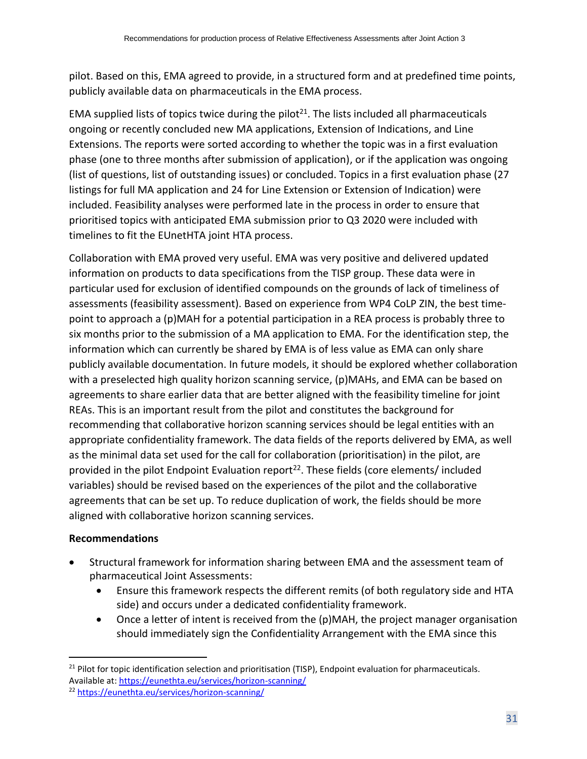pilot. Based on this, EMA agreed to provide, in a structured form and at predefined time points, publicly available data on pharmaceuticals in the EMA process.

EMA supplied lists of topics twice during the pilot[21]. The lists included all pharmaceuticals ongoing or recently concluded new MA applications, Extension of Indications, and Line Extensions. The reports were sorted according to whether the topic was in a first evaluation phase (one to three months after submission of application), or if the application was ongoing (list of questions, list of outstanding issues) or concluded. Topics in a first evaluation phase (27 listings for full MA application and 24 for Line Extension or Extension of Indication) were included. Feasibility analyses were performed late in the process in order to ensure that prioritised topics with anticipated EMA submission prior to Q3 2020 were included with timelines to fit the EUnetHTA joint HTA process.

Collaboration with EMA proved very useful. EMA was very positive and delivered updated information on products to data specifications from the TISP group. These data were in particular used for exclusion of identified compounds on the grounds of lack of timeliness of assessments (feasibility assessment). Based on experience from WP4 CoLP ZIN, the best time-point to approach a (p)MAH for a potential participation in a REA process is probably three to six months prior to the submission of a MA application to EMA. For the identification step, the information which can currently be shared by EMA is of less value as EMA can only share publicly available documentation. In future models, it should be explored whether collaboration with a preselected high quality horizon scanning service, (p)MAHs, and EMA can be based on agreements to share earlier data that are better aligned with the feasibility timeline for joint REAs. This is an important result from the pilot and constitutes the background for recommending that collaborative horizon scanning services should be legal entities with an appropriate confidentiality framework. The data fields of the reports delivered by EMA, as well as the minimal data set used for the call for collaboration (prioritisation) in the pilot, are provided in the pilot Endpoint Evaluation report[22]. These fields (core elements/ included variables) should be revised based on the experiences of the pilot and the collaborative agreements that can be set up. To reduce duplication of work, the fields should be more aligned with collaborative horizon scanning services.

**Recommendations**

- Structural framework for information sharing between EMA and the assessment team of pharmaceutical Joint Assessments:
    - Ensure this framework respects the different remits (of both regulatory side and HTA side) and occurs under a dedicated confidentiality framework.
    - Once a letter of intent is received from the (p)MAH, the project manager organisation should immediately sign the Confidentiality Arrangement with the EMA since this

[21] Pilot for topic identification selection and prioritisation (TISP), Endpoint evaluation for pharmaceuticals. Available at: https://eunethta.eu/services/horizon-scanning/

[22] https://eunethta.eu/services/horizon-scanning/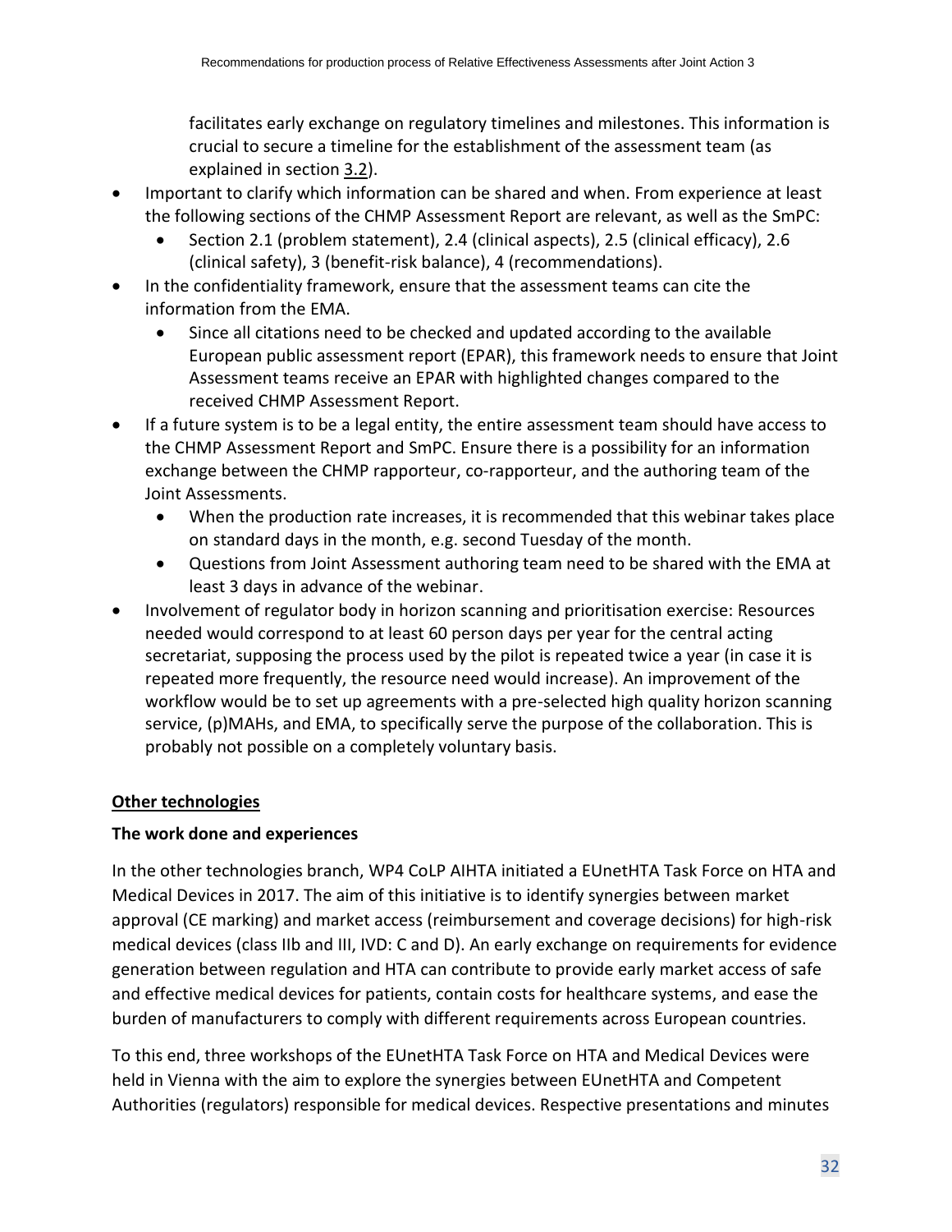facilitates early exchange on regulatory timelines and milestones. This information is crucial to secure a timeline for the establishment of the assessment team (as explained in section 3.2).

- Important to clarify which information can be shared and when. From experience at least the following sections of the CHMP Assessment Report are relevant, as well as the SmPC:
  - Section 2.1 (problem statement), 2.4 (clinical aspects), 2.5 (clinical efficacy), 2.6 (clinical safety), 3 (benefit-risk balance), 4 (recommendations).
- In the confidentiality framework, ensure that the assessment teams can cite the information from the EMA.
  - Since all citations need to be checked and updated according to the available European public assessment report (EPAR), this framework needs to ensure that Joint Assessment teams receive an EPAR with highlighted changes compared to the received CHMP Assessment Report.
- If a future system is to be a legal entity, the entire assessment team should have access to the CHMP Assessment Report and SmPC. Ensure there is a possibility for an information exchange between the CHMP rapporteur, co-rapporteur, and the authoring team of the Joint Assessments.
  - When the production rate increases, it is recommended that this webinar takes place on standard days in the month, e.g. second Tuesday of the month.
  - Questions from Joint Assessment authoring team need to be shared with the EMA at least 3 days in advance of the webinar.
- Involvement of regulator body in horizon scanning and prioritisation exercise: Resources needed would correspond to at least 60 person days per year for the central acting secretariat, supposing the process used by the pilot is repeated twice a year (in case it is repeated more frequently, the resource need would increase). An improvement of the workflow would be to set up agreements with a pre-selected high quality horizon scanning service, (p)MAHs, and EMA, to specifically serve the purpose of the collaboration. This is probably not possible on a completely voluntary basis.

**Other technologies**

**The work done and experiences**

In the other technologies branch, WP4 CoLP AIHTA initiated a EUnetHTA Task Force on HTA and Medical Devices in 2017. The aim of this initiative is to identify synergies between market approval (CE marking) and market access (reimbursement and coverage decisions) for high-risk medical devices (class IIb and III, IVD: C and D). An early exchange on requirements for evidence generation between regulation and HTA can contribute to provide early market access of safe and effective medical devices for patients, contain costs for healthcare systems, and ease the burden of manufacturers to comply with different requirements across European countries.

To this end, three workshops of the EUnetHTA Task Force on HTA and Medical Devices were held in Vienna with the aim to explore the synergies between EUnetHTA and Competent Authorities (regulators) responsible for medical devices. Respective presentations and minutes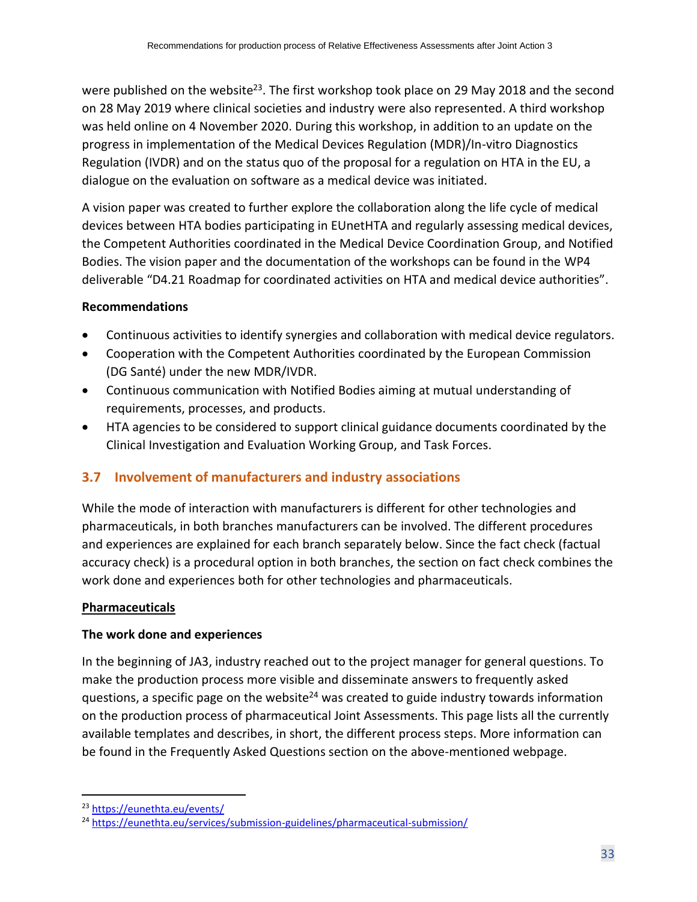were published on the website[23]. The first workshop took place on 29 May 2018 and the second on 28 May 2019 where clinical societies and industry were also represented. A third workshop was held online on 4 November 2020. During this workshop, in addition to an update on the progress in implementation of the Medical Devices Regulation (MDR)/In-vitro Diagnostics Regulation (IVDR) and on the status quo of the proposal for a regulation on HTA in the EU, a dialogue on the evaluation on software as a medical device was initiated.

A vision paper was created to further explore the collaboration along the life cycle of medical devices between HTA bodies participating in EUnetHTA and regularly assessing medical devices, the Competent Authorities coordinated in the Medical Device Coordination Group, and Notified Bodies. The vision paper and the documentation of the workshops can be found in the WP4 deliverable "D4.21 Roadmap for coordinated activities on HTA and medical device authorities".

**Recommendations**

- Continuous activities to identify synergies and collaboration with medical device regulators.
- Cooperation with the Competent Authorities coordinated by the European Commission (DG Santé) under the new MDR/IVDR.
- Continuous communication with Notified Bodies aiming at mutual understanding of requirements, processes, and products.
- HTA agencies to be considered to support clinical guidance documents coordinated by the Clinical Investigation and Evaluation Working Group, and Task Forces.

## 3.7 Involvement of manufacturers and industry associations

While the mode of interaction with manufacturers is different for other technologies and pharmaceuticals, in both branches manufacturers can be involved. The different procedures and experiences are explained for each branch separately below. Since the fact check (factual accuracy check) is a procedural option in both branches, the section on fact check combines the work done and experiences both for other technologies and pharmaceuticals.

**<u>Pharmaceuticals</u>**

**The work done and experiences**

In the beginning of JA3, industry reached out to the project manager for general questions. To make the production process more visible and disseminate answers to frequently asked questions, a specific page on the website[24] was created to guide industry towards information on the production process of pharmaceutical Joint Assessments. This page lists all the currently available templates and describes, in short, the different process steps. More information can be found in the Frequently Asked Questions section on the above-mentioned webpage.

---

[23] https://eunethta.eu/events/

[24] https://eunethta.eu/services/submission-guidelines/pharmaceutical-submission/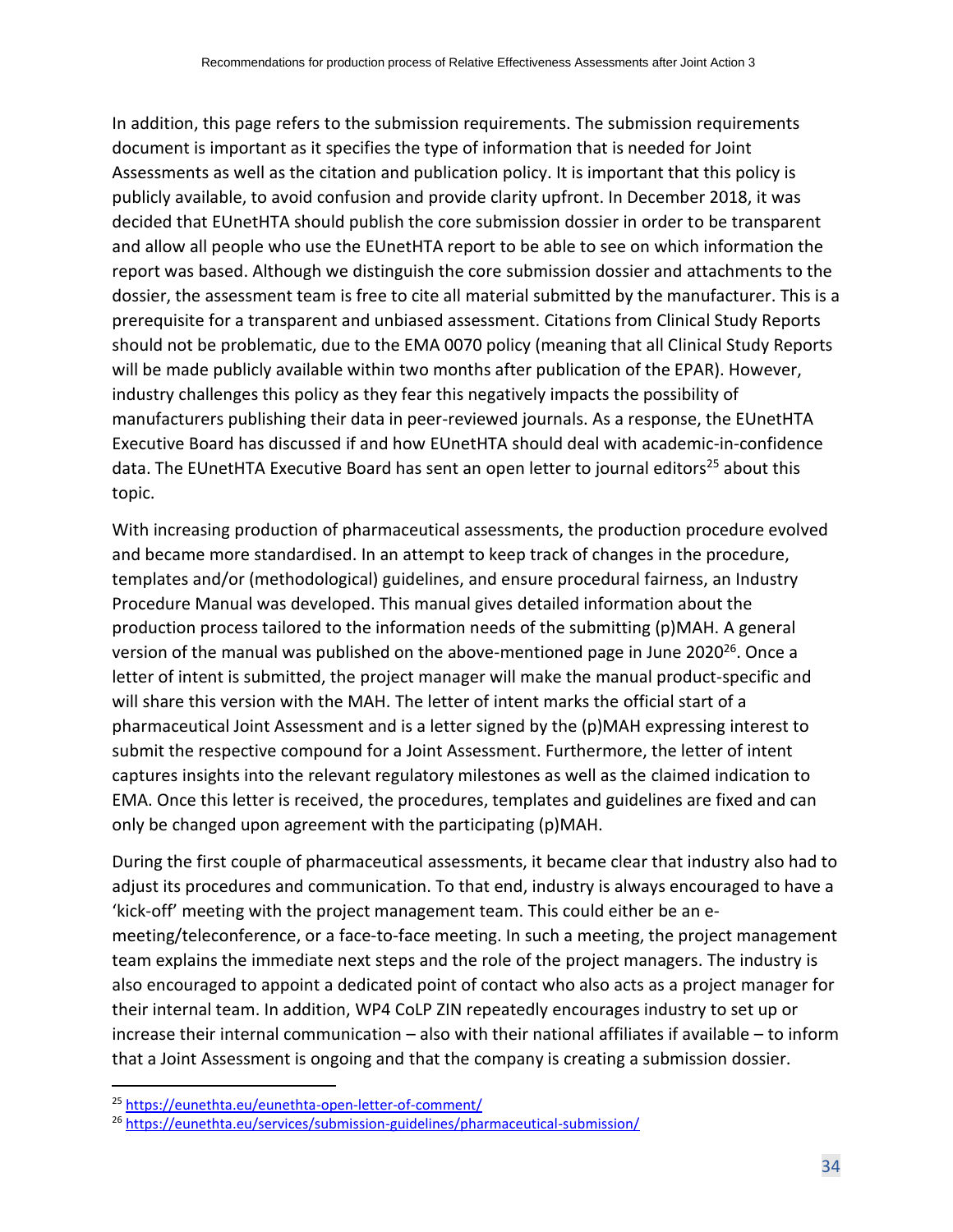In addition, this page refers to the submission requirements. The submission requirements document is important as it specifies the type of information that is needed for Joint Assessments as well as the citation and publication policy. It is important that this policy is publicly available, to avoid confusion and provide clarity upfront. In December 2018, it was decided that EUnetHTA should publish the core submission dossier in order to be transparent and allow all people who use the EUnetHTA report to be able to see on which information the report was based. Although we distinguish the core submission dossier and attachments to the dossier, the assessment team is free to cite all material submitted by the manufacturer. This is a prerequisite for a transparent and unbiased assessment. Citations from Clinical Study Reports should not be problematic, due to the EMA 0070 policy (meaning that all Clinical Study Reports will be made publicly available within two months after publication of the EPAR). However, industry challenges this policy as they fear this negatively impacts the possibility of manufacturers publishing their data in peer-reviewed journals. As a response, the EUnetHTA Executive Board has discussed if and how EUnetHTA should deal with academic-in-confidence data. The EUnetHTA Executive Board has sent an open letter to journal editors[25] about this topic.

With increasing production of pharmaceutical assessments, the production procedure evolved and became more standardised. In an attempt to keep track of changes in the procedure, templates and/or (methodological) guidelines, and ensure procedural fairness, an Industry Procedure Manual was developed. This manual gives detailed information about the production process tailored to the information needs of the submitting (p)MAH. A general version of the manual was published on the above-mentioned page in June 2020[26]. Once a letter of intent is submitted, the project manager will make the manual product-specific and will share this version with the MAH. The letter of intent marks the official start of a pharmaceutical Joint Assessment and is a letter signed by the (p)MAH expressing interest to submit the respective compound for a Joint Assessment. Furthermore, the letter of intent captures insights into the relevant regulatory milestones as well as the claimed indication to EMA. Once this letter is received, the procedures, templates and guidelines are fixed and can only be changed upon agreement with the participating (p)MAH.

During the first couple of pharmaceutical assessments, it became clear that industry also had to adjust its procedures and communication. To that end, industry is always encouraged to have a 'kick-off' meeting with the project management team. This could either be an e-meeting/teleconference, or a face-to-face meeting. In such a meeting, the project management team explains the immediate next steps and the role of the project managers. The industry is also encouraged to appoint a dedicated point of contact who also acts as a project manager for their internal team. In addition, WP4 CoLP ZIN repeatedly encourages industry to set up or increase their internal communication – also with their national affiliates if available – to inform that a Joint Assessment is ongoing and that the company is creating a submission dossier.

[25] https://eunethta.eu/eunethta-open-letter-of-comment/

[26] https://eunethta.eu/services/submission-guidelines/pharmaceutical-submission/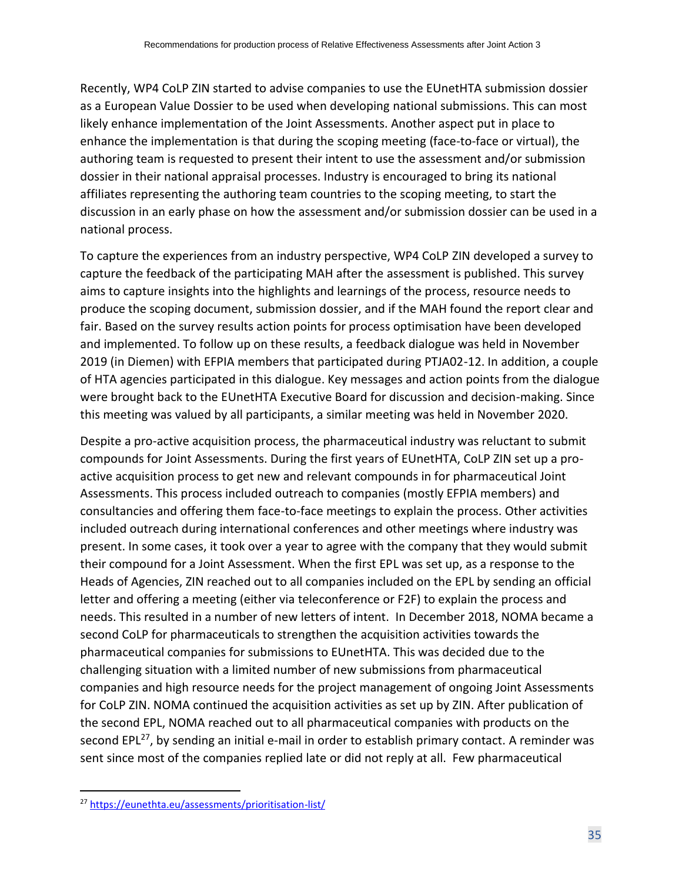Recently, WP4 CoLP ZIN started to advise companies to use the EUnetHTA submission dossier as a European Value Dossier to be used when developing national submissions. This can most likely enhance implementation of the Joint Assessments. Another aspect put in place to enhance the implementation is that during the scoping meeting (face-to-face or virtual), the authoring team is requested to present their intent to use the assessment and/or submission dossier in their national appraisal processes. Industry is encouraged to bring its national affiliates representing the authoring team countries to the scoping meeting, to start the discussion in an early phase on how the assessment and/or submission dossier can be used in a national process.

To capture the experiences from an industry perspective, WP4 CoLP ZIN developed a survey to capture the feedback of the participating MAH after the assessment is published. This survey aims to capture insights into the highlights and learnings of the process, resource needs to produce the scoping document, submission dossier, and if the MAH found the report clear and fair. Based on the survey results action points for process optimisation have been developed and implemented. To follow up on these results, a feedback dialogue was held in November 2019 (in Diemen) with EFPIA members that participated during PTJA02-12. In addition, a couple of HTA agencies participated in this dialogue. Key messages and action points from the dialogue were brought back to the EUnetHTA Executive Board for discussion and decision-making. Since this meeting was valued by all participants, a similar meeting was held in November 2020.

Despite a pro-active acquisition process, the pharmaceutical industry was reluctant to submit compounds for Joint Assessments. During the first years of EUnetHTA, CoLP ZIN set up a pro-active acquisition process to get new and relevant compounds in for pharmaceutical Joint Assessments. This process included outreach to companies (mostly EFPIA members) and consultancies and offering them face-to-face meetings to explain the process. Other activities included outreach during international conferences and other meetings where industry was present. In some cases, it took over a year to agree with the company that they would submit their compound for a Joint Assessment. When the first EPL was set up, as a response to the Heads of Agencies, ZIN reached out to all companies included on the EPL by sending an official letter and offering a meeting (either via teleconference or F2F) to explain the process and needs. This resulted in a number of new letters of intent. In December 2018, NOMA became a second CoLP for pharmaceuticals to strengthen the acquisition activities towards the pharmaceutical companies for submissions to EUnetHTA. This was decided due to the challenging situation with a limited number of new submissions from pharmaceutical companies and high resource needs for the project management of ongoing Joint Assessments for CoLP ZIN. NOMA continued the acquisition activities as set up by ZIN. After publication of the second EPL, NOMA reached out to all pharmaceutical companies with products on the second EPL[27], by sending an initial e-mail in order to establish primary contact. A reminder was sent since most of the companies replied late or did not reply at all. Few pharmaceutical

[27] https://eunethta.eu/assessments/prioritisation-list/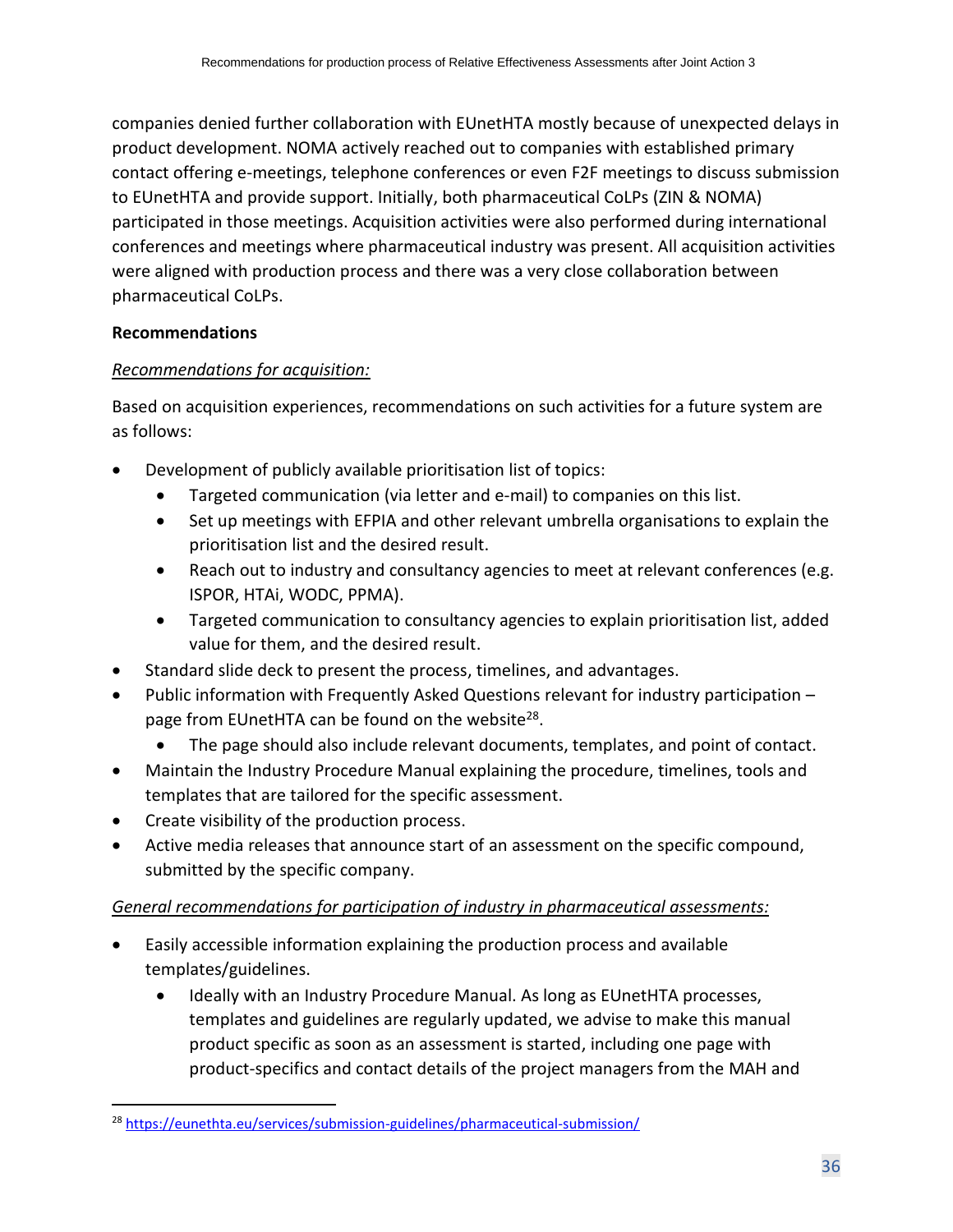companies denied further collaboration with EUnetHTA mostly because of unexpected delays in product development. NOMA actively reached out to companies with established primary contact offering e-meetings, telephone conferences or even F2F meetings to discuss submission to EUnetHTA and provide support. Initially, both pharmaceutical CoLPs (ZIN & NOMA) participated in those meetings. Acquisition activities were also performed during international conferences and meetings where pharmaceutical industry was present. All acquisition activities were aligned with production process and there was a very close collaboration between pharmaceutical CoLPs.

**Recommendations**

*Recommendations for acquisition:*

Based on acquisition experiences, recommendations on such activities for a future system are as follows:

- Development of publicly available prioritisation list of topics:
  - Targeted communication (via letter and e-mail) to companies on this list.
  - Set up meetings with EFPIA and other relevant umbrella organisations to explain the prioritisation list and the desired result.
  - Reach out to industry and consultancy agencies to meet at relevant conferences (e.g. ISPOR, HTAi, WODC, PPMA).
  - Targeted communication to consultancy agencies to explain prioritisation list, added value for them, and the desired result.
- Standard slide deck to present the process, timelines, and advantages.
- Public information with Frequently Asked Questions relevant for industry participation – page from EUnetHTA can be found on the website[28].
  - The page should also include relevant documents, templates, and point of contact.
- Maintain the Industry Procedure Manual explaining the procedure, timelines, tools and templates that are tailored for the specific assessment.
- Create visibility of the production process.
- Active media releases that announce start of an assessment on the specific compound, submitted by the specific company.

*General recommendations for participation of industry in pharmaceutical assessments:*

- Easily accessible information explaining the production process and available templates/guidelines.
  - Ideally with an Industry Procedure Manual. As long as EUnetHTA processes, templates and guidelines are regularly updated, we advise to make this manual product specific as soon as an assessment is started, including one page with product-specifics and contact details of the project managers from the MAH and

[28] https://eunethta.eu/services/submission-guidelines/pharmaceutical-submission/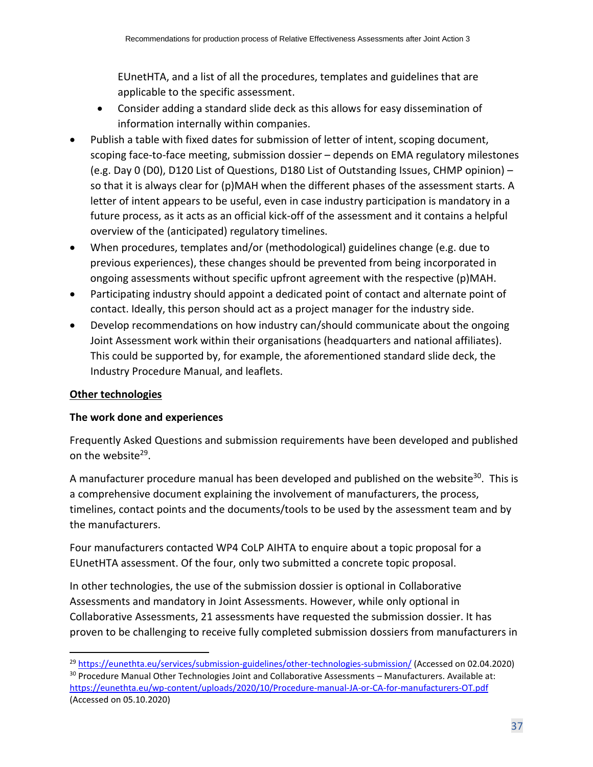EUnetHTA, and a list of all the procedures, templates and guidelines that are applicable to the specific assessment.

- Consider adding a standard slide deck as this allows for easy dissemination of information internally within companies.

- Publish a table with fixed dates for submission of letter of intent, scoping document, scoping face-to-face meeting, submission dossier – depends on EMA regulatory milestones (e.g. Day 0 (D0), D120 List of Questions, D180 List of Outstanding Issues, CHMP opinion) – so that it is always clear for (p)MAH when the different phases of the assessment starts. A letter of intent appears to be useful, even in case industry participation is mandatory in a future process, as it acts as an official kick-off of the assessment and it contains a helpful overview of the (anticipated) regulatory timelines.
- When procedures, templates and/or (methodological) guidelines change (e.g. due to previous experiences), these changes should be prevented from being incorporated in ongoing assessments without specific upfront agreement with the respective (p)MAH.
- Participating industry should appoint a dedicated point of contact and alternate point of contact. Ideally, this person should act as a project manager for the industry side.
- Develop recommendations on how industry can/should communicate about the ongoing Joint Assessment work within their organisations (headquarters and national affiliates). This could be supported by, for example, the aforementioned standard slide deck, the Industry Procedure Manual, and leaflets.

**Other technologies**

**The work done and experiences**

Frequently Asked Questions and submission requirements have been developed and published on the website[29].

A manufacturer procedure manual has been developed and published on the website[30]. This is a comprehensive document explaining the involvement of manufacturers, the process, timelines, contact points and the documents/tools to be used by the assessment team and by the manufacturers.

Four manufacturers contacted WP4 CoLP AIHTA to enquire about a topic proposal for a EUnetHTA assessment. Of the four, only two submitted a concrete topic proposal.

In other technologies, the use of the submission dossier is optional in Collaborative Assessments and mandatory in Joint Assessments. However, while only optional in Collaborative Assessments, 21 assessments have requested the submission dossier. It has proven to be challenging to receive fully completed submission dossiers from manufacturers in

[29] https://eunethta.eu/services/submission-guidelines/other-technologies-submission/ (Accessed on 02.04.2020)

[30] Procedure Manual Other Technologies Joint and Collaborative Assessments – Manufacturers. Available at: https://eunethta.eu/wp-content/uploads/2020/10/Procedure-manual-JA-or-CA-for-manufacturers-OT.pdf (Accessed on 05.10.2020)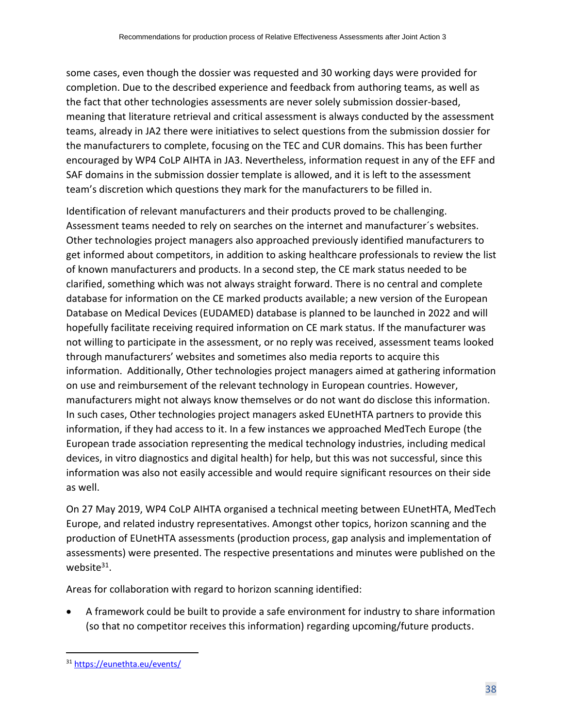some cases, even though the dossier was requested and 30 working days were provided for completion. Due to the described experience and feedback from authoring teams, as well as the fact that other technologies assessments are never solely submission dossier-based, meaning that literature retrieval and critical assessment is always conducted by the assessment teams, already in JA2 there were initiatives to select questions from the submission dossier for the manufacturers to complete, focusing on the TEC and CUR domains. This has been further encouraged by WP4 CoLP AIHTA in JA3. Nevertheless, information request in any of the EFF and SAF domains in the submission dossier template is allowed, and it is left to the assessment team's discretion which questions they mark for the manufacturers to be filled in.

Identification of relevant manufacturers and their products proved to be challenging. Assessment teams needed to rely on searches on the internet and manufacturer´s websites. Other technologies project managers also approached previously identified manufacturers to get informed about competitors, in addition to asking healthcare professionals to review the list of known manufacturers and products. In a second step, the CE mark status needed to be clarified, something which was not always straight forward. There is no central and complete database for information on the CE marked products available; a new version of the European Database on Medical Devices (EUDAMED) database is planned to be launched in 2022 and will hopefully facilitate receiving required information on CE mark status. If the manufacturer was not willing to participate in the assessment, or no reply was received, assessment teams looked through manufacturers' websites and sometimes also media reports to acquire this information. Additionally, Other technologies project managers aimed at gathering information on use and reimbursement of the relevant technology in European countries. However, manufacturers might not always know themselves or do not want do disclose this information. In such cases, Other technologies project managers asked EUnetHTA partners to provide this information, if they had access to it. In a few instances we approached MedTech Europe (the European trade association representing the medical technology industries, including medical devices, in vitro diagnostics and digital health) for help, but this was not successful, since this information was also not easily accessible and would require significant resources on their side as well.

On 27 May 2019, WP4 CoLP AIHTA organised a technical meeting between EUnetHTA, MedTech Europe, and related industry representatives. Amongst other topics, horizon scanning and the production of EUnetHTA assessments (production process, gap analysis and implementation of assessments) were presented. The respective presentations and minutes were published on the website[31].

Areas for collaboration with regard to horizon scanning identified:

- A framework could be built to provide a safe environment for industry to share information (so that no competitor receives this information) regarding upcoming/future products.

[31] https://eunethta.eu/events/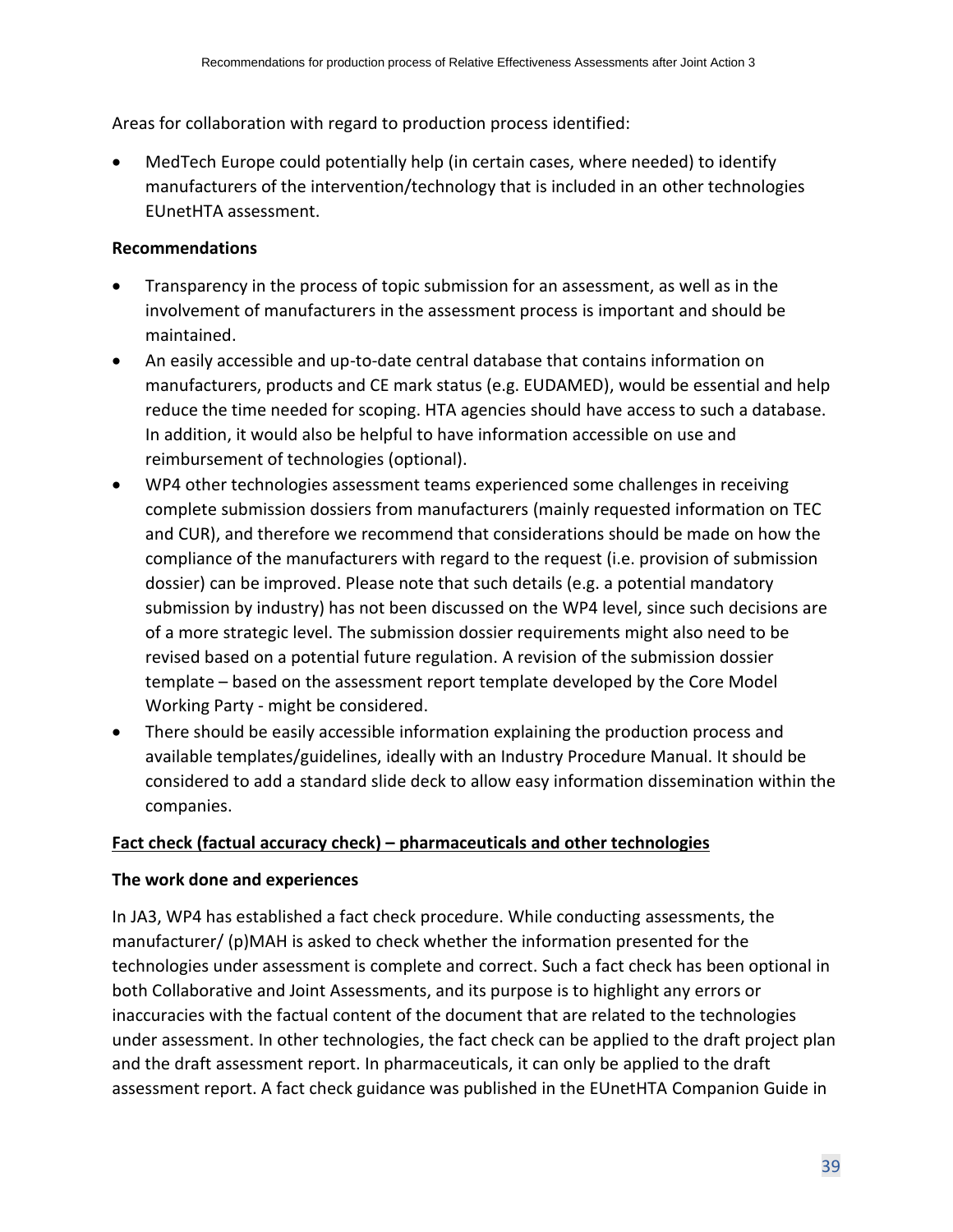Areas for collaboration with regard to production process identified:

- MedTech Europe could potentially help (in certain cases, where needed) to identify manufacturers of the intervention/technology that is included in an other technologies EUnetHTA assessment.

**Recommendations**

- Transparency in the process of topic submission for an assessment, as well as in the involvement of manufacturers in the assessment process is important and should be maintained.
- An easily accessible and up-to-date central database that contains information on manufacturers, products and CE mark status (e.g. EUDAMED), would be essential and help reduce the time needed for scoping. HTA agencies should have access to such a database. In addition, it would also be helpful to have information accessible on use and reimbursement of technologies (optional).
- WP4 other technologies assessment teams experienced some challenges in receiving complete submission dossiers from manufacturers (mainly requested information on TEC and CUR), and therefore we recommend that considerations should be made on how the compliance of the manufacturers with regard to the request (i.e. provision of submission dossier) can be improved. Please note that such details (e.g. a potential mandatory submission by industry) has not been discussed on the WP4 level, since such decisions are of a more strategic level. The submission dossier requirements might also need to be revised based on a potential future regulation. A revision of the submission dossier template – based on the assessment report template developed by the Core Model Working Party - might be considered.
- There should be easily accessible information explaining the production process and available templates/guidelines, ideally with an Industry Procedure Manual. It should be considered to add a standard slide deck to allow easy information dissemination within the companies.

**Fact check (factual accuracy check) – pharmaceuticals and other technologies**

**The work done and experiences**

In JA3, WP4 has established a fact check procedure. While conducting assessments, the manufacturer/ (p)MAH is asked to check whether the information presented for the technologies under assessment is complete and correct. Such a fact check has been optional in both Collaborative and Joint Assessments, and its purpose is to highlight any errors or inaccuracies with the factual content of the document that are related to the technologies under assessment. In other technologies, the fact check can be applied to the draft project plan and the draft assessment report. In pharmaceuticals, it can only be applied to the draft assessment report. A fact check guidance was published in the EUnetHTA Companion Guide in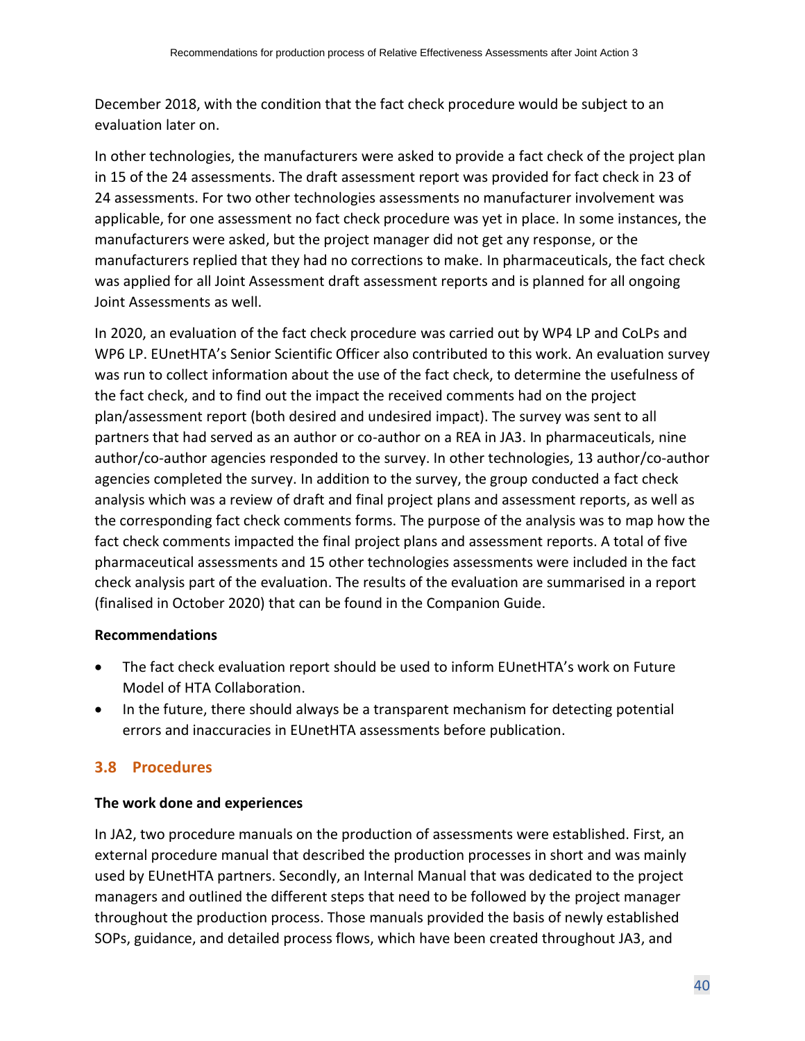December 2018, with the condition that the fact check procedure would be subject to an evaluation later on.

In other technologies, the manufacturers were asked to provide a fact check of the project plan in 15 of the 24 assessments. The draft assessment report was provided for fact check in 23 of 24 assessments. For two other technologies assessments no manufacturer involvement was applicable, for one assessment no fact check procedure was yet in place. In some instances, the manufacturers were asked, but the project manager did not get any response, or the manufacturers replied that they had no corrections to make. In pharmaceuticals, the fact check was applied for all Joint Assessment draft assessment reports and is planned for all ongoing Joint Assessments as well.

In 2020, an evaluation of the fact check procedure was carried out by WP4 LP and CoLPs and WP6 LP. EUnetHTA's Senior Scientific Officer also contributed to this work. An evaluation survey was run to collect information about the use of the fact check, to determine the usefulness of the fact check, and to find out the impact the received comments had on the project plan/assessment report (both desired and undesired impact). The survey was sent to all partners that had served as an author or co-author on a REA in JA3. In pharmaceuticals, nine author/co-author agencies responded to the survey. In other technologies, 13 author/co-author agencies completed the survey. In addition to the survey, the group conducted a fact check analysis which was a review of draft and final project plans and assessment reports, as well as the corresponding fact check comments forms. The purpose of the analysis was to map how the fact check comments impacted the final project plans and assessment reports. A total of five pharmaceutical assessments and 15 other technologies assessments were included in the fact check analysis part of the evaluation. The results of the evaluation are summarised in a report (finalised in October 2020) that can be found in the Companion Guide.

**Recommendations**

- The fact check evaluation report should be used to inform EUnetHTA's work on Future Model of HTA Collaboration.
- In the future, there should always be a transparent mechanism for detecting potential errors and inaccuracies in EUnetHTA assessments before publication.

## 3.8 Procedures

**The work done and experiences**

In JA2, two procedure manuals on the production of assessments were established. First, an external procedure manual that described the production processes in short and was mainly used by EUnetHTA partners. Secondly, an Internal Manual that was dedicated to the project managers and outlined the different steps that need to be followed by the project manager throughout the production process. Those manuals provided the basis of newly established SOPs, guidance, and detailed process flows, which have been created throughout JA3, and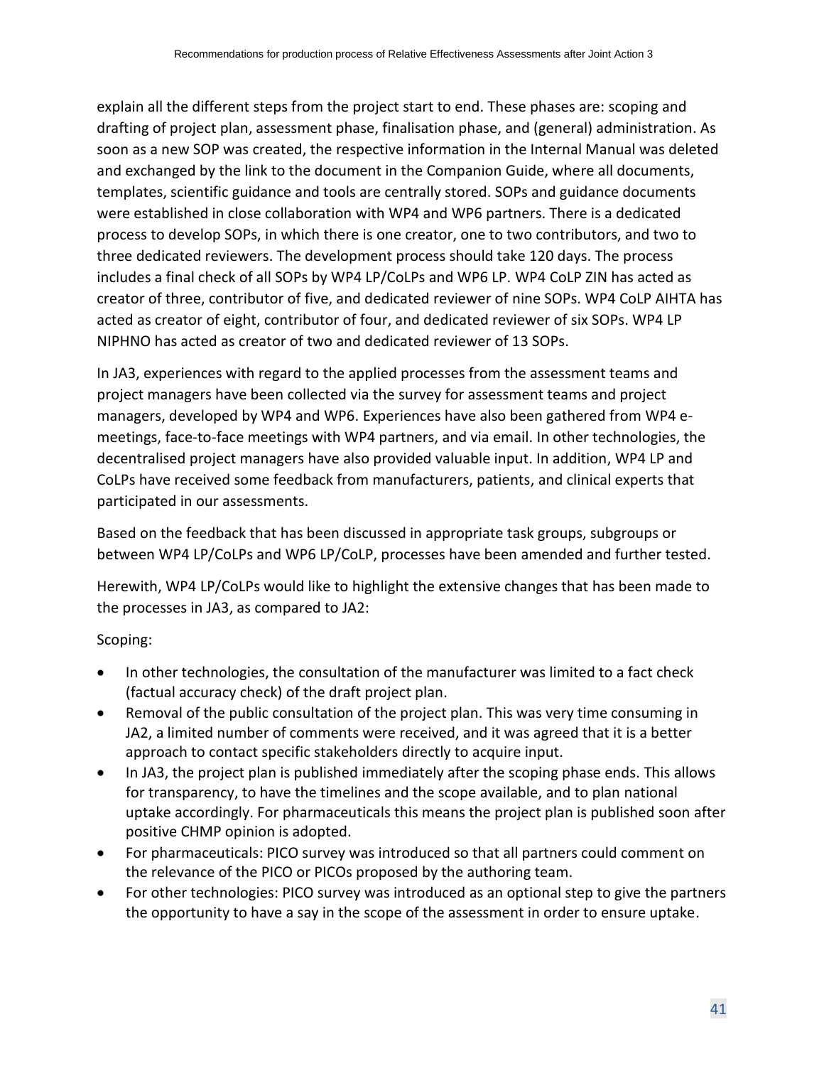explain all the different steps from the project start to end. These phases are: scoping and drafting of project plan, assessment phase, finalisation phase, and (general) administration. As soon as a new SOP was created, the respective information in the Internal Manual was deleted and exchanged by the link to the document in the Companion Guide, where all documents, templates, scientific guidance and tools are centrally stored. SOPs and guidance documents were established in close collaboration with WP4 and WP6 partners. There is a dedicated process to develop SOPs, in which there is one creator, one to two contributors, and two to three dedicated reviewers. The development process should take 120 days. The process includes a final check of all SOPs by WP4 LP/CoLPs and WP6 LP. WP4 CoLP ZIN has acted as creator of three, contributor of five, and dedicated reviewer of nine SOPs. WP4 CoLP AIHTA has acted as creator of eight, contributor of four, and dedicated reviewer of six SOPs. WP4 LP NIPHNO has acted as creator of two and dedicated reviewer of 13 SOPs.

In JA3, experiences with regard to the applied processes from the assessment teams and project managers have been collected via the survey for assessment teams and project managers, developed by WP4 and WP6. Experiences have also been gathered from WP4 e-meetings, face-to-face meetings with WP4 partners, and via email. In other technologies, the decentralised project managers have also provided valuable input. In addition, WP4 LP and CoLPs have received some feedback from manufacturers, patients, and clinical experts that participated in our assessments.

Based on the feedback that has been discussed in appropriate task groups, subgroups or between WP4 LP/CoLPs and WP6 LP/CoLP, processes have been amended and further tested.

Herewith, WP4 LP/CoLPs would like to highlight the extensive changes that has been made to the processes in JA3, as compared to JA2:

Scoping:

- In other technologies, the consultation of the manufacturer was limited to a fact check (factual accuracy check) of the draft project plan.
- Removal of the public consultation of the project plan. This was very time consuming in JA2, a limited number of comments were received, and it was agreed that it is a better approach to contact specific stakeholders directly to acquire input.
- In JA3, the project plan is published immediately after the scoping phase ends. This allows for transparency, to have the timelines and the scope available, and to plan national uptake accordingly. For pharmaceuticals this means the project plan is published soon after positive CHMP opinion is adopted.
- For pharmaceuticals: PICO survey was introduced so that all partners could comment on the relevance of the PICO or PICOs proposed by the authoring team.
- For other technologies: PICO survey was introduced as an optional step to give the partners the opportunity to have a say in the scope of the assessment in order to ensure uptake.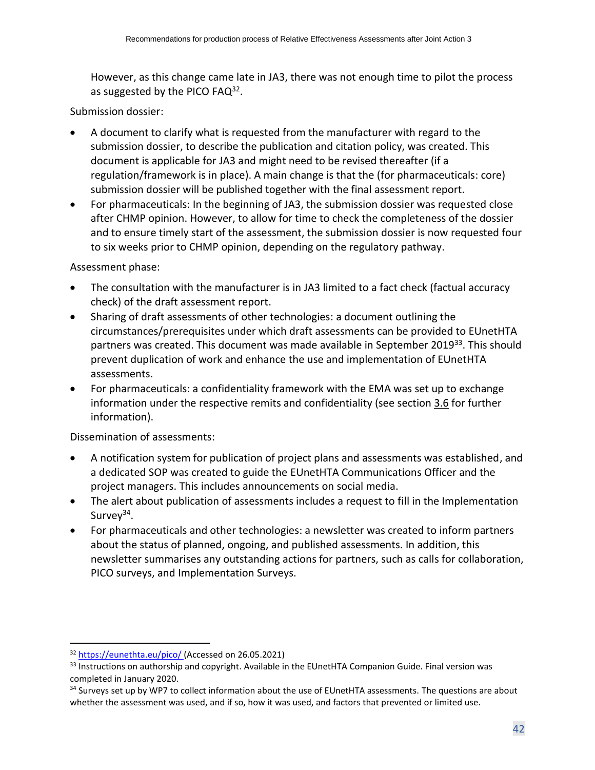However, as this change came late in JA3, there was not enough time to pilot the process as suggested by the PICO FAQ[32].

Submission dossier:

- A document to clarify what is requested from the manufacturer with regard to the submission dossier, to describe the publication and citation policy, was created. This document is applicable for JA3 and might need to be revised thereafter (if a regulation/framework is in place). A main change is that the (for pharmaceuticals: core) submission dossier will be published together with the final assessment report.
- For pharmaceuticals: In the beginning of JA3, the submission dossier was requested close after CHMP opinion. However, to allow for time to check the completeness of the dossier and to ensure timely start of the assessment, the submission dossier is now requested four to six weeks prior to CHMP opinion, depending on the regulatory pathway.

Assessment phase:

- The consultation with the manufacturer is in JA3 limited to a fact check (factual accuracy check) of the draft assessment report.
- Sharing of draft assessments of other technologies: a document outlining the circumstances/prerequisites under which draft assessments can be provided to EUnetHTA partners was created. This document was made available in September 2019[33]. This should prevent duplication of work and enhance the use and implementation of EUnetHTA assessments.
- For pharmaceuticals: a confidentiality framework with the EMA was set up to exchange information under the respective remits and confidentiality (see section 3.6 for further information).

Dissemination of assessments:

- A notification system for publication of project plans and assessments was established, and a dedicated SOP was created to guide the EUnetHTA Communications Officer and the project managers. This includes announcements on social media.
- The alert about publication of assessments includes a request to fill in the Implementation Survey[34].
- For pharmaceuticals and other technologies: a newsletter was created to inform partners about the status of planned, ongoing, and published assessments. In addition, this newsletter summarises any outstanding actions for partners, such as calls for collaboration, PICO surveys, and Implementation Surveys.

---

[32] https://eunethta.eu/pico/ (Accessed on 26.05.2021)

[33] Instructions on authorship and copyright. Available in the EUnetHTA Companion Guide. Final version was completed in January 2020.

[34] Surveys set up by WP7 to collect information about the use of EUnetHTA assessments. The questions are about whether the assessment was used, and if so, how it was used, and factors that prevented or limited use.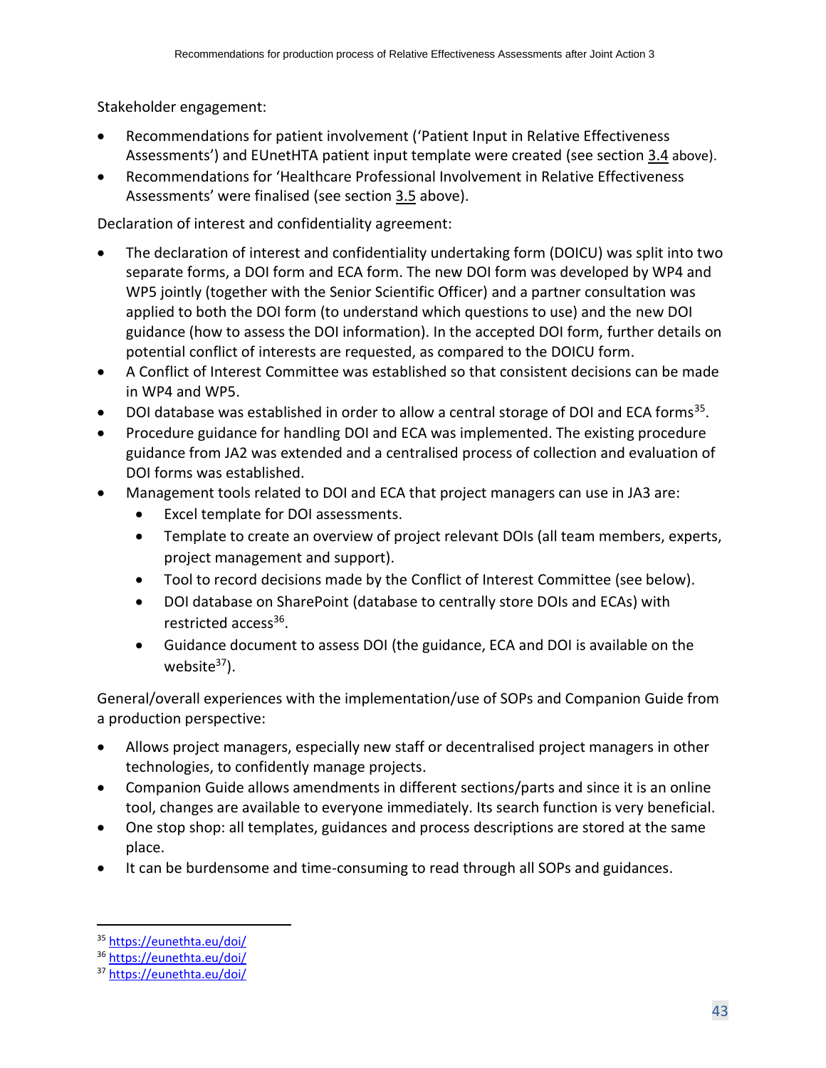Stakeholder engagement:

- Recommendations for patient involvement ('Patient Input in Relative Effectiveness Assessments') and EUnetHTA patient input template were created (see section 3.4 above).
- Recommendations for 'Healthcare Professional Involvement in Relative Effectiveness Assessments' were finalised (see section 3.5 above).

Declaration of interest and confidentiality agreement:

- The declaration of interest and confidentiality undertaking form (DOICU) was split into two separate forms, a DOI form and ECA form. The new DOI form was developed by WP4 and WP5 jointly (together with the Senior Scientific Officer) and a partner consultation was applied to both the DOI form (to understand which questions to use) and the new DOI guidance (how to assess the DOI information). In the accepted DOI form, further details on potential conflict of interests are requested, as compared to the DOICU form.
- A Conflict of Interest Committee was established so that consistent decisions can be made in WP4 and WP5.
- DOI database was established in order to allow a central storage of DOI and ECA forms[35].
- Procedure guidance for handling DOI and ECA was implemented. The existing procedure guidance from JA2 was extended and a centralised process of collection and evaluation of DOI forms was established.
- Management tools related to DOI and ECA that project managers can use in JA3 are:
  - Excel template for DOI assessments.
  - Template to create an overview of project relevant DOIs (all team members, experts, project management and support).
  - Tool to record decisions made by the Conflict of Interest Committee (see below).
  - DOI database on SharePoint (database to centrally store DOIs and ECAs) with restricted access[36].
  - Guidance document to assess DOI (the guidance, ECA and DOI is available on the website[37]).

General/overall experiences with the implementation/use of SOPs and Companion Guide from a production perspective:

- Allows project managers, especially new staff or decentralised project managers in other technologies, to confidently manage projects.
- Companion Guide allows amendments in different sections/parts and since it is an online tool, changes are available to everyone immediately. Its search function is very beneficial.
- One stop shop: all templates, guidances and process descriptions are stored at the same place.
- It can be burdensome and time-consuming to read through all SOPs and guidances.

---

[35] https://eunethta.eu/doi/

[36] https://eunethta.eu/doi/

[37] https://eunethta.eu/doi/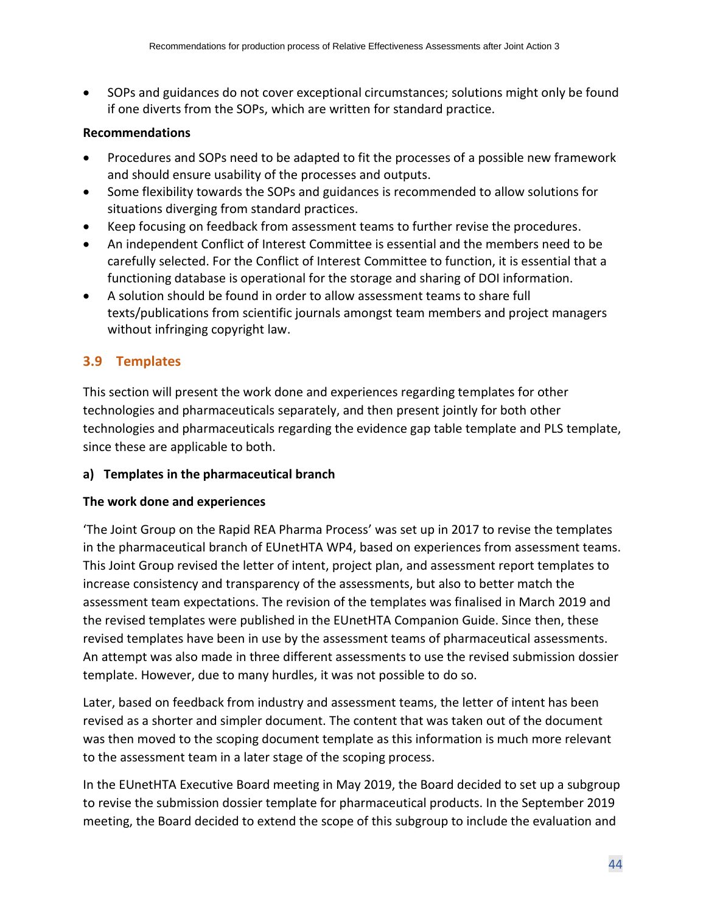- SOPs and guidances do not cover exceptional circumstances; solutions might only be found if one diverts from the SOPs, which are written for standard practice.

**Recommendations**

- Procedures and SOPs need to be adapted to fit the processes of a possible new framework and should ensure usability of the processes and outputs.
- Some flexibility towards the SOPs and guidances is recommended to allow solutions for situations diverging from standard practices.
- Keep focusing on feedback from assessment teams to further revise the procedures.
- An independent Conflict of Interest Committee is essential and the members need to be carefully selected. For the Conflict of Interest Committee to function, it is essential that a functioning database is operational for the storage and sharing of DOI information.
- A solution should be found in order to allow assessment teams to share full texts/publications from scientific journals amongst team members and project managers without infringing copyright law.

## 3.9 Templates

This section will present the work done and experiences regarding templates for other technologies and pharmaceuticals separately, and then present jointly for both other technologies and pharmaceuticals regarding the evidence gap table template and PLS template, since these are applicable to both.

**a) Templates in the pharmaceutical branch**

**The work done and experiences**

'The Joint Group on the Rapid REA Pharma Process' was set up in 2017 to revise the templates in the pharmaceutical branch of EUnetHTA WP4, based on experiences from assessment teams. This Joint Group revised the letter of intent, project plan, and assessment report templates to increase consistency and transparency of the assessments, but also to better match the assessment team expectations. The revision of the templates was finalised in March 2019 and the revised templates were published in the EUnetHTA Companion Guide. Since then, these revised templates have been in use by the assessment teams of pharmaceutical assessments. An attempt was also made in three different assessments to use the revised submission dossier template. However, due to many hurdles, it was not possible to do so.

Later, based on feedback from industry and assessment teams, the letter of intent has been revised as a shorter and simpler document. The content that was taken out of the document was then moved to the scoping document template as this information is much more relevant to the assessment team in a later stage of the scoping process.

In the EUnetHTA Executive Board meeting in May 2019, the Board decided to set up a subgroup to revise the submission dossier template for pharmaceutical products. In the September 2019 meeting, the Board decided to extend the scope of this subgroup to include the evaluation and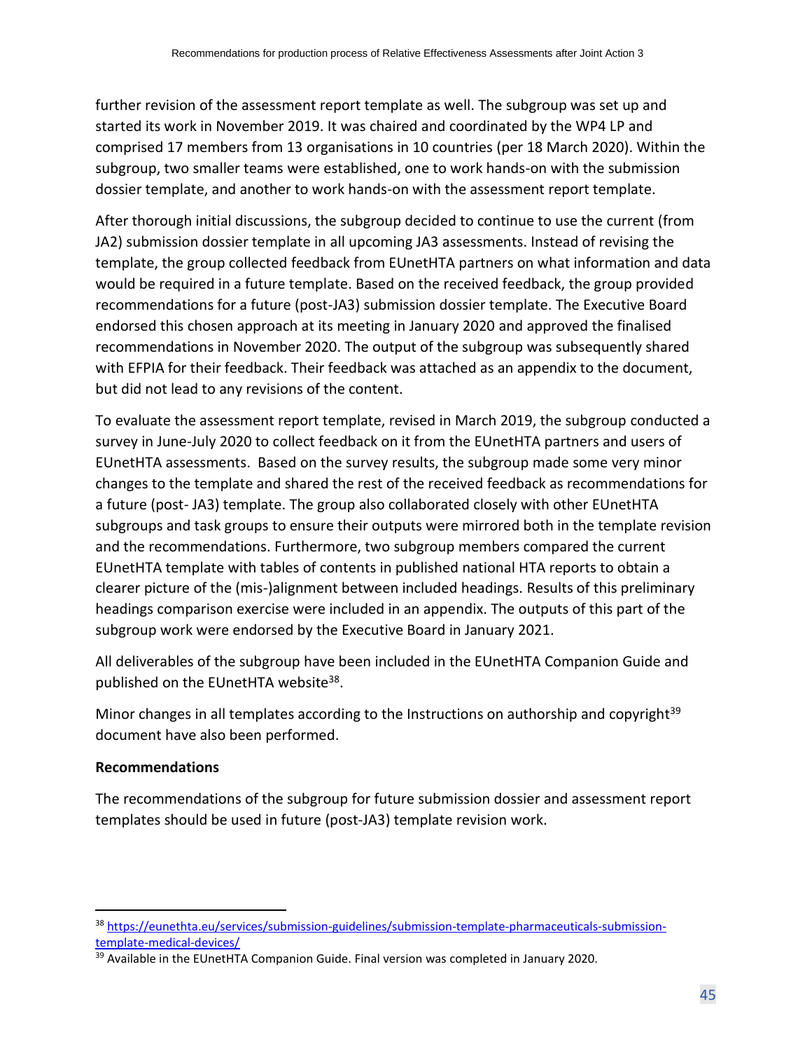further revision of the assessment report template as well. The subgroup was set up and started its work in November 2019. It was chaired and coordinated by the WP4 LP and comprised 17 members from 13 organisations in 10 countries (per 18 March 2020). Within the subgroup, two smaller teams were established, one to work hands-on with the submission dossier template, and another to work hands-on with the assessment report template.

After thorough initial discussions, the subgroup decided to continue to use the current (from JA2) submission dossier template in all upcoming JA3 assessments. Instead of revising the template, the group collected feedback from EUnetHTA partners on what information and data would be required in a future template. Based on the received feedback, the group provided recommendations for a future (post-JA3) submission dossier template. The Executive Board endorsed this chosen approach at its meeting in January 2020 and approved the finalised recommendations in November 2020. The output of the subgroup was subsequently shared with EFPIA for their feedback. Their feedback was attached as an appendix to the document, but did not lead to any revisions of the content.

To evaluate the assessment report template, revised in March 2019, the subgroup conducted a survey in June-July 2020 to collect feedback on it from the EUnetHTA partners and users of EUnetHTA assessments. Based on the survey results, the subgroup made some very minor changes to the template and shared the rest of the received feedback as recommendations for a future (post- JA3) template. The group also collaborated closely with other EUnetHTA subgroups and task groups to ensure their outputs were mirrored both in the template revision and the recommendations. Furthermore, two subgroup members compared the current EUnetHTA template with tables of contents in published national HTA reports to obtain a clearer picture of the (mis-)alignment between included headings. Results of this preliminary headings comparison exercise were included in an appendix. The outputs of this part of the subgroup work were endorsed by the Executive Board in January 2021.

All deliverables of the subgroup have been included in the EUnetHTA Companion Guide and published on the EUnetHTA website[38].

Minor changes in all templates according to the Instructions on authorship and copyright[39] document have also been performed.

**Recommendations**

The recommendations of the subgroup for future submission dossier and assessment report templates should be used in future (post-JA3) template revision work.

[38] https://eunethta.eu/services/submission-guidelines/submission-template-pharmaceuticals-submission-template-medical-devices/

[39] Available in the EUnetHTA Companion Guide. Final version was completed in January 2020.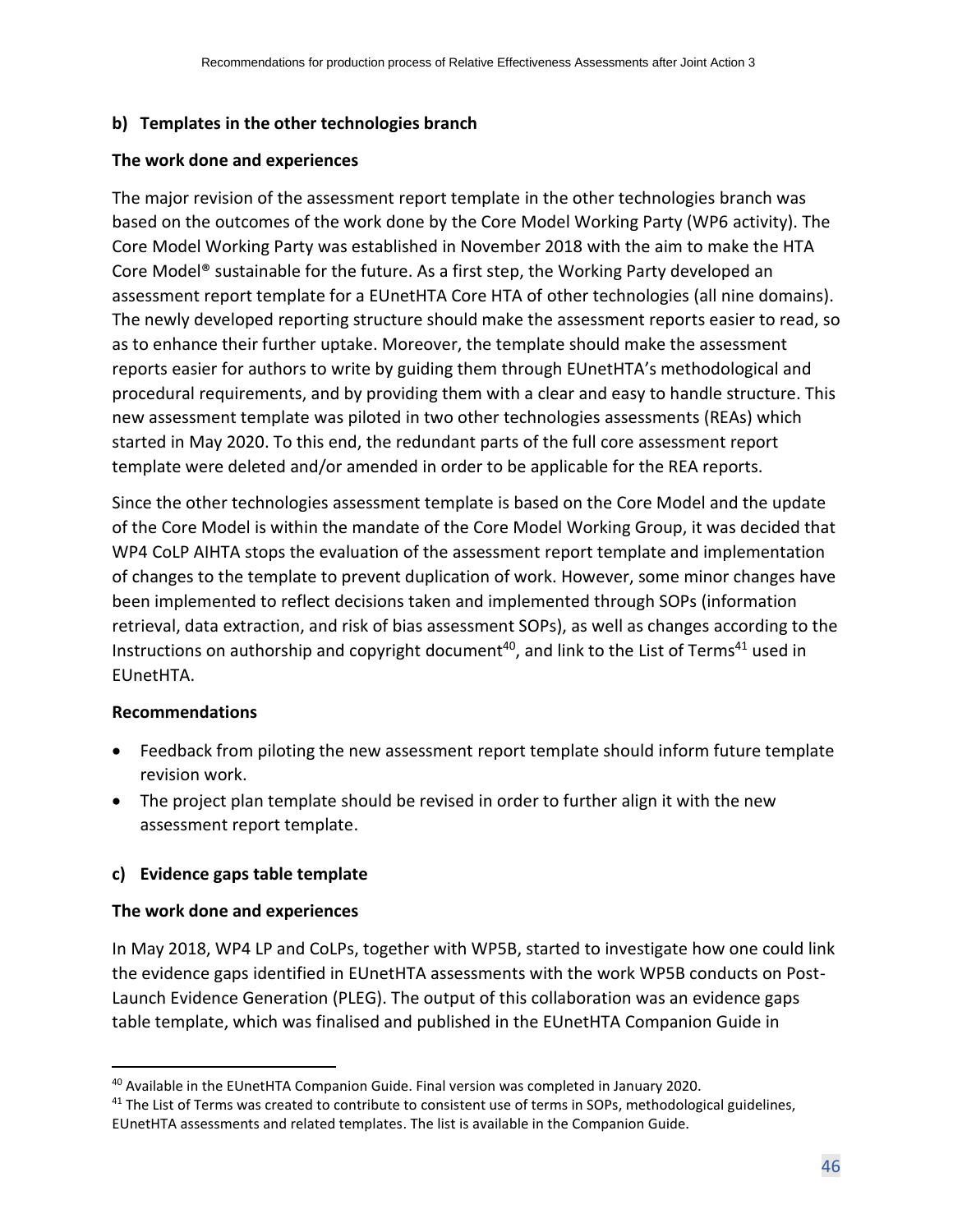### b) Templates in the other technologies branch

**The work done and experiences**

The major revision of the assessment report template in the other technologies branch was based on the outcomes of the work done by the Core Model Working Party (WP6 activity). The Core Model Working Party was established in November 2018 with the aim to make the HTA Core Model® sustainable for the future. As a first step, the Working Party developed an assessment report template for a EUnetHTA Core HTA of other technologies (all nine domains). The newly developed reporting structure should make the assessment reports easier to read, so as to enhance their further uptake. Moreover, the template should make the assessment reports easier for authors to write by guiding them through EUnetHTA's methodological and procedural requirements, and by providing them with a clear and easy to handle structure. This new assessment template was piloted in two other technologies assessments (REAs) which started in May 2020. To this end, the redundant parts of the full core assessment report template were deleted and/or amended in order to be applicable for the REA reports.

Since the other technologies assessment template is based on the Core Model and the update of the Core Model is within the mandate of the Core Model Working Group, it was decided that WP4 CoLP AIHTA stops the evaluation of the assessment report template and implementation of changes to the template to prevent duplication of work. However, some minor changes have been implemented to reflect decisions taken and implemented through SOPs (information retrieval, data extraction, and risk of bias assessment SOPs), as well as changes according to the Instructions on authorship and copyright document[40], and link to the List of Terms[41] used in EUnetHTA.

**Recommendations**

- Feedback from piloting the new assessment report template should inform future template revision work.
- The project plan template should be revised in order to further align it with the new assessment report template.

### c) Evidence gaps table template

**The work done and experiences**

In May 2018, WP4 LP and CoLPs, together with WP5B, started to investigate how one could link the evidence gaps identified in EUnetHTA assessments with the work WP5B conducts on Post-Launch Evidence Generation (PLEG). The output of this collaboration was an evidence gaps table template, which was finalised and published in the EUnetHTA Companion Guide in

---

[40] Available in the EUnetHTA Companion Guide. Final version was completed in January 2020.

[41] The List of Terms was created to contribute to consistent use of terms in SOPs, methodological guidelines, EUnetHTA assessments and related templates. The list is available in the Companion Guide.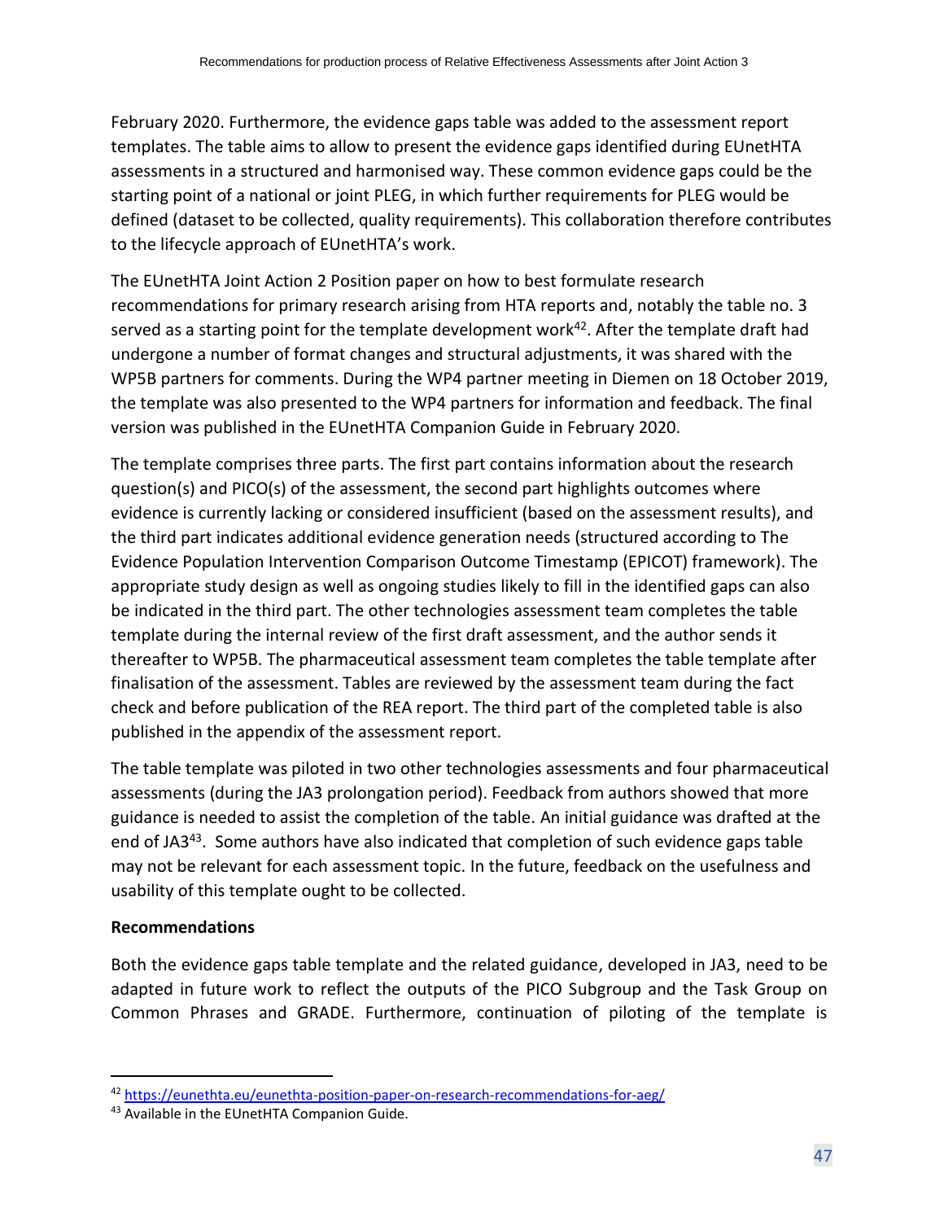February 2020. Furthermore, the evidence gaps table was added to the assessment report templates. The table aims to allow to present the evidence gaps identified during EUnetHTA assessments in a structured and harmonised way. These common evidence gaps could be the starting point of a national or joint PLEG, in which further requirements for PLEG would be defined (dataset to be collected, quality requirements). This collaboration therefore contributes to the lifecycle approach of EUnetHTA's work.

The EUnetHTA Joint Action 2 Position paper on how to best formulate research recommendations for primary research arising from HTA reports and, notably the table no. 3 served as a starting point for the template development work[42]. After the template draft had undergone a number of format changes and structural adjustments, it was shared with the WP5B partners for comments. During the WP4 partner meeting in Diemen on 18 October 2019, the template was also presented to the WP4 partners for information and feedback. The final version was published in the EUnetHTA Companion Guide in February 2020.

The template comprises three parts. The first part contains information about the research question(s) and PICO(s) of the assessment, the second part highlights outcomes where evidence is currently lacking or considered insufficient (based on the assessment results), and the third part indicates additional evidence generation needs (structured according to The Evidence Population Intervention Comparison Outcome Timestamp (EPICOT) framework). The appropriate study design as well as ongoing studies likely to fill in the identified gaps can also be indicated in the third part. The other technologies assessment team completes the table template during the internal review of the first draft assessment, and the author sends it thereafter to WP5B. The pharmaceutical assessment team completes the table template after finalisation of the assessment. Tables are reviewed by the assessment team during the fact check and before publication of the REA report. The third part of the completed table is also published in the appendix of the assessment report.

The table template was piloted in two other technologies assessments and four pharmaceutical assessments (during the JA3 prolongation period). Feedback from authors showed that more guidance is needed to assist the completion of the table. An initial guidance was drafted at the end of JA3[43]. Some authors have also indicated that completion of such evidence gaps table may not be relevant for each assessment topic. In the future, feedback on the usefulness and usability of this template ought to be collected.

**Recommendations**

Both the evidence gaps table template and the related guidance, developed in JA3, need to be adapted in future work to reflect the outputs of the PICO Subgroup and the Task Group on Common Phrases and GRADE. Furthermore, continuation of piloting of the template is

[42] https://eunethta.eu/eunethta-position-paper-on-research-recommendations-for-aeg/

[43] Available in the EUnetHTA Companion Guide.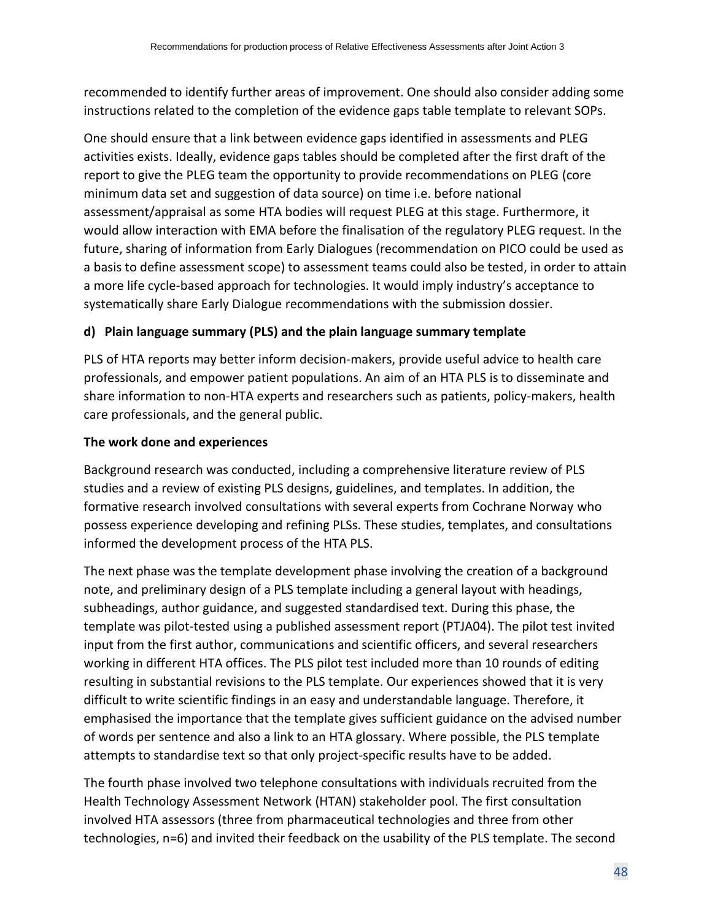recommended to identify further areas of improvement. One should also consider adding some instructions related to the completion of the evidence gaps table template to relevant SOPs.

One should ensure that a link between evidence gaps identified in assessments and PLEG activities exists. Ideally, evidence gaps tables should be completed after the first draft of the report to give the PLEG team the opportunity to provide recommendations on PLEG (core minimum data set and suggestion of data source) on time i.e. before national assessment/appraisal as some HTA bodies will request PLEG at this stage. Furthermore, it would allow interaction with EMA before the finalisation of the regulatory PLEG request. In the future, sharing of information from Early Dialogues (recommendation on PICO could be used as a basis to define assessment scope) to assessment teams could also be tested, in order to attain a more life cycle-based approach for technologies. It would imply industry's acceptance to systematically share Early Dialogue recommendations with the submission dossier.

**d) Plain language summary (PLS) and the plain language summary template**

PLS of HTA reports may better inform decision-makers, provide useful advice to health care professionals, and empower patient populations. An aim of an HTA PLS is to disseminate and share information to non-HTA experts and researchers such as patients, policy-makers, health care professionals, and the general public.

**The work done and experiences**

Background research was conducted, including a comprehensive literature review of PLS studies and a review of existing PLS designs, guidelines, and templates. In addition, the formative research involved consultations with several experts from Cochrane Norway who possess experience developing and refining PLSs. These studies, templates, and consultations informed the development process of the HTA PLS.

The next phase was the template development phase involving the creation of a background note, and preliminary design of a PLS template including a general layout with headings, subheadings, author guidance, and suggested standardised text. During this phase, the template was pilot-tested using a published assessment report (PTJA04). The pilot test invited input from the first author, communications and scientific officers, and several researchers working in different HTA offices. The PLS pilot test included more than 10 rounds of editing resulting in substantial revisions to the PLS template. Our experiences showed that it is very difficult to write scientific findings in an easy and understandable language. Therefore, it emphasised the importance that the template gives sufficient guidance on the advised number of words per sentence and also a link to an HTA glossary. Where possible, the PLS template attempts to standardise text so that only project-specific results have to be added.

The fourth phase involved two telephone consultations with individuals recruited from the Health Technology Assessment Network (HTAN) stakeholder pool. The first consultation involved HTA assessors (three from pharmaceutical technologies and three from other technologies, n=6) and invited their feedback on the usability of the PLS template. The second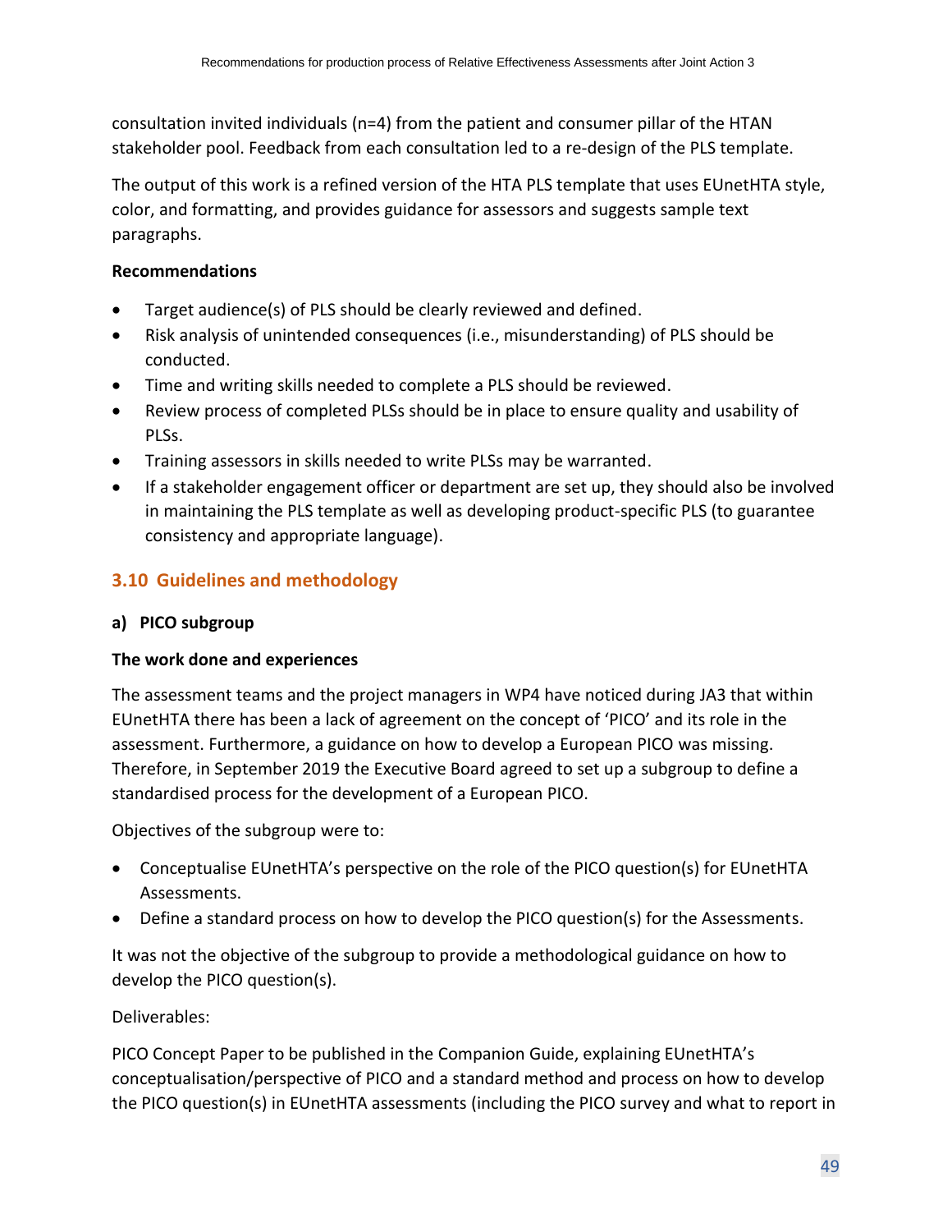consultation invited individuals (n=4) from the patient and consumer pillar of the HTAN stakeholder pool. Feedback from each consultation led to a re-design of the PLS template.

The output of this work is a refined version of the HTA PLS template that uses EUnetHTA style, color, and formatting, and provides guidance for assessors and suggests sample text paragraphs.

**Recommendations**

- Target audience(s) of PLS should be clearly reviewed and defined.
- Risk analysis of unintended consequences (i.e., misunderstanding) of PLS should be conducted.
- Time and writing skills needed to complete a PLS should be reviewed.
- Review process of completed PLSs should be in place to ensure quality and usability of PLSs.
- Training assessors in skills needed to write PLSs may be warranted.
- If a stakeholder engagement officer or department are set up, they should also be involved in maintaining the PLS template as well as developing product-specific PLS (to guarantee consistency and appropriate language).

## 3.10 Guidelines and methodology

### a) PICO subgroup

**The work done and experiences**

The assessment teams and the project managers in WP4 have noticed during JA3 that within EUnetHTA there has been a lack of agreement on the concept of 'PICO' and its role in the assessment. Furthermore, a guidance on how to develop a European PICO was missing. Therefore, in September 2019 the Executive Board agreed to set up a subgroup to define a standardised process for the development of a European PICO.

Objectives of the subgroup were to:

- Conceptualise EUnetHTA's perspective on the role of the PICO question(s) for EUnetHTA Assessments.
- Define a standard process on how to develop the PICO question(s) for the Assessments.

It was not the objective of the subgroup to provide a methodological guidance on how to develop the PICO question(s).

Deliverables:

PICO Concept Paper to be published in the Companion Guide, explaining EUnetHTA's conceptualisation/perspective of PICO and a standard method and process on how to develop the PICO question(s) in EUnetHTA assessments (including the PICO survey and what to report in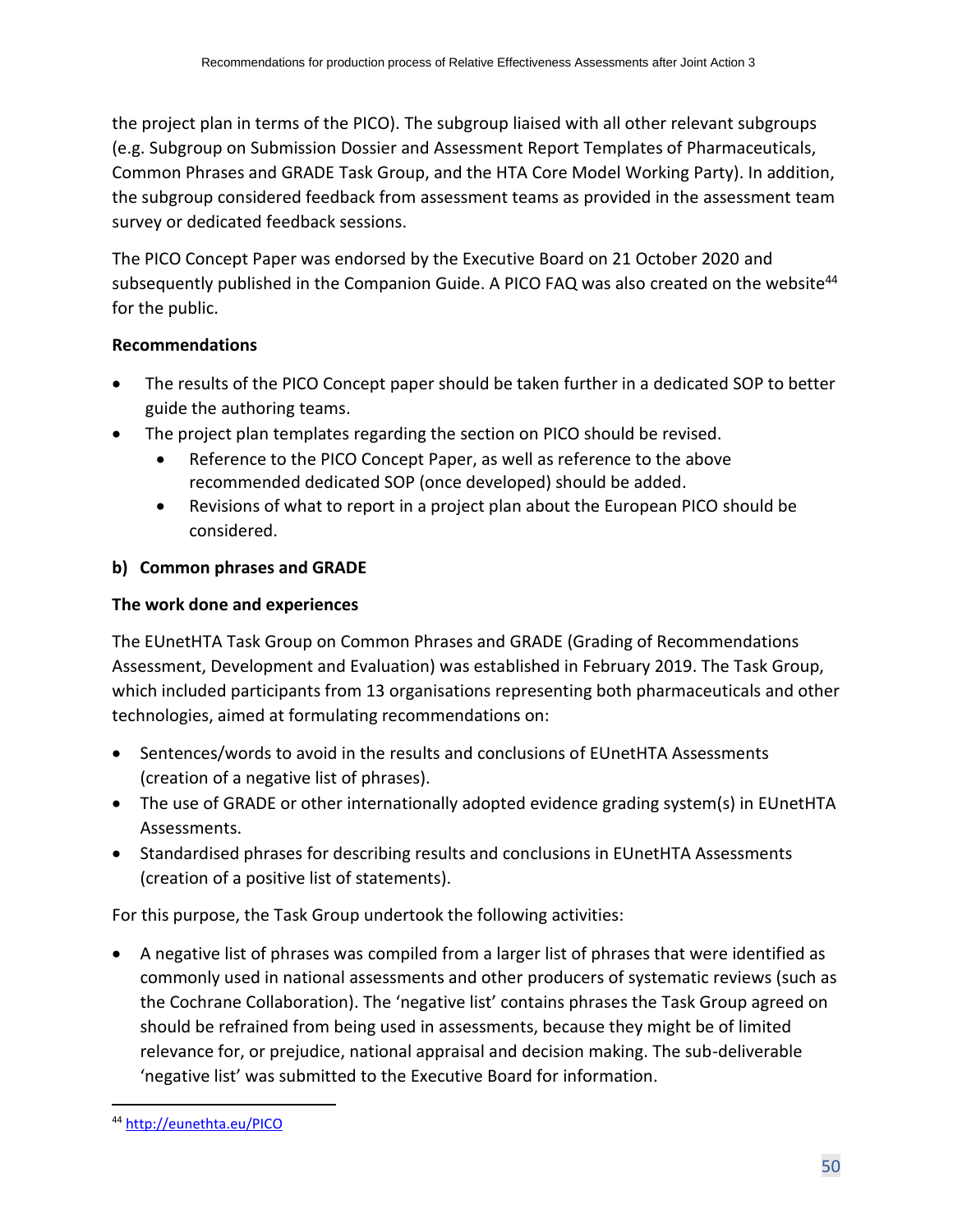the project plan in terms of the PICO). The subgroup liaised with all other relevant subgroups (e.g. Subgroup on Submission Dossier and Assessment Report Templates of Pharmaceuticals, Common Phrases and GRADE Task Group, and the HTA Core Model Working Party). In addition, the subgroup considered feedback from assessment teams as provided in the assessment team survey or dedicated feedback sessions.

The PICO Concept Paper was endorsed by the Executive Board on 21 October 2020 and subsequently published in the Companion Guide. A PICO FAQ was also created on the website[44] for the public.

**Recommendations**

- The results of the PICO Concept paper should be taken further in a dedicated SOP to better guide the authoring teams.
- The project plan templates regarding the section on PICO should be revised.
  - Reference to the PICO Concept Paper, as well as reference to the above recommended dedicated SOP (once developed) should be added.
  - Revisions of what to report in a project plan about the European PICO should be considered.

**b) Common phrases and GRADE**

**The work done and experiences**

The EUnetHTA Task Group on Common Phrases and GRADE (Grading of Recommendations Assessment, Development and Evaluation) was established in February 2019. The Task Group, which included participants from 13 organisations representing both pharmaceuticals and other technologies, aimed at formulating recommendations on:

- Sentences/words to avoid in the results and conclusions of EUnetHTA Assessments (creation of a negative list of phrases).
- The use of GRADE or other internationally adopted evidence grading system(s) in EUnetHTA Assessments.
- Standardised phrases for describing results and conclusions in EUnetHTA Assessments (creation of a positive list of statements).

For this purpose, the Task Group undertook the following activities:

- A negative list of phrases was compiled from a larger list of phrases that were identified as commonly used in national assessments and other producers of systematic reviews (such as the Cochrane Collaboration). The 'negative list' contains phrases the Task Group agreed on should be refrained from being used in assessments, because they might be of limited relevance for, or prejudice, national appraisal and decision making. The sub-deliverable 'negative list' was submitted to the Executive Board for information.

[44] http://eunethta.eu/PICO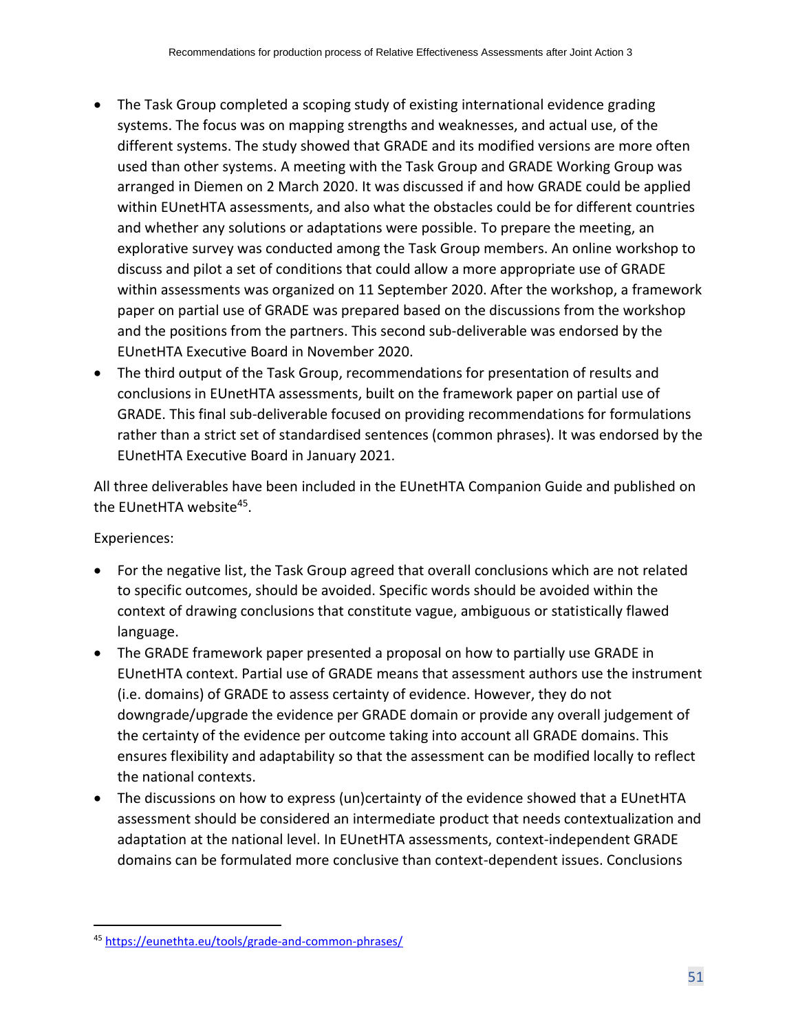- The Task Group completed a scoping study of existing international evidence grading systems. The focus was on mapping strengths and weaknesses, and actual use, of the different systems. The study showed that GRADE and its modified versions are more often used than other systems. A meeting with the Task Group and GRADE Working Group was arranged in Diemen on 2 March 2020. It was discussed if and how GRADE could be applied within EUnetHTA assessments, and also what the obstacles could be for different countries and whether any solutions or adaptations were possible. To prepare the meeting, an explorative survey was conducted among the Task Group members. An online workshop to discuss and pilot a set of conditions that could allow a more appropriate use of GRADE within assessments was organized on 11 September 2020. After the workshop, a framework paper on partial use of GRADE was prepared based on the discussions from the workshop and the positions from the partners. This second sub-deliverable was endorsed by the EUnetHTA Executive Board in November 2020.
- The third output of the Task Group, recommendations for presentation of results and conclusions in EUnetHTA assessments, built on the framework paper on partial use of GRADE. This final sub-deliverable focused on providing recommendations for formulations rather than a strict set of standardised sentences (common phrases). It was endorsed by the EUnetHTA Executive Board in January 2021.

All three deliverables have been included in the EUnetHTA Companion Guide and published on the EUnetHTA website[45].

Experiences:

- For the negative list, the Task Group agreed that overall conclusions which are not related to specific outcomes, should be avoided. Specific words should be avoided within the context of drawing conclusions that constitute vague, ambiguous or statistically flawed language.
- The GRADE framework paper presented a proposal on how to partially use GRADE in EUnetHTA context. Partial use of GRADE means that assessment authors use the instrument (i.e. domains) of GRADE to assess certainty of evidence. However, they do not downgrade/upgrade the evidence per GRADE domain or provide any overall judgement of the certainty of the evidence per outcome taking into account all GRADE domains. This ensures flexibility and adaptability so that the assessment can be modified locally to reflect the national contexts.
- The discussions on how to express (un)certainty of the evidence showed that a EUnetHTA assessment should be considered an intermediate product that needs contextualization and adaptation at the national level. In EUnetHTA assessments, context-independent GRADE domains can be formulated more conclusive than context-dependent issues. Conclusions

[45] https://eunethta.eu/tools/grade-and-common-phrases/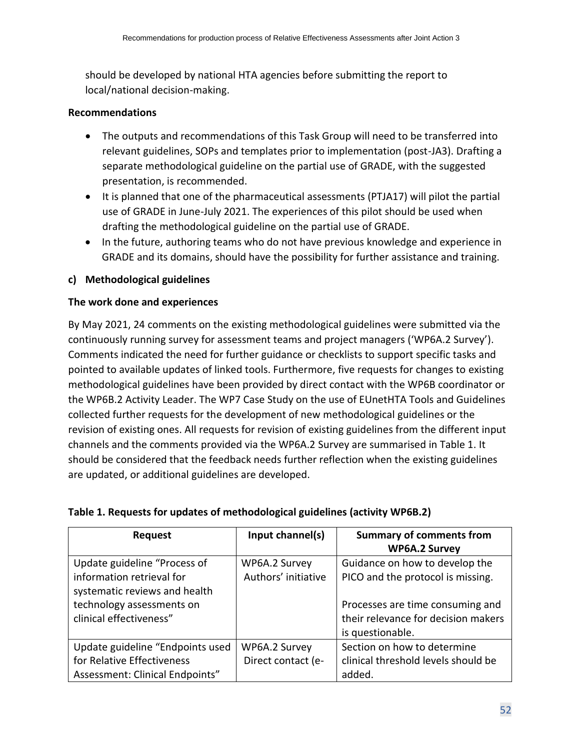should be developed by national HTA agencies before submitting the report to local/national decision-making.

**Recommendations**

- The outputs and recommendations of this Task Group will need to be transferred into relevant guidelines, SOPs and templates prior to implementation (post-JA3). Drafting a separate methodological guideline on the partial use of GRADE, with the suggested presentation, is recommended.
- It is planned that one of the pharmaceutical assessments (PTJA17) will pilot the partial use of GRADE in June-July 2021. The experiences of this pilot should be used when drafting the methodological guideline on the partial use of GRADE.
- In the future, authoring teams who do not have previous knowledge and experience in GRADE and its domains, should have the possibility for further assistance and training.

**c) Methodological guidelines**

**The work done and experiences**

By May 2021, 24 comments on the existing methodological guidelines were submitted via the continuously running survey for assessment teams and project managers ('WP6A.2 Survey'). Comments indicated the need for further guidance or checklists to support specific tasks and pointed to available updates of linked tools. Furthermore, five requests for changes to existing methodological guidelines have been provided by direct contact with the WP6B coordinator or the WP6B.2 Activity Leader. The WP7 Case Study on the use of EUnetHTA Tools and Guidelines collected further requests for the development of new methodological guidelines or the revision of existing ones. All requests for revision of existing guidelines from the different input channels and the comments provided via the WP6A.2 Survey are summarised in Table 1. It should be considered that the feedback needs further reflection when the existing guidelines are updated, or additional guidelines are developed.

**Table 1. Requests for updates of methodological guidelines (activity WP6B.2)**

| Request | Input channel(s) | Summary of comments from WP6A.2 Survey |
|---|---|---|
| Update guideline "Process of information retrieval for systematic reviews and health technology assessments on clinical effectiveness" | WP6A.2 Survey<br>Authors' initiative | Guidance on how to develop the PICO and the protocol is missing.<br><br>Processes are time consuming and their relevance for decision makers is questionable. |
| Update guideline "Endpoints used for Relative Effectiveness Assessment: Clinical Endpoints" | WP6A.2 Survey<br>Direct contact (e- | Section on how to determine clinical threshold levels should be added. |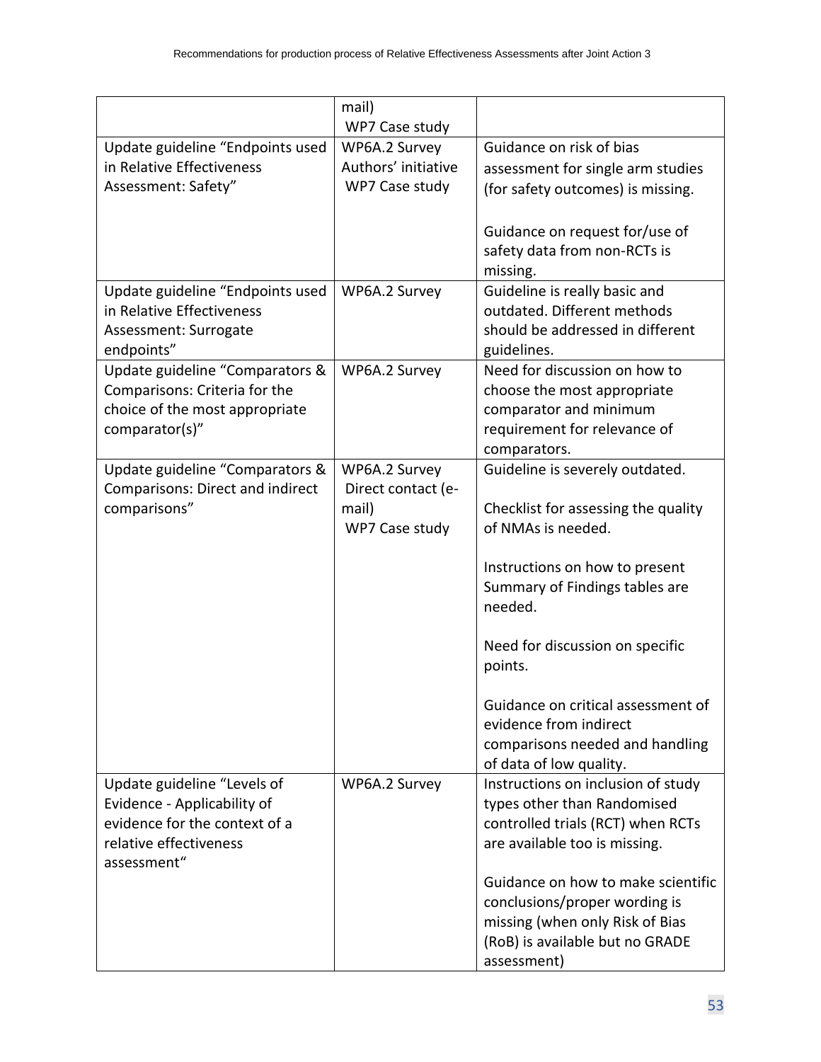| | | |
|---|---|---|
| | mail)<br>WP7 Case study | |
| Update guideline "Endpoints used in Relative Effectiveness Assessment: Safety" | WP6A.2 Survey<br>Authors' initiative<br>WP7 Case study | Guidance on risk of bias assessment for single arm studies (for safety outcomes) is missing.<br><br>Guidance on request for/use of safety data from non-RCTs is missing. |
| Update guideline "Endpoints used in Relative Effectiveness Assessment: Surrogate endpoints" | WP6A.2 Survey | Guideline is really basic and outdated. Different methods should be addressed in different guidelines. |
| Update guideline "Comparators & Comparisons: Criteria for the choice of the most appropriate comparator(s)" | WP6A.2 Survey | Need for discussion on how to choose the most appropriate comparator and minimum requirement for relevance of comparators. |
| Update guideline "Comparators & Comparisons: Direct and indirect comparisons" | WP6A.2 Survey<br>Direct contact (e-mail)<br>WP7 Case study | Guideline is severely outdated.<br><br>Checklist for assessing the quality of NMAs is needed.<br><br>Instructions on how to present Summary of Findings tables are needed.<br><br>Need for discussion on specific points.<br><br>Guidance on critical assessment of evidence from indirect comparisons needed and handling of data of low quality. |
| Update guideline "Levels of Evidence - Applicability of evidence for the context of a relative effectiveness assessment" | WP6A.2 Survey | Instructions on inclusion of study types other than Randomised controlled trials (RCT) when RCTs are available too is missing.<br><br>Guidance on how to make scientific conclusions/proper wording is missing (when only Risk of Bias (RoB) is available but no GRADE assessment) |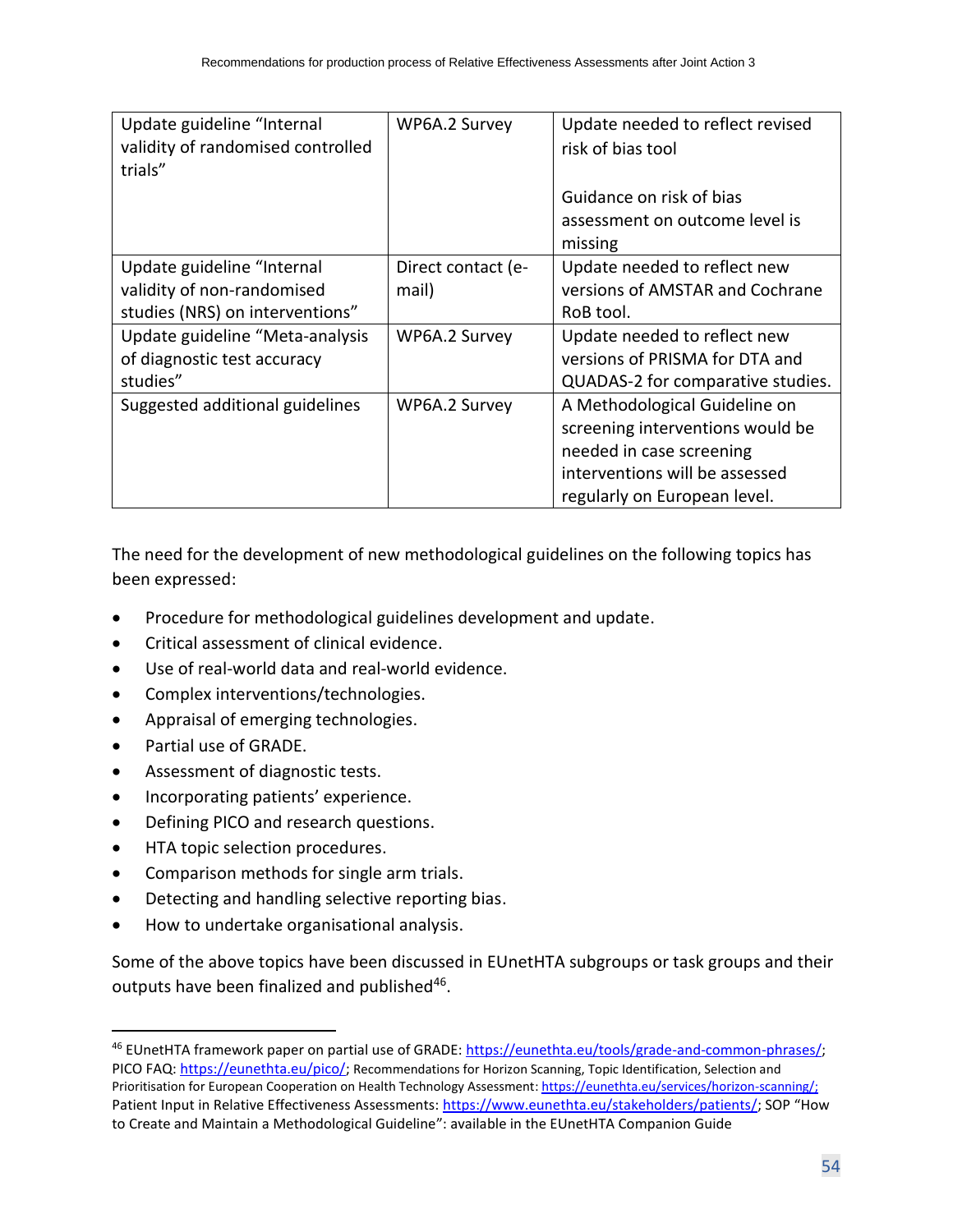| Update guideline "Internal validity of randomised controlled trials" | WP6A.2 Survey | Update needed to reflect revised risk of bias tool<br><br>Guidance on risk of bias assessment on outcome level is missing |
|---|---|---|
| Update guideline "Internal validity of non-randomised studies (NRS) on interventions" | Direct contact (e-mail) | Update needed to reflect new versions of AMSTAR and Cochrane RoB tool. |
| Update guideline "Meta-analysis of diagnostic test accuracy studies" | WP6A.2 Survey | Update needed to reflect new versions of PRISMA for DTA and QUADAS-2 for comparative studies. |
| Suggested additional guidelines | WP6A.2 Survey | A Methodological Guideline on screening interventions would be needed in case screening interventions will be assessed regularly on European level. |

The need for the development of new methodological guidelines on the following topics has been expressed:

- Procedure for methodological guidelines development and update.
- Critical assessment of clinical evidence.
- Use of real-world data and real-world evidence.
- Complex interventions/technologies.
- Appraisal of emerging technologies.
- Partial use of GRADE.
- Assessment of diagnostic tests.
- Incorporating patients' experience.
- Defining PICO and research questions.
- HTA topic selection procedures.
- Comparison methods for single arm trials.
- Detecting and handling selective reporting bias.
- How to undertake organisational analysis.

Some of the above topics have been discussed in EUnetHTA subgroups or task groups and their outputs have been finalized and published[46].

[46] EUnetHTA framework paper on partial use of GRADE: https://eunethta.eu/tools/grade-and-common-phrases/; PICO FAQ: https://eunethta.eu/pico/; Recommendations for Horizon Scanning, Topic Identification, Selection and Prioritisation for European Cooperation on Health Technology Assessment: https://eunethta.eu/services/horizon-scanning/; Patient Input in Relative Effectiveness Assessments: https://www.eunethta.eu/stakeholders/patients/; SOP "How to Create and Maintain a Methodological Guideline": available in the EUnetHTA Companion Guide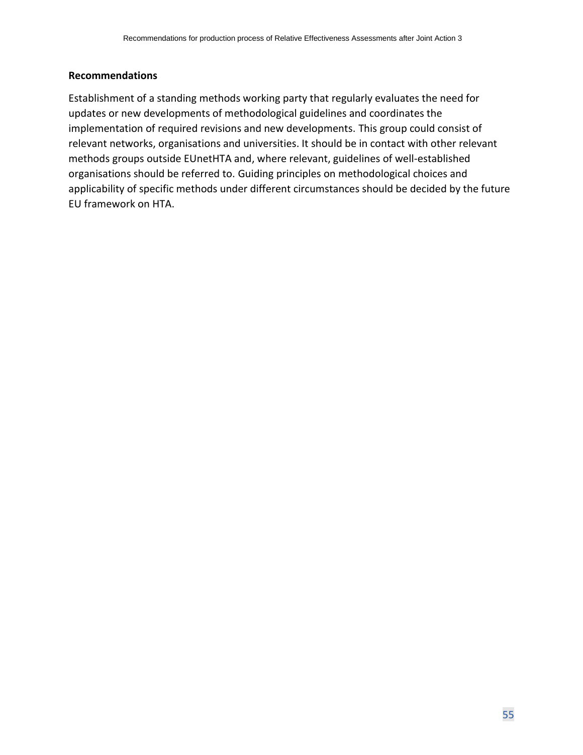**Recommendations**

Establishment of a standing methods working party that regularly evaluates the need for updates or new developments of methodological guidelines and coordinates the implementation of required revisions and new developments. This group could consist of relevant networks, organisations and universities. It should be in contact with other relevant methods groups outside EUnetHTA and, where relevant, guidelines of well-established organisations should be referred to. Guiding principles on methodological choices and applicability of specific methods under different circumstances should be decided by the future EU framework on HTA.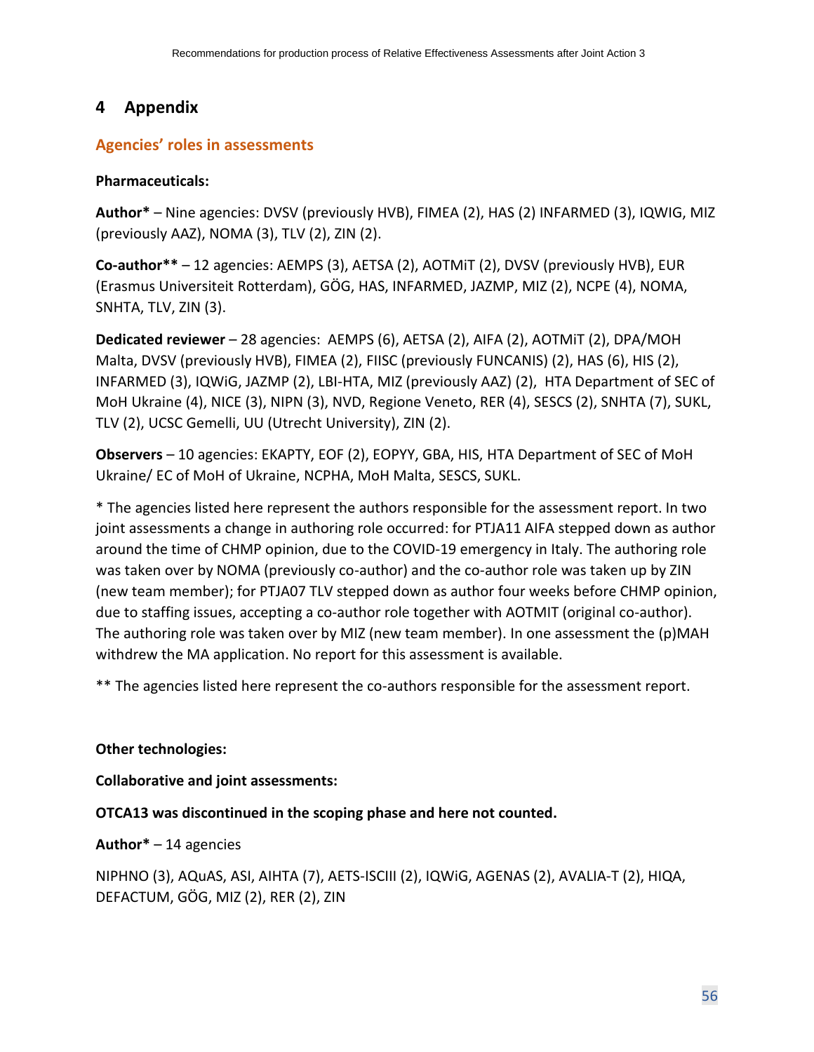# 4 Appendix

## Agencies' roles in assessments

**Pharmaceuticals:**

**Author*** – Nine agencies: DVSV (previously HVB), FIMEA (2), HAS (2) INFARMED (3), IQWIG, MIZ (previously AAZ), NOMA (3), TLV (2), ZIN (2).

**Co-author**** – 12 agencies: AEMPS (3), AETSA (2), AOTMiT (2), DVSV (previously HVB), EUR (Erasmus Universiteit Rotterdam), GÖG, HAS, INFARMED, JAZMP, MIZ (2), NCPE (4), NOMA, SNHTA, TLV, ZIN (3).

**Dedicated reviewer** – 28 agencies: AEMPS (6), AETSA (2), AIFA (2), AOTMiT (2), DPA/MOH Malta, DVSV (previously HVB), FIMEA (2), FIISC (previously FUNCANIS) (2), HAS (6), HIS (2), INFARMED (3), IQWiG, JAZMP (2), LBI-HTA, MIZ (previously AAZ) (2), HTA Department of SEC of MoH Ukraine (4), NICE (3), NIPN (3), NVD, Regione Veneto, RER (4), SESCS (2), SNHTA (7), SUKL, TLV (2), UCSC Gemelli, UU (Utrecht University), ZIN (2).

**Observers** – 10 agencies: EKAPTY, EOF (2), EOPYY, GBA, HIS, HTA Department of SEC of MoH Ukraine/ EC of MoH of Ukraine, NCPHA, MoH Malta, SESCS, SUKL.

* The agencies listed here represent the authors responsible for the assessment report. In two joint assessments a change in authoring role occurred: for PTJA11 AIFA stepped down as author around the time of CHMP opinion, due to the COVID-19 emergency in Italy. The authoring role was taken over by NOMA (previously co-author) and the co-author role was taken up by ZIN (new team member); for PTJA07 TLV stepped down as author four weeks before CHMP opinion, due to staffing issues, accepting a co-author role together with AOTMIT (original co-author). The authoring role was taken over by MIZ (new team member). In one assessment the (p)MAH withdrew the MA application. No report for this assessment is available.

** The agencies listed here represent the co-authors responsible for the assessment report.

**Other technologies:**

**Collaborative and joint assessments:**

**OTCA13 was discontinued in the scoping phase and here not counted.**

**Author*** – 14 agencies

NIPHNO (3), AQuAS, ASI, AIHTA (7), AETS-ISCIII (2), IQWiG, AGENAS (2), AVALIA-T (2), HIQA, DEFACTUM, GÖG, MIZ (2), RER (2), ZIN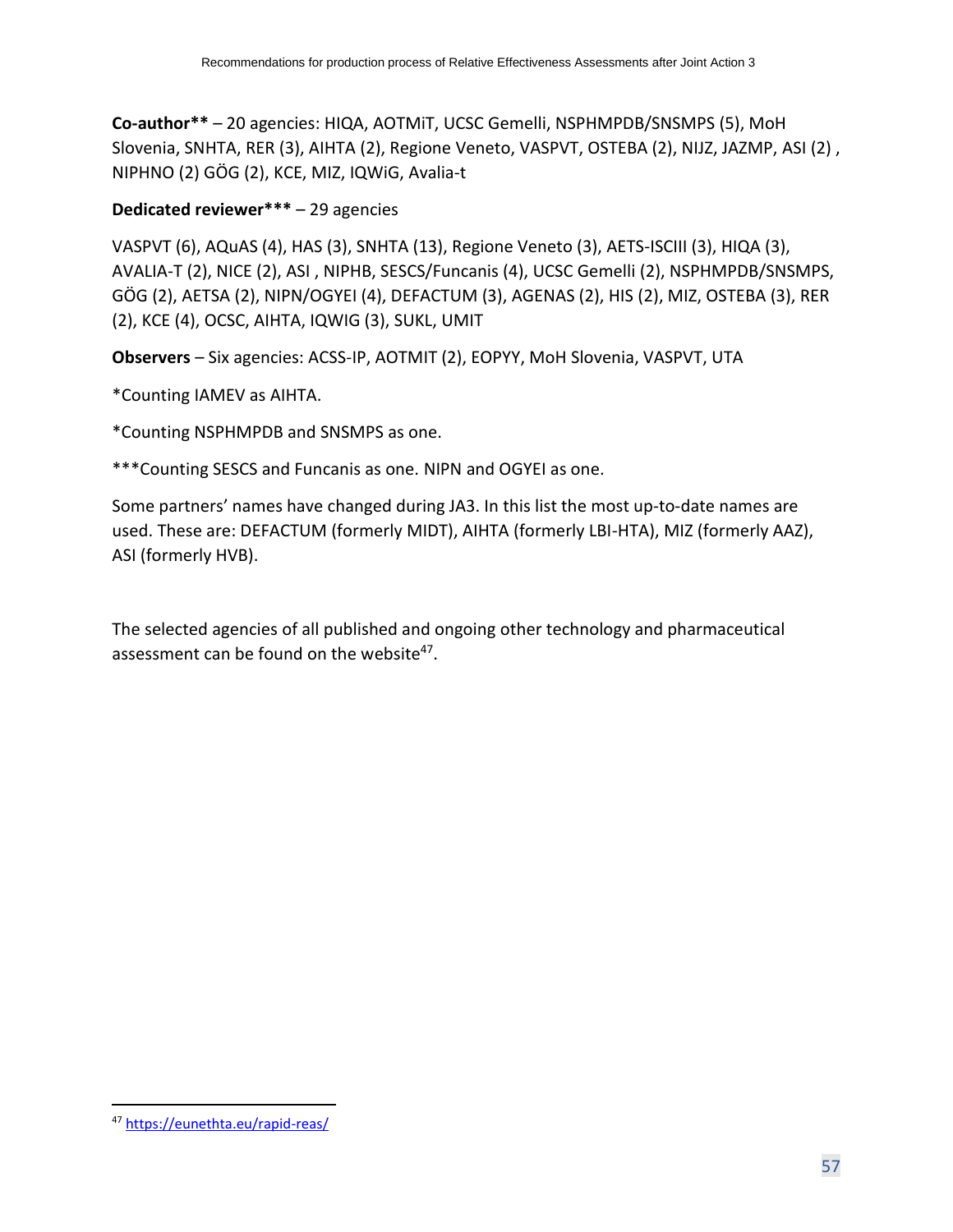**Co-author**** – 20 agencies: HIQA, AOTMiT, UCSC Gemelli, NSPHMPDB/SNSMPS (5), MoH Slovenia, SNHTA, RER (3), AIHTA (2), Regione Veneto, VASPVT, OSTEBA (2), NIJZ, JAZMP, ASI (2) , NIPHNO (2) GÖG (2), KCE, MIZ, IQWiG, Avalia-t

**Dedicated reviewer***** – 29 agencies

VASPVT (6), AQuAS (4), HAS (3), SNHTA (13), Regione Veneto (3), AETS-ISCIII (3), HIQA (3), AVALIA-T (2), NICE (2), ASI , NIPHB, SESCS/Funcanis (4), UCSC Gemelli (2), NSPHMPDB/SNSMPS, GÖG (2), AETSA (2), NIPN/OGYEI (4), DEFACTUM (3), AGENAS (2), HIS (2), MIZ, OSTEBA (3), RER (2), KCE (4), OCSC, AIHTA, IQWIG (3), SUKL, UMIT

**Observers** – Six agencies: ACSS-IP, AOTMIT (2), EOPYY, MoH Slovenia, VASPVT, UTA

*Counting IAMEV as AIHTA.

*Counting NSPHMPDB and SNSMPS as one.

***Counting SESCS and Funcanis as one. NIPN and OGYEI as one.

Some partners' names have changed during JA3. In this list the most up-to-date names are used. These are: DEFACTUM (formerly MIDT), AIHTA (formerly LBI-HTA), MIZ (formerly AAZ), ASI (formerly HVB).

The selected agencies of all published and ongoing other technology and pharmaceutical assessment can be found on the website[47].

[47] https://eunethta.eu/rapid-reas/